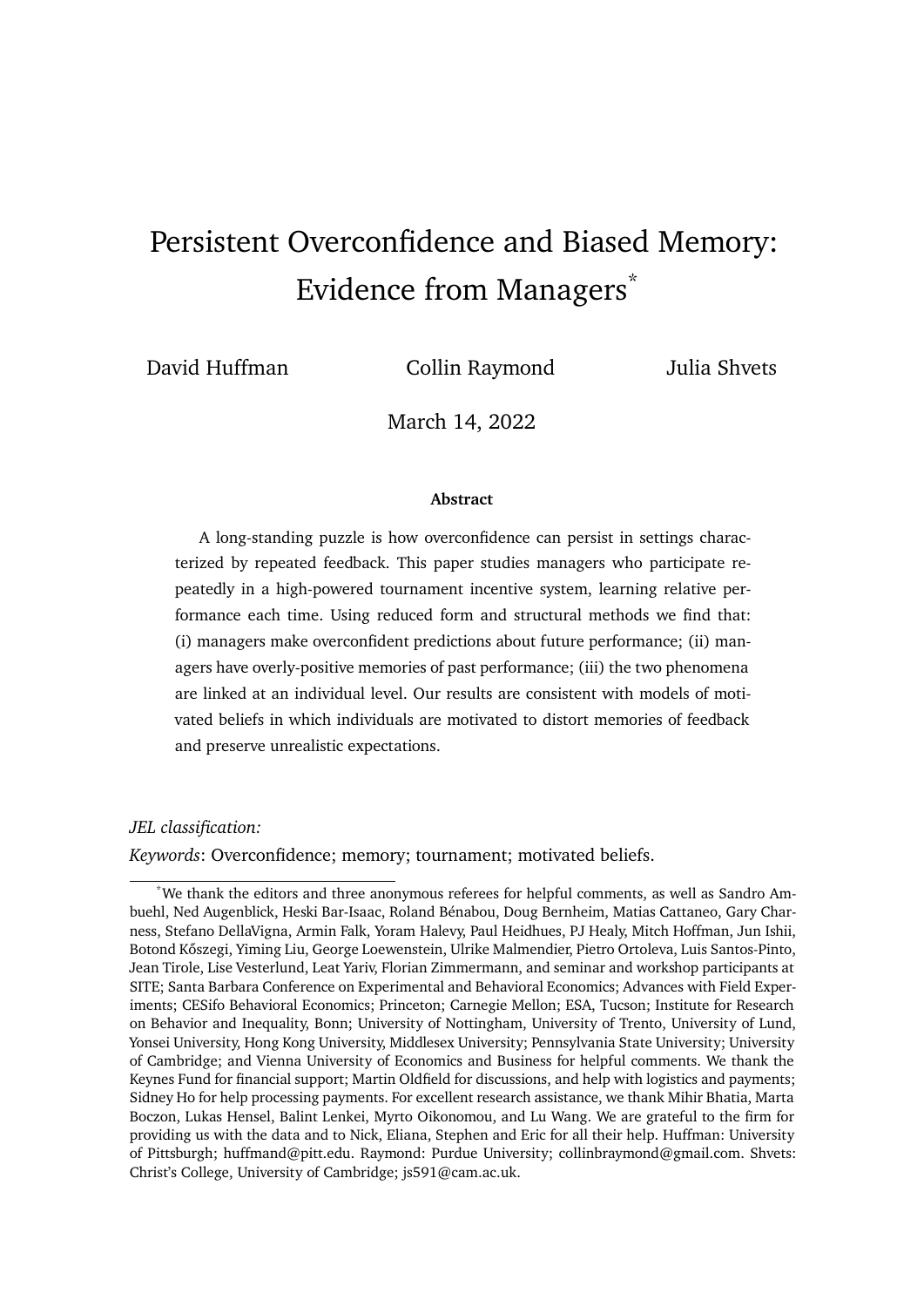# Persistent Overconfidence and Biased Memory: Evidence from Managers[*]

David Huffman  Collin Raymond  Julia Shvets

March 14, 2022

**Abstract**

A long-standing puzzle is how overconfidence can persist in settings characterized by repeated feedback. This paper studies managers who participate repeatedly in a high-powered tournament incentive system, learning relative performance each time. Using reduced form and structural methods we find that: (i) managers make overconfident predictions about future performance; (ii) managers have overly-positive memories of past performance; (iii) the two phenomena are linked at an individual level. Our results are consistent with models of motivated beliefs in which individuals are motivated to distort memories of feedback and preserve unrealistic expectations.

*JEL classification:*

*Keywords*: Overconfidence; memory; tournament; motivated beliefs.

[*]We thank the editors and three anonymous referees for helpful comments, as well as Sandro Ambuehl, Ned Augenblick, Heski Bar-Isaac, Roland Bénabou, Doug Bernheim, Matias Cattaneo, Gary Charness, Stefano DellaVigna, Armin Falk, Yoram Halevy, Paul Heidhues, PJ Healy, Mitch Hoffman, Jun Ishii, Botond Kőszegi, Yiming Liu, George Loewenstein, Ulrike Malmendier, Pietro Ortoleva, Luis Santos-Pinto, Jean Tirole, Lise Vesterlund, Leat Yariv, Florian Zimmermann, and seminar and workshop participants at SITE; Santa Barbara Conference on Experimental and Behavioral Economics; Advances with Field Experiments; CESifo Behavioral Economics; Princeton; Carnegie Mellon; ESA, Tucson; Institute for Research on Behavior and Inequality, Bonn; University of Nottingham, University of Trento, University of Lund, Yonsei University, Hong Kong University, Middlesex University; Pennsylvania State University; University of Cambridge; and Vienna University of Economics and Business for helpful comments. We thank the Keynes Fund for financial support; Martin Oldfield for discussions, and help with logistics and payments; Sidney Ho for help processing payments. For excellent research assistance, we thank Mihir Bhatia, Marta Boczon, Lukas Hensel, Balint Lenkei, Myrto Oikonomou, and Lu Wang. We are grateful to the firm for providing us with the data and to Nick, Eliana, Stephen and Eric for all their help. Huffman: University of Pittsburgh; huffmand@pitt.edu. Raymond: Purdue University; collinbraymond@gmail.com. Shvets: Christ's College, University of Cambridge; js591@cam.ac.uk.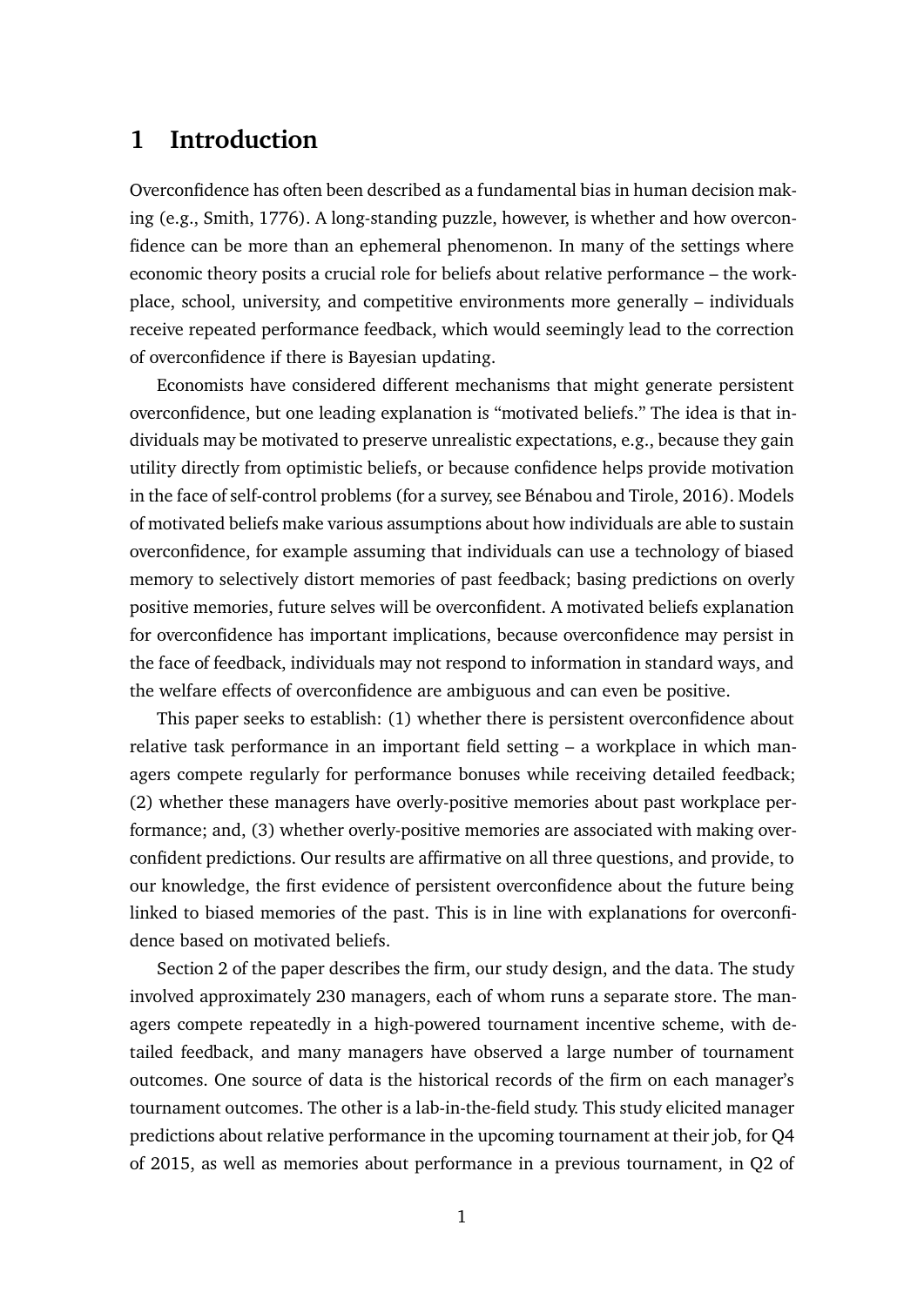# 1 Introduction

Overconfidence has often been described as a fundamental bias in human decision making (e.g., Smith, 1776). A long-standing puzzle, however, is whether and how overconfidence can be more than an ephemeral phenomenon. In many of the settings where economic theory posits a crucial role for beliefs about relative performance – the workplace, school, university, and competitive environments more generally – individuals receive repeated performance feedback, which would seemingly lead to the correction of overconfidence if there is Bayesian updating.

Economists have considered different mechanisms that might generate persistent overconfidence, but one leading explanation is "motivated beliefs." The idea is that individuals may be motivated to preserve unrealistic expectations, e.g., because they gain utility directly from optimistic beliefs, or because confidence helps provide motivation in the face of self-control problems (for a survey, see Bénabou and Tirole, 2016). Models of motivated beliefs make various assumptions about how individuals are able to sustain overconfidence, for example assuming that individuals can use a technology of biased memory to selectively distort memories of past feedback; basing predictions on overly positive memories, future selves will be overconfident. A motivated beliefs explanation for overconfidence has important implications, because overconfidence may persist in the face of feedback, individuals may not respond to information in standard ways, and the welfare effects of overconfidence are ambiguous and can even be positive.

This paper seeks to establish: (1) whether there is persistent overconfidence about relative task performance in an important field setting – a workplace in which managers compete regularly for performance bonuses while receiving detailed feedback; (2) whether these managers have overly-positive memories about past workplace performance; and, (3) whether overly-positive memories are associated with making overconfident predictions. Our results are affirmative on all three questions, and provide, to our knowledge, the first evidence of persistent overconfidence about the future being linked to biased memories of the past. This is in line with explanations for overconfidence based on motivated beliefs.

Section 2 of the paper describes the firm, our study design, and the data. The study involved approximately 230 managers, each of whom runs a separate store. The managers compete repeatedly in a high-powered tournament incentive scheme, with detailed feedback, and many managers have observed a large number of tournament outcomes. One source of data is the historical records of the firm on each manager's tournament outcomes. The other is a lab-in-the-field study. This study elicited manager predictions about relative performance in the upcoming tournament at their job, for Q4 of 2015, as well as memories about performance in a previous tournament, in Q2 of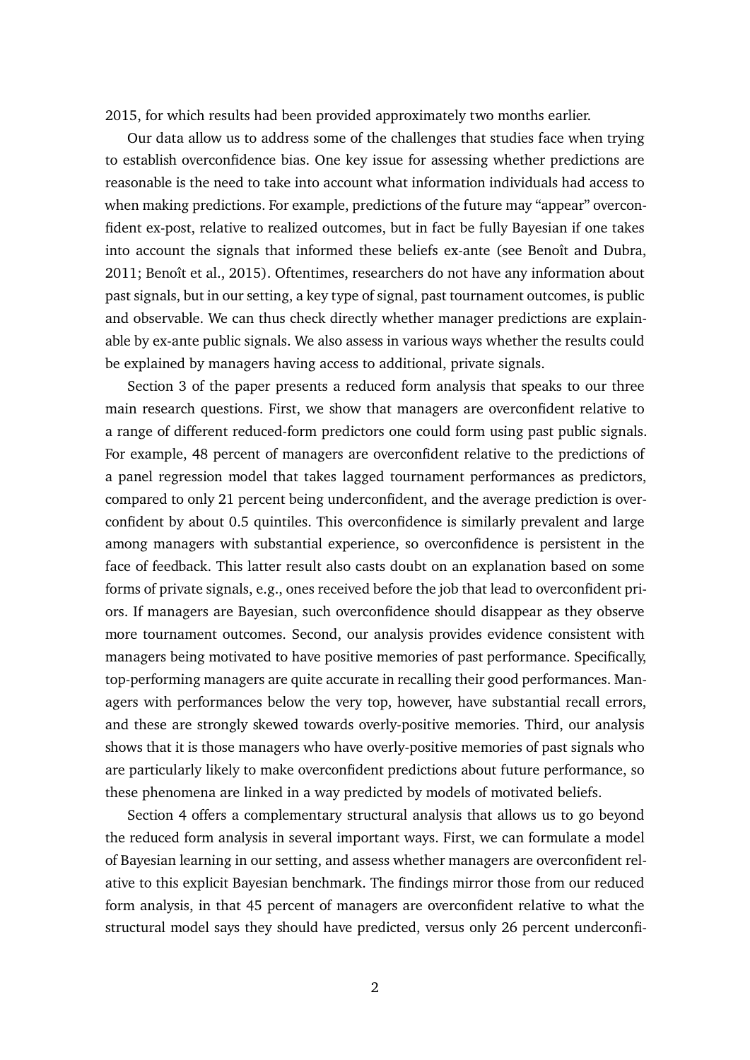2015, for which results had been provided approximately two months earlier.

Our data allow us to address some of the challenges that studies face when trying to establish overconfidence bias. One key issue for assessing whether predictions are reasonable is the need to take into account what information individuals had access to when making predictions. For example, predictions of the future may "appear" overconfident ex-post, relative to realized outcomes, but in fact be fully Bayesian if one takes into account the signals that informed these beliefs ex-ante (see Benoît and Dubra, 2011; Benoît et al., 2015). Oftentimes, researchers do not have any information about past signals, but in our setting, a key type of signal, past tournament outcomes, is public and observable. We can thus check directly whether manager predictions are explainable by ex-ante public signals. We also assess in various ways whether the results could be explained by managers having access to additional, private signals.

Section 3 of the paper presents a reduced form analysis that speaks to our three main research questions. First, we show that managers are overconfident relative to a range of different reduced-form predictors one could form using past public signals. For example, 48 percent of managers are overconfident relative to the predictions of a panel regression model that takes lagged tournament performances as predictors, compared to only 21 percent being underconfident, and the average prediction is overconfident by about 0.5 quintiles. This overconfidence is similarly prevalent and large among managers with substantial experience, so overconfidence is persistent in the face of feedback. This latter result also casts doubt on an explanation based on some forms of private signals, e.g., ones received before the job that lead to overconfident priors. If managers are Bayesian, such overconfidence should disappear as they observe more tournament outcomes. Second, our analysis provides evidence consistent with managers being motivated to have positive memories of past performance. Specifically, top-performing managers are quite accurate in recalling their good performances. Managers with performances below the very top, however, have substantial recall errors, and these are strongly skewed towards overly-positive memories. Third, our analysis shows that it is those managers who have overly-positive memories of past signals who are particularly likely to make overconfident predictions about future performance, so these phenomena are linked in a way predicted by models of motivated beliefs.

Section 4 offers a complementary structural analysis that allows us to go beyond the reduced form analysis in several important ways. First, we can formulate a model of Bayesian learning in our setting, and assess whether managers are overconfident relative to this explicit Bayesian benchmark. The findings mirror those from our reduced form analysis, in that 45 percent of managers are overconfident relative to what the structural model says they should have predicted, versus only 26 percent underconfi-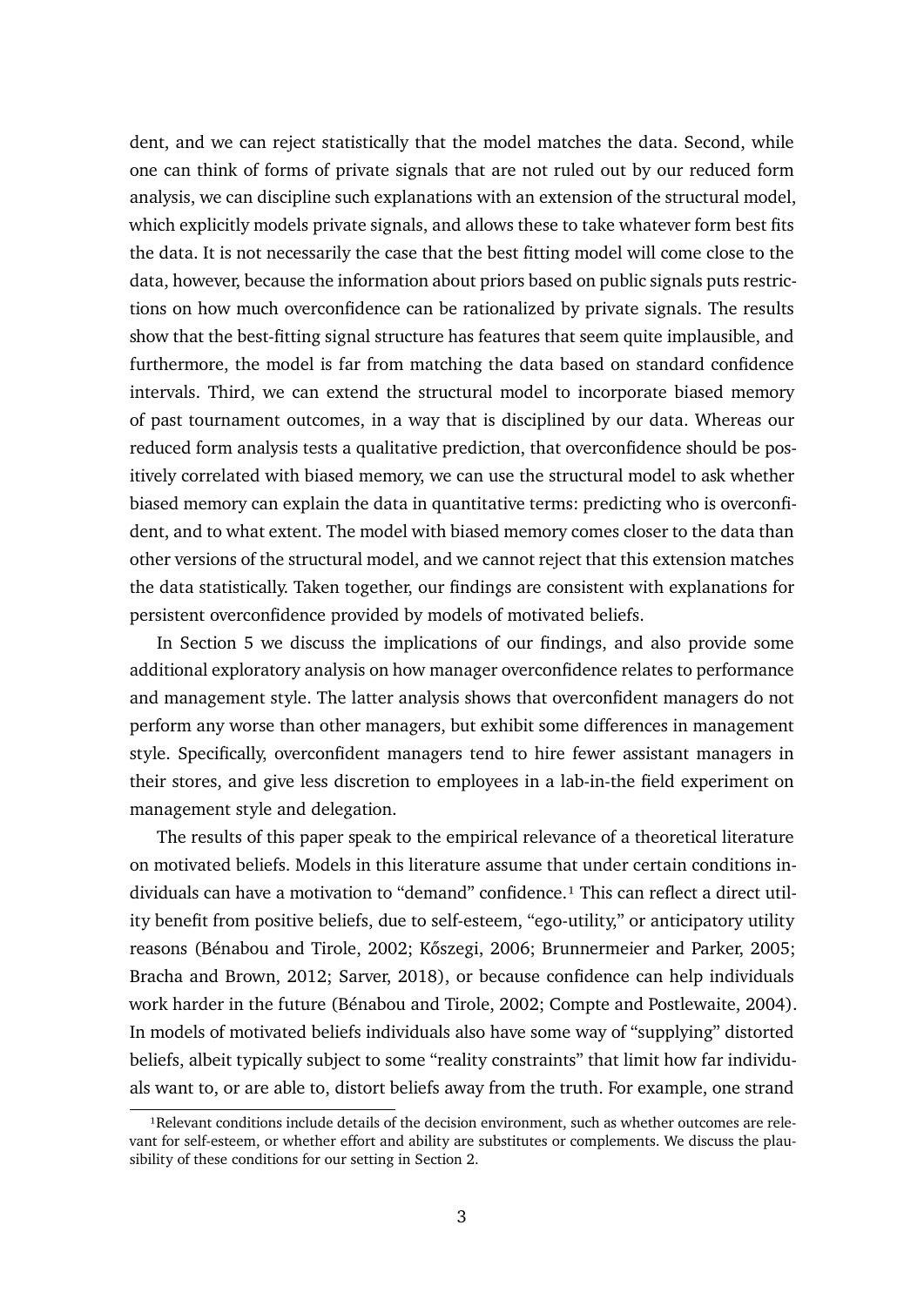dent, and we can reject statistically that the model matches the data. Second, while one can think of forms of private signals that are not ruled out by our reduced form analysis, we can discipline such explanations with an extension of the structural model, which explicitly models private signals, and allows these to take whatever form best fits the data. It is not necessarily the case that the best fitting model will come close to the data, however, because the information about priors based on public signals puts restrictions on how much overconfidence can be rationalized by private signals. The results show that the best-fitting signal structure has features that seem quite implausible, and furthermore, the model is far from matching the data based on standard confidence intervals. Third, we can extend the structural model to incorporate biased memory of past tournament outcomes, in a way that is disciplined by our data. Whereas our reduced form analysis tests a qualitative prediction, that overconfidence should be positively correlated with biased memory, we can use the structural model to ask whether biased memory can explain the data in quantitative terms: predicting who is overconfident, and to what extent. The model with biased memory comes closer to the data than other versions of the structural model, and we cannot reject that this extension matches the data statistically. Taken together, our findings are consistent with explanations for persistent overconfidence provided by models of motivated beliefs.

In Section 5 we discuss the implications of our findings, and also provide some additional exploratory analysis on how manager overconfidence relates to performance and management style. The latter analysis shows that overconfident managers do not perform any worse than other managers, but exhibit some differences in management style. Specifically, overconfident managers tend to hire fewer assistant managers in their stores, and give less discretion to employees in a lab-in-the field experiment on management style and delegation.

The results of this paper speak to the empirical relevance of a theoretical literature on motivated beliefs. Models in this literature assume that under certain conditions individuals can have a motivation to "demand" confidence.[1] This can reflect a direct utility benefit from positive beliefs, due to self-esteem, "ego-utility," or anticipatory utility reasons (Bénabou and Tirole, 2002; Kőszegi, 2006; Brunnermeier and Parker, 2005; Bracha and Brown, 2012; Sarver, 2018), or because confidence can help individuals work harder in the future (Bénabou and Tirole, 2002; Compte and Postlewaite, 2004). In models of motivated beliefs individuals also have some way of "supplying" distorted beliefs, albeit typically subject to some "reality constraints" that limit how far individuals want to, or are able to, distort beliefs away from the truth. For example, one strand

[1]Relevant conditions include details of the decision environment, such as whether outcomes are relevant for self-esteem, or whether effort and ability are substitutes or complements. We discuss the plausibility of these conditions for our setting in Section 2.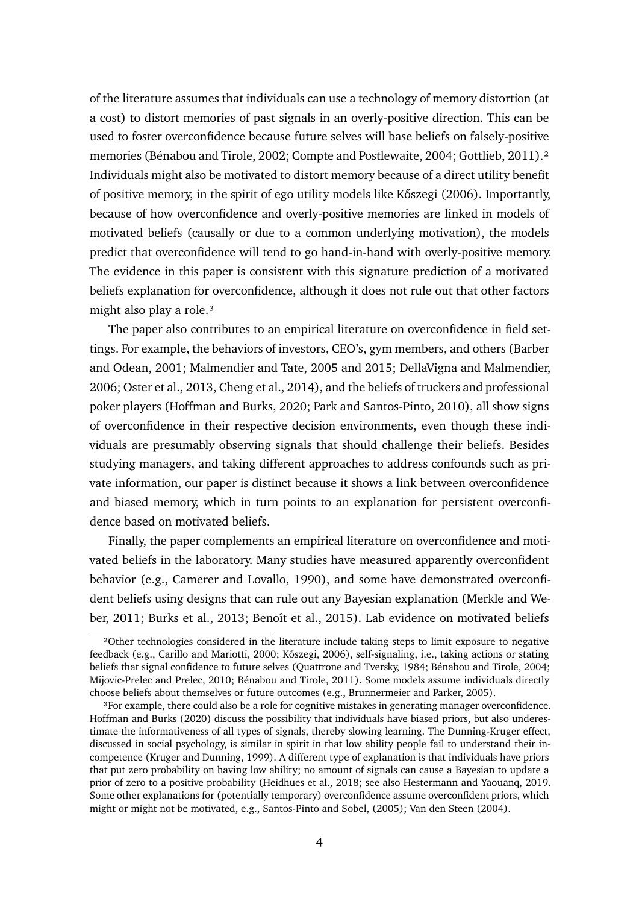of the literature assumes that individuals can use a technology of memory distortion (at a cost) to distort memories of past signals in an overly-positive direction. This can be used to foster overconfidence because future selves will base beliefs on falsely-positive memories (Bénabou and Tirole, 2002; Compte and Postlewaite, 2004; Gottlieb, 2011).[2] Individuals might also be motivated to distort memory because of a direct utility benefit of positive memory, in the spirit of ego utility models like Kőszegi (2006). Importantly, because of how overconfidence and overly-positive memories are linked in models of motivated beliefs (causally or due to a common underlying motivation), the models predict that overconfidence will tend to go hand-in-hand with overly-positive memory. The evidence in this paper is consistent with this signature prediction of a motivated beliefs explanation for overconfidence, although it does not rule out that other factors might also play a role.[3]

The paper also contributes to an empirical literature on overconfidence in field settings. For example, the behaviors of investors, CEO's, gym members, and others (Barber and Odean, 2001; Malmendier and Tate, 2005 and 2015; DellaVigna and Malmendier, 2006; Oster et al., 2013, Cheng et al., 2014), and the beliefs of truckers and professional poker players (Hoffman and Burks, 2020; Park and Santos-Pinto, 2010), all show signs of overconfidence in their respective decision environments, even though these individuals are presumably observing signals that should challenge their beliefs. Besides studying managers, and taking different approaches to address confounds such as private information, our paper is distinct because it shows a link between overconfidence and biased memory, which in turn points to an explanation for persistent overconfidence based on motivated beliefs.

Finally, the paper complements an empirical literature on overconfidence and motivated beliefs in the laboratory. Many studies have measured apparently overconfident behavior (e.g., Camerer and Lovallo, 1990), and some have demonstrated overconfident beliefs using designs that can rule out any Bayesian explanation (Merkle and Weber, 2011; Burks et al., 2013; Benoît et al., 2015). Lab evidence on motivated beliefs

[2]Other technologies considered in the literature include taking steps to limit exposure to negative feedback (e.g., Carillo and Mariotti, 2000; Kőszegi, 2006), self-signaling, i.e., taking actions or stating beliefs that signal confidence to future selves (Quattrone and Tversky, 1984; Bénabou and Tirole, 2004; Mijovic-Prelec and Prelec, 2010; Bénabou and Tirole, 2011). Some models assume individuals directly choose beliefs about themselves or future outcomes (e.g., Brunnermeier and Parker, 2005).

[3]For example, there could also be a role for cognitive mistakes in generating manager overconfidence. Hoffman and Burks (2020) discuss the possibility that individuals have biased priors, but also underestimate the informativeness of all types of signals, thereby slowing learning. The Dunning-Kruger effect, discussed in social psychology, is similar in spirit in that low ability people fail to understand their incompetence (Kruger and Dunning, 1999). A different type of explanation is that individuals have priors that put zero probability on having low ability; no amount of signals can cause a Bayesian to update a prior of zero to a positive probability (Heidhues et al., 2018; see also Hestermann and Yaouanq, 2019. Some other explanations for (potentially temporary) overconfidence assume overconfident priors, which might or might not be motivated, e.g., Santos-Pinto and Sobel, (2005); Van den Steen (2004).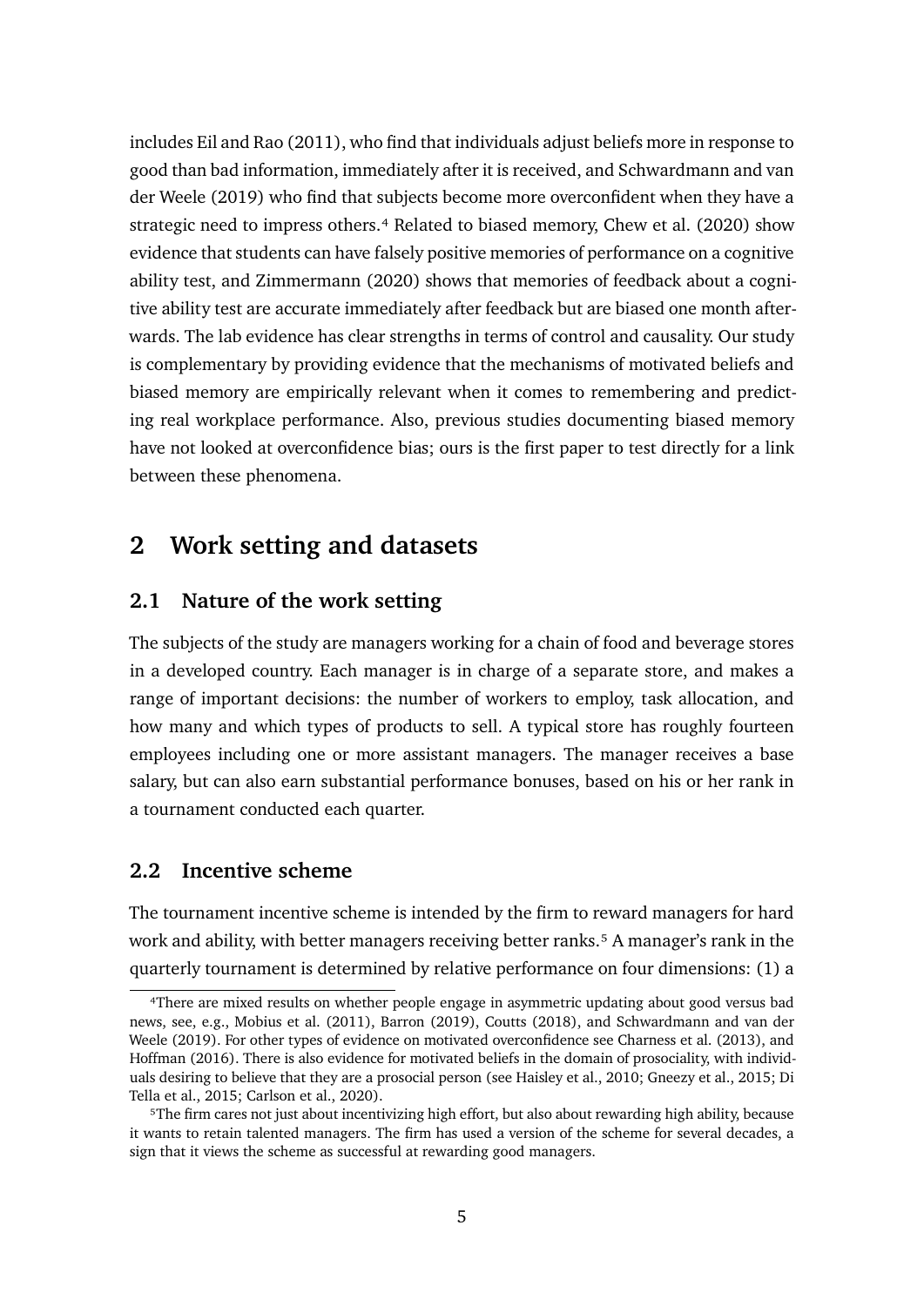includes Eil and Rao (2011), who find that individuals adjust beliefs more in response to good than bad information, immediately after it is received, and Schwardmann and van der Weele (2019) who find that subjects become more overconfident when they have a strategic need to impress others.[4] Related to biased memory, Chew et al. (2020) show evidence that students can have falsely positive memories of performance on a cognitive ability test, and Zimmermann (2020) shows that memories of feedback about a cognitive ability test are accurate immediately after feedback but are biased one month afterwards. The lab evidence has clear strengths in terms of control and causality. Our study is complementary by providing evidence that the mechanisms of motivated beliefs and biased memory are empirically relevant when it comes to remembering and predicting real workplace performance. Also, previous studies documenting biased memory have not looked at overconfidence bias; ours is the first paper to test directly for a link between these phenomena.

## 2 Work setting and datasets

### 2.1 Nature of the work setting

The subjects of the study are managers working for a chain of food and beverage stores in a developed country. Each manager is in charge of a separate store, and makes a range of important decisions: the number of workers to employ, task allocation, and how many and which types of products to sell. A typical store has roughly fourteen employees including one or more assistant managers. The manager receives a base salary, but can also earn substantial performance bonuses, based on his or her rank in a tournament conducted each quarter.

### 2.2 Incentive scheme

The tournament incentive scheme is intended by the firm to reward managers for hard work and ability, with better managers receiving better ranks.[5] A manager's rank in the quarterly tournament is determined by relative performance on four dimensions: (1) a

[4] There are mixed results on whether people engage in asymmetric updating about good versus bad news, see, e.g., Mobius et al. (2011), Barron (2019), Coutts (2018), and Schwardmann and van der Weele (2019). For other types of evidence on motivated overconfidence see Charness et al. (2013), and Hoffman (2016). There is also evidence for motivated beliefs in the domain of prosociality, with individuals desiring to believe that they are a prosocial person (see Haisley et al., 2010; Gneezy et al., 2015; Di Tella et al., 2015; Carlson et al., 2020).

[5] The firm cares not just about incentivizing high effort, but also about rewarding high ability, because it wants to retain talented managers. The firm has used a version of the scheme for several decades, a sign that it views the scheme as successful at rewarding good managers.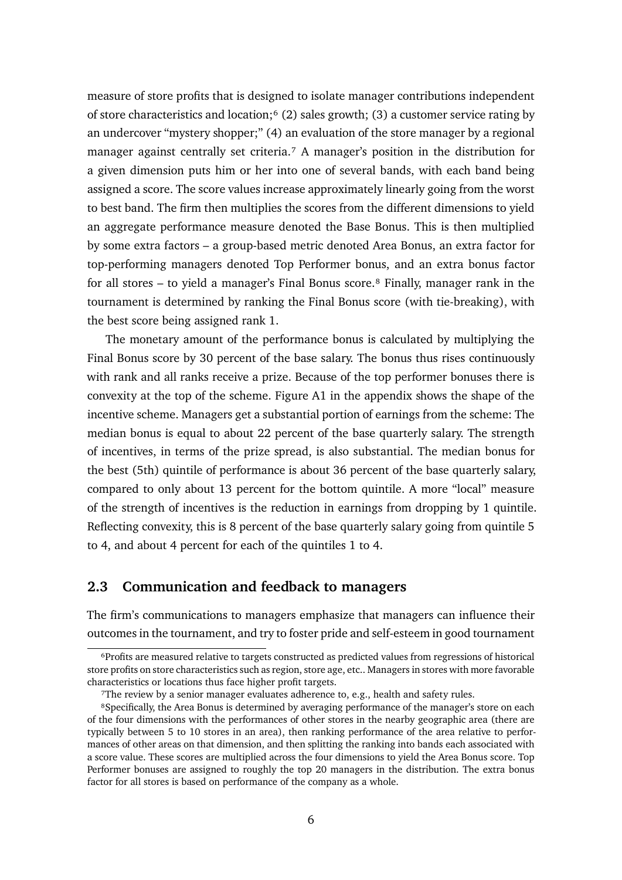measure of store profits that is designed to isolate manager contributions independent of store characteristics and location;[6] (2) sales growth; (3) a customer service rating by an undercover "mystery shopper;" (4) an evaluation of the store manager by a regional manager against centrally set criteria.[7] A manager's position in the distribution for a given dimension puts him or her into one of several bands, with each band being assigned a score. The score values increase approximately linearly going from the worst to best band. The firm then multiplies the scores from the different dimensions to yield an aggregate performance measure denoted the Base Bonus. This is then multiplied by some extra factors – a group-based metric denoted Area Bonus, an extra factor for top-performing managers denoted Top Performer bonus, and an extra bonus factor for all stores – to yield a manager's Final Bonus score.[8] Finally, manager rank in the tournament is determined by ranking the Final Bonus score (with tie-breaking), with the best score being assigned rank 1.

The monetary amount of the performance bonus is calculated by multiplying the Final Bonus score by 30 percent of the base salary. The bonus thus rises continuously with rank and all ranks receive a prize. Because of the top performer bonuses there is convexity at the top of the scheme. Figure A1 in the appendix shows the shape of the incentive scheme. Managers get a substantial portion of earnings from the scheme: The median bonus is equal to about 22 percent of the base quarterly salary. The strength of incentives, in terms of the prize spread, is also substantial. The median bonus for the best (5th) quintile of performance is about 36 percent of the base quarterly salary, compared to only about 13 percent for the bottom quintile. A more "local" measure of the strength of incentives is the reduction in earnings from dropping by 1 quintile. Reflecting convexity, this is 8 percent of the base quarterly salary going from quintile 5 to 4, and about 4 percent for each of the quintiles 1 to 4.

## 2.3 Communication and feedback to managers

The firm's communications to managers emphasize that managers can influence their outcomes in the tournament, and try to foster pride and self-esteem in good tournament

[6] Profits are measured relative to targets constructed as predicted values from regressions of historical store profits on store characteristics such as region, store age, etc.. Managers in stores with more favorable characteristics or locations thus face higher profit targets.

[7] The review by a senior manager evaluates adherence to, e.g., health and safety rules.

[8] Specifically, the Area Bonus is determined by averaging performance of the manager's store on each of the four dimensions with the performances of other stores in the nearby geographic area (there are typically between 5 to 10 stores in an area), then ranking performance of the area relative to performances of other areas on that dimension, and then splitting the ranking into bands each associated with a score value. These scores are multiplied across the four dimensions to yield the Area Bonus score. Top Performer bonuses are assigned to roughly the top 20 managers in the distribution. The extra bonus factor for all stores is based on performance of the company as a whole.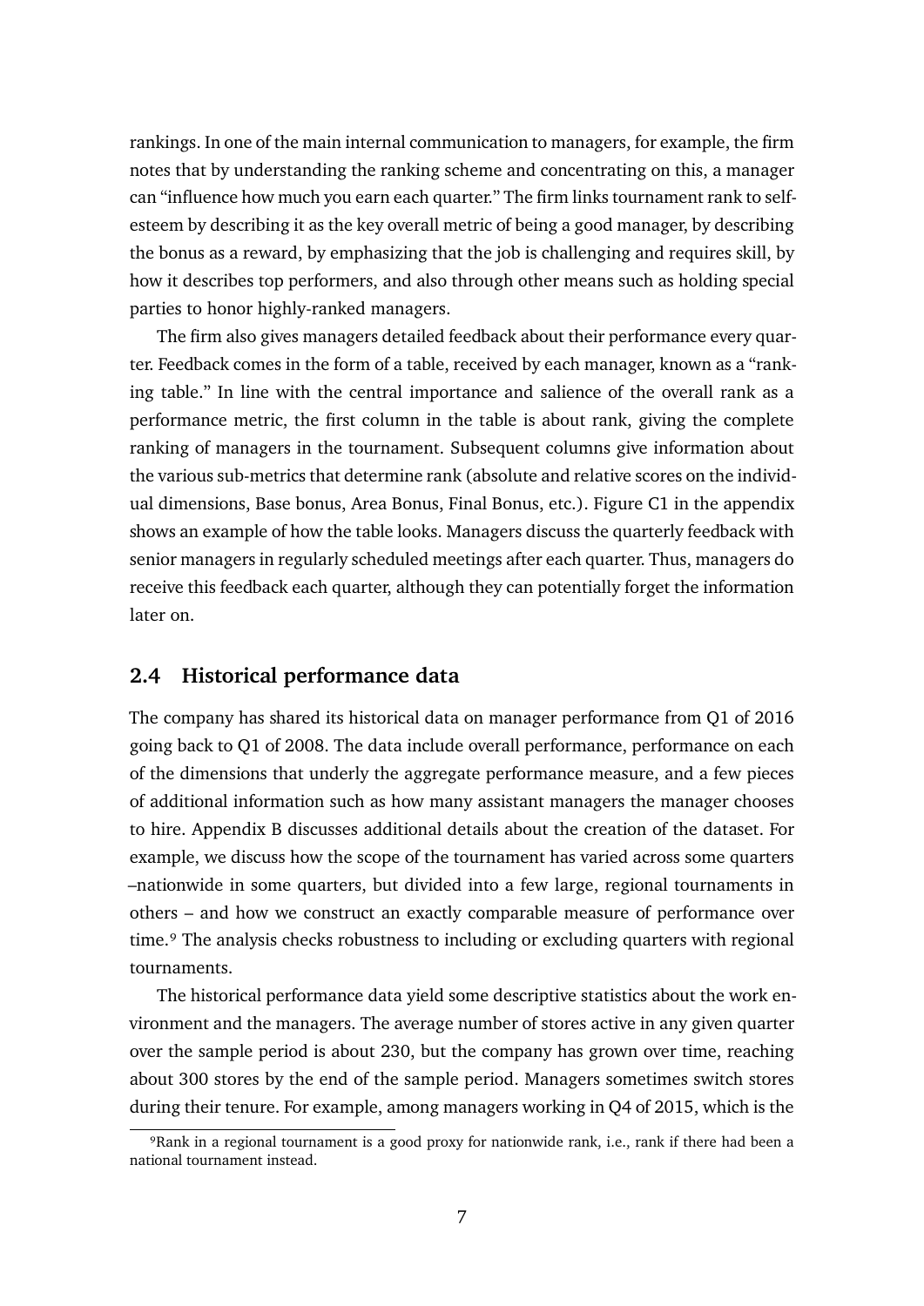rankings. In one of the main internal communication to managers, for example, the firm notes that by understanding the ranking scheme and concentrating on this, a manager can "influence how much you earn each quarter." The firm links tournament rank to self-esteem by describing it as the key overall metric of being a good manager, by describing the bonus as a reward, by emphasizing that the job is challenging and requires skill, by how it describes top performers, and also through other means such as holding special parties to honor highly-ranked managers.

The firm also gives managers detailed feedback about their performance every quarter. Feedback comes in the form of a table, received by each manager, known as a "ranking table." In line with the central importance and salience of the overall rank as a performance metric, the first column in the table is about rank, giving the complete ranking of managers in the tournament. Subsequent columns give information about the various sub-metrics that determine rank (absolute and relative scores on the individual dimensions, Base bonus, Area Bonus, Final Bonus, etc.). Figure C1 in the appendix shows an example of how the table looks. Managers discuss the quarterly feedback with senior managers in regularly scheduled meetings after each quarter. Thus, managers do receive this feedback each quarter, although they can potentially forget the information later on.

## 2.4 Historical performance data

The company has shared its historical data on manager performance from Q1 of 2016 going back to Q1 of 2008. The data include overall performance, performance on each of the dimensions that underly the aggregate performance measure, and a few pieces of additional information such as how many assistant managers the manager chooses to hire. Appendix B discusses additional details about the creation of the dataset. For example, we discuss how the scope of the tournament has varied across some quarters –nationwide in some quarters, but divided into a few large, regional tournaments in others – and how we construct an exactly comparable measure of performance over time.[9] The analysis checks robustness to including or excluding quarters with regional tournaments.

The historical performance data yield some descriptive statistics about the work environment and the managers. The average number of stores active in any given quarter over the sample period is about 230, but the company has grown over time, reaching about 300 stores by the end of the sample period. Managers sometimes switch stores during their tenure. For example, among managers working in Q4 of 2015, which is the

[9]Rank in a regional tournament is a good proxy for nationwide rank, i.e., rank if there had been a national tournament instead.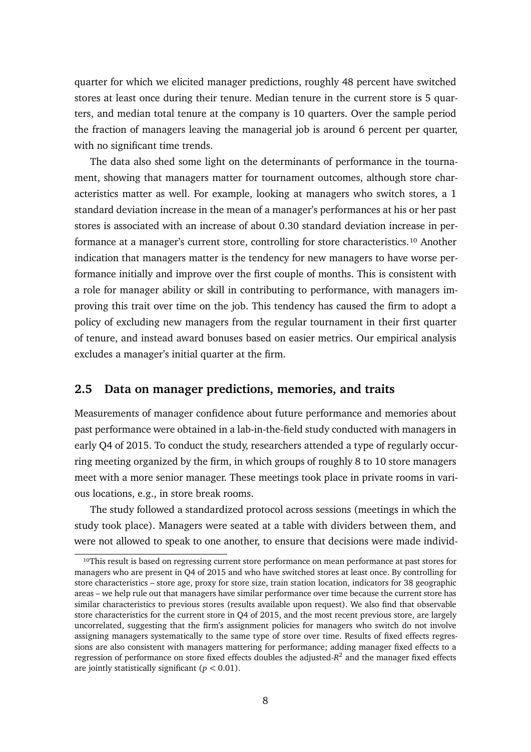quarter for which we elicited manager predictions, roughly 48 percent have switched stores at least once during their tenure. Median tenure in the current store is 5 quarters, and median total tenure at the company is 10 quarters. Over the sample period the fraction of managers leaving the managerial job is around 6 percent per quarter, with no significant time trends.

The data also shed some light on the determinants of performance in the tournament, showing that managers matter for tournament outcomes, although store characteristics matter as well. For example, looking at managers who switch stores, a 1 standard deviation increase in the mean of a manager's performances at his or her past stores is associated with an increase of about 0.30 standard deviation increase in performance at a manager's current store, controlling for store characteristics.[10] Another indication that managers matter is the tendency for new managers to have worse performance initially and improve over the first couple of months. This is consistent with a role for manager ability or skill in contributing to performance, with managers improving this trait over time on the job. This tendency has caused the firm to adopt a policy of excluding new managers from the regular tournament in their first quarter of tenure, and instead award bonuses based on easier metrics. Our empirical analysis excludes a manager's initial quarter at the firm.

## 2.5 Data on manager predictions, memories, and traits

Measurements of manager confidence about future performance and memories about past performance were obtained in a lab-in-the-field study conducted with managers in early Q4 of 2015. To conduct the study, researchers attended a type of regularly occurring meeting organized by the firm, in which groups of roughly 8 to 10 store managers meet with a more senior manager. These meetings took place in private rooms in various locations, e.g., in store break rooms.

The study followed a standardized protocol across sessions (meetings in which the study took place). Managers were seated at a table with dividers between them, and were not allowed to speak to one another, to ensure that decisions were made individ-

[10] This result is based on regressing current store performance on mean performance at past stores for managers who are present in Q4 of 2015 and who have switched stores at least once. By controlling for store characteristics – store age, proxy for store size, train station location, indicators for 38 geographic areas – we help rule out that managers have similar performance over time because the current store has similar characteristics to previous stores (results available upon request). We also find that observable store characteristics for the current store in Q4 of 2015, and the most recent previous store, are largely uncorrelated, suggesting that the firm's assignment policies for managers who switch do not involve assigning managers systematically to the same type of store over time. Results of fixed effects regressions are also consistent with managers mattering for performance; adding manager fixed effects to a regression of performance on store fixed effects doubles the adjusted-$R^2$ and the manager fixed effects are jointly statistically significant ($p < 0.01$).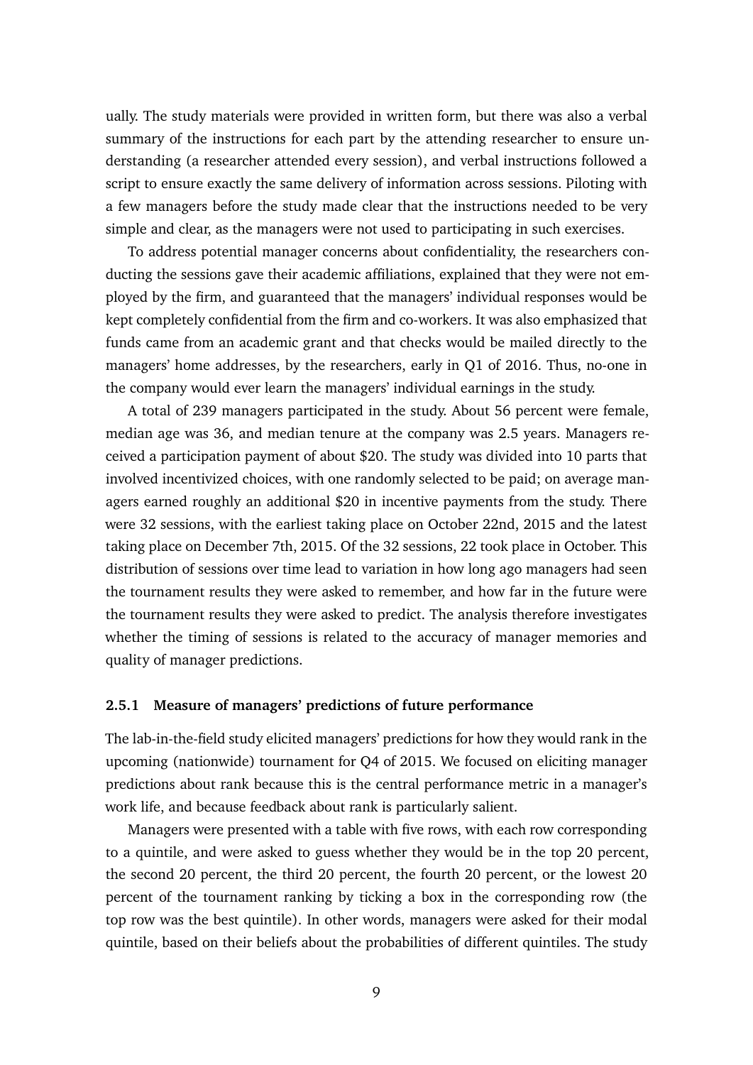ually. The study materials were provided in written form, but there was also a verbal summary of the instructions for each part by the attending researcher to ensure understanding (a researcher attended every session), and verbal instructions followed a script to ensure exactly the same delivery of information across sessions. Piloting with a few managers before the study made clear that the instructions needed to be very simple and clear, as the managers were not used to participating in such exercises.

To address potential manager concerns about confidentiality, the researchers conducting the sessions gave their academic affiliations, explained that they were not employed by the firm, and guaranteed that the managers' individual responses would be kept completely confidential from the firm and co-workers. It was also emphasized that funds came from an academic grant and that checks would be mailed directly to the managers' home addresses, by the researchers, early in Q1 of 2016. Thus, no-one in the company would ever learn the managers' individual earnings in the study.

A total of 239 managers participated in the study. About 56 percent were female, median age was 36, and median tenure at the company was 2.5 years. Managers received a participation payment of about \$20. The study was divided into 10 parts that involved incentivized choices, with one randomly selected to be paid; on average managers earned roughly an additional \$20 in incentive payments from the study. There were 32 sessions, with the earliest taking place on October 22nd, 2015 and the latest taking place on December 7th, 2015. Of the 32 sessions, 22 took place in October. This distribution of sessions over time lead to variation in how long ago managers had seen the tournament results they were asked to remember, and how far in the future were the tournament results they were asked to predict. The analysis therefore investigates whether the timing of sessions is related to the accuracy of manager memories and quality of manager predictions.

### 2.5.1 Measure of managers' predictions of future performance

The lab-in-the-field study elicited managers' predictions for how they would rank in the upcoming (nationwide) tournament for Q4 of 2015. We focused on eliciting manager predictions about rank because this is the central performance metric in a manager's work life, and because feedback about rank is particularly salient.

Managers were presented with a table with five rows, with each row corresponding to a quintile, and were asked to guess whether they would be in the top 20 percent, the second 20 percent, the third 20 percent, the fourth 20 percent, or the lowest 20 percent of the tournament ranking by ticking a box in the corresponding row (the top row was the best quintile). In other words, managers were asked for their modal quintile, based on their beliefs about the probabilities of different quintiles. The study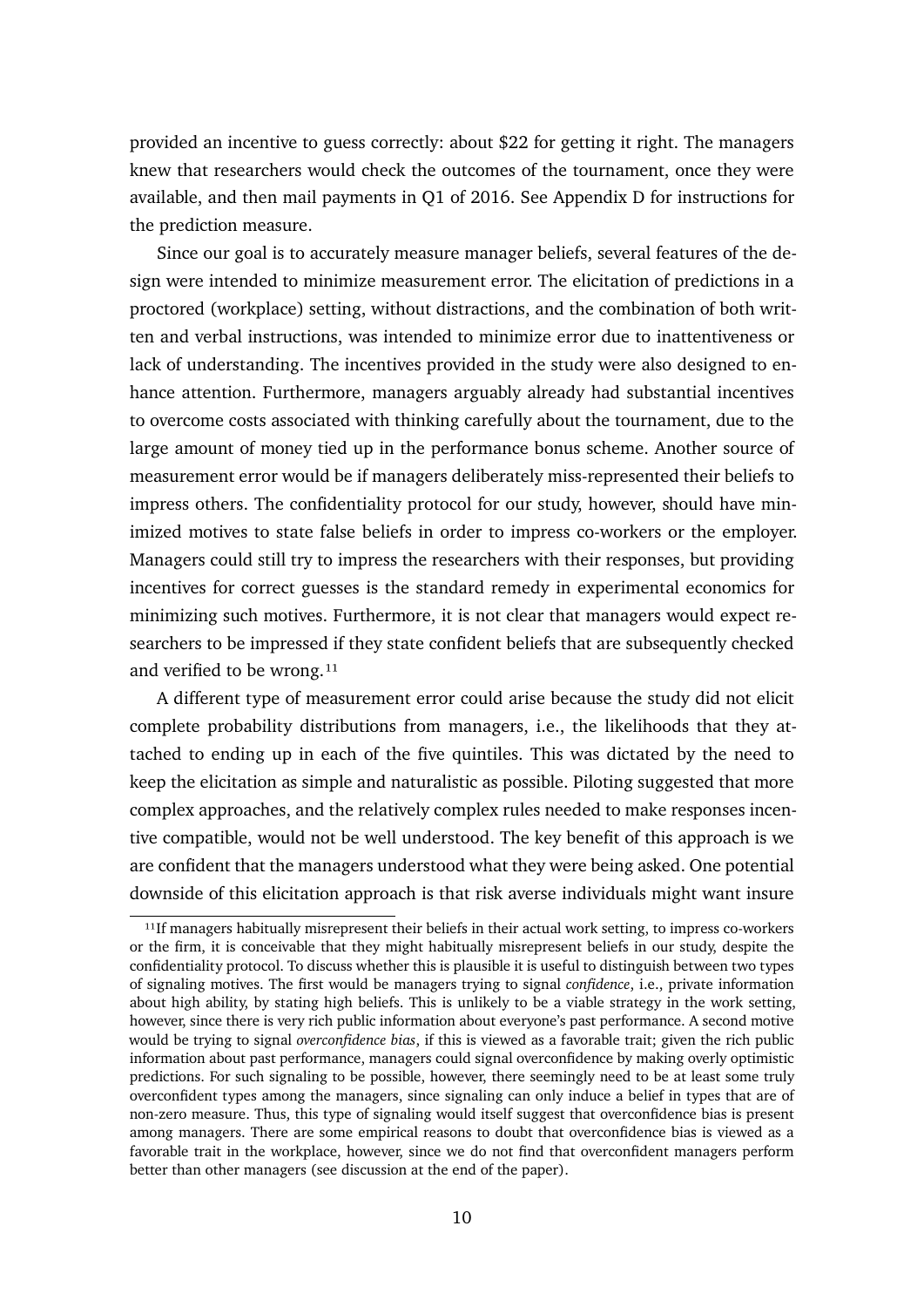provided an incentive to guess correctly: about $22 for getting it right. The managers knew that researchers would check the outcomes of the tournament, once they were available, and then mail payments in Q1 of 2016. See Appendix D for instructions for the prediction measure.

Since our goal is to accurately measure manager beliefs, several features of the design were intended to minimize measurement error. The elicitation of predictions in a proctored (workplace) setting, without distractions, and the combination of both written and verbal instructions, was intended to minimize error due to inattentiveness or lack of understanding. The incentives provided in the study were also designed to enhance attention. Furthermore, managers arguably already had substantial incentives to overcome costs associated with thinking carefully about the tournament, due to the large amount of money tied up in the performance bonus scheme. Another source of measurement error would be if managers deliberately miss-represented their beliefs to impress others. The confidentiality protocol for our study, however, should have minimized motives to state false beliefs in order to impress co-workers or the employer. Managers could still try to impress the researchers with their responses, but providing incentives for correct guesses is the standard remedy in experimental economics for minimizing such motives. Furthermore, it is not clear that managers would expect researchers to be impressed if they state confident beliefs that are subsequently checked and verified to be wrong.[11]

A different type of measurement error could arise because the study did not elicit complete probability distributions from managers, i.e., the likelihoods that they attached to ending up in each of the five quintiles. This was dictated by the need to keep the elicitation as simple and naturalistic as possible. Piloting suggested that more complex approaches, and the relatively complex rules needed to make responses incentive compatible, would not be well understood. The key benefit of this approach is we are confident that the managers understood what they were being asked. One potential downside of this elicitation approach is that risk averse individuals might want insure

[11]If managers habitually misrepresent their beliefs in their actual work setting, to impress co-workers or the firm, it is conceivable that they might habitually misrepresent beliefs in our study, despite the confidentiality protocol. To discuss whether this is plausible it is useful to distinguish between two types of signaling motives. The first would be managers trying to signal *confidence*, i.e., private information about high ability, by stating high beliefs. This is unlikely to be a viable strategy in the work setting, however, since there is very rich public information about everyone's past performance. A second motive would be trying to signal *overconfidence bias*, if this is viewed as a favorable trait; given the rich public information about past performance, managers could signal overconfidence by making overly optimistic predictions. For such signaling to be possible, however, there seemingly need to be at least some truly overconfident types among the managers, since signaling can only induce a belief in types that are of non-zero measure. Thus, this type of signaling would itself suggest that overconfidence bias is present among managers. There are some empirical reasons to doubt that overconfidence bias is viewed as a favorable trait in the workplace, however, since we do not find that overconfident managers perform better than other managers (see discussion at the end of the paper).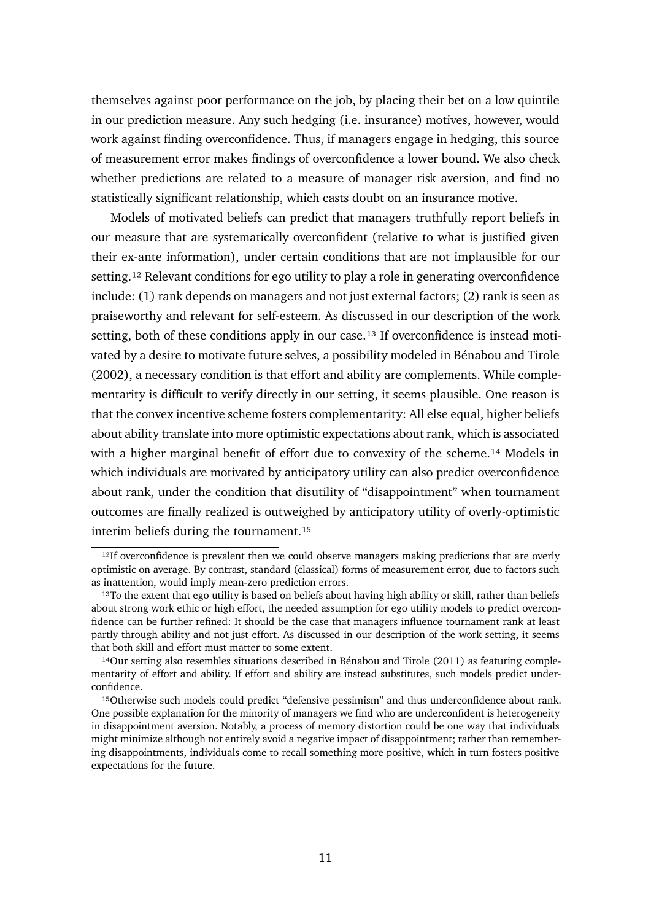themselves against poor performance on the job, by placing their bet on a low quintile in our prediction measure. Any such hedging (i.e. insurance) motives, however, would work against finding overconfidence. Thus, if managers engage in hedging, this source of measurement error makes findings of overconfidence a lower bound. We also check whether predictions are related to a measure of manager risk aversion, and find no statistically significant relationship, which casts doubt on an insurance motive.

Models of motivated beliefs can predict that managers truthfully report beliefs in our measure that are systematically overconfident (relative to what is justified given their ex-ante information), under certain conditions that are not implausible for our setting.[12] Relevant conditions for ego utility to play a role in generating overconfidence include: (1) rank depends on managers and not just external factors; (2) rank is seen as praiseworthy and relevant for self-esteem. As discussed in our description of the work setting, both of these conditions apply in our case.[13] If overconfidence is instead motivated by a desire to motivate future selves, a possibility modeled in Bénabou and Tirole (2002), a necessary condition is that effort and ability are complements. While complementarity is difficult to verify directly in our setting, it seems plausible. One reason is that the convex incentive scheme fosters complementarity: All else equal, higher beliefs about ability translate into more optimistic expectations about rank, which is associated with a higher marginal benefit of effort due to convexity of the scheme.[14] Models in which individuals are motivated by anticipatory utility can also predict overconfidence about rank, under the condition that disutility of "disappointment" when tournament outcomes are finally realized is outweighed by anticipatory utility of overly-optimistic interim beliefs during the tournament.[15]

[12]If overconfidence is prevalent then we could observe managers making predictions that are overly optimistic on average. By contrast, standard (classical) forms of measurement error, due to factors such as inattention, would imply mean-zero prediction errors.

[13]To the extent that ego utility is based on beliefs about having high ability or skill, rather than beliefs about strong work ethic or high effort, the needed assumption for ego utility models to predict overconfidence can be further refined: It should be the case that managers influence tournament rank at least partly through ability and not just effort. As discussed in our description of the work setting, it seems that both skill and effort must matter to some extent.

[14]Our setting also resembles situations described in Bénabou and Tirole (2011) as featuring complementarity of effort and ability. If effort and ability are instead substitutes, such models predict underconfidence.

[15]Otherwise such models could predict "defensive pessimism" and thus underconfidence about rank. One possible explanation for the minority of managers we find who are underconfident is heterogeneity in disappointment aversion. Notably, a process of memory distortion could be one way that individuals might minimize although not entirely avoid a negative impact of disappointment; rather than remembering disappointments, individuals come to recall something more positive, which in turn fosters positive expectations for the future.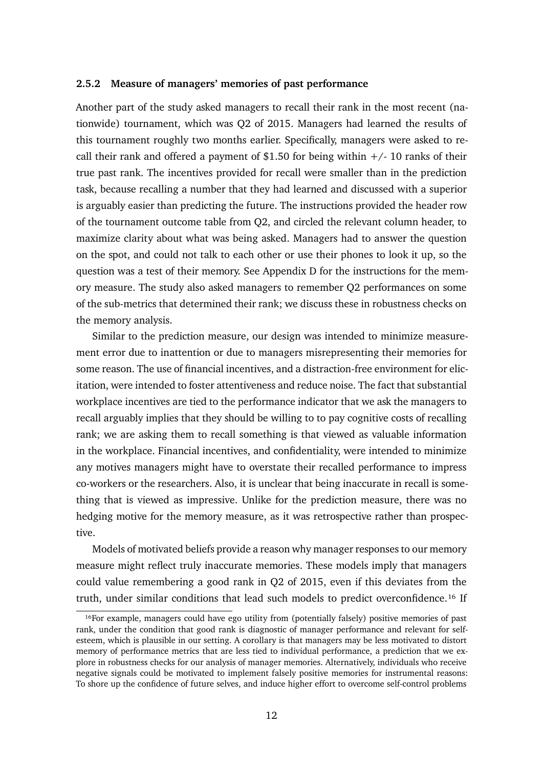### 2.5.2 Measure of managers' memories of past performance

Another part of the study asked managers to recall their rank in the most recent (nationwide) tournament, which was Q2 of 2015. Managers had learned the results of this tournament roughly two months earlier. Specifically, managers were asked to recall their rank and offered a payment of $1.50 for being within +/- 10 ranks of their true past rank. The incentives provided for recall were smaller than in the prediction task, because recalling a number that they had learned and discussed with a superior is arguably easier than predicting the future. The instructions provided the header row of the tournament outcome table from Q2, and circled the relevant column header, to maximize clarity about what was being asked. Managers had to answer the question on the spot, and could not talk to each other or use their phones to look it up, so the question was a test of their memory. See Appendix D for the instructions for the memory measure. The study also asked managers to remember Q2 performances on some of the sub-metrics that determined their rank; we discuss these in robustness checks on the memory analysis.

Similar to the prediction measure, our design was intended to minimize measurement error due to inattention or due to managers misrepresenting their memories for some reason. The use of financial incentives, and a distraction-free environment for elicitation, were intended to foster attentiveness and reduce noise. The fact that substantial workplace incentives are tied to the performance indicator that we ask the managers to recall arguably implies that they should be willing to to pay cognitive costs of recalling rank; we are asking them to recall something is that viewed as valuable information in the workplace. Financial incentives, and confidentiality, were intended to minimize any motives managers might have to overstate their recalled performance to impress co-workers or the researchers. Also, it is unclear that being inaccurate in recall is something that is viewed as impressive. Unlike for the prediction measure, there was no hedging motive for the memory measure, as it was retrospective rather than prospective.

Models of motivated beliefs provide a reason why manager responses to our memory measure might reflect truly inaccurate memories. These models imply that managers could value remembering a good rank in Q2 of 2015, even if this deviates from the truth, under similar conditions that lead such models to predict overconfidence.[16] If

[16]For example, managers could have ego utility from (potentially falsely) positive memories of past rank, under the condition that good rank is diagnostic of manager performance and relevant for self-esteem, which is plausible in our setting. A corollary is that managers may be less motivated to distort memory of performance metrics that are less tied to individual performance, a prediction that we explore in robustness checks for our analysis of manager memories. Alternatively, individuals who receive negative signals could be motivated to implement falsely positive memories for instrumental reasons: To shore up the confidence of future selves, and induce higher effort to overcome self-control problems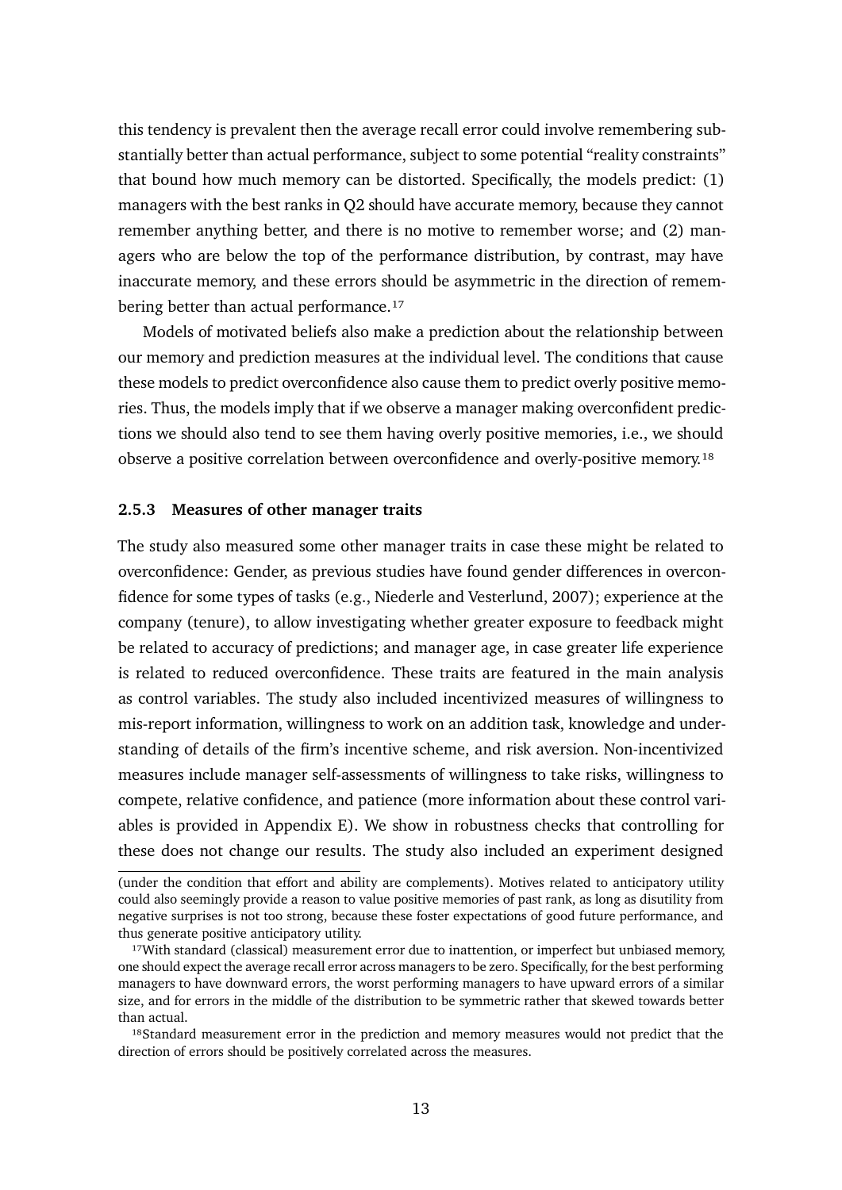this tendency is prevalent then the average recall error could involve remembering substantially better than actual performance, subject to some potential "reality constraints" that bound how much memory can be distorted. Specifically, the models predict: (1) managers with the best ranks in Q2 should have accurate memory, because they cannot remember anything better, and there is no motive to remember worse; and (2) managers who are below the top of the performance distribution, by contrast, may have inaccurate memory, and these errors should be asymmetric in the direction of remembering better than actual performance.[17]

Models of motivated beliefs also make a prediction about the relationship between our memory and prediction measures at the individual level. The conditions that cause these models to predict overconfidence also cause them to predict overly positive memories. Thus, the models imply that if we observe a manager making overconfident predictions we should also tend to see them having overly positive memories, i.e., we should observe a positive correlation between overconfidence and overly-positive memory.[18]

### 2.5.3 Measures of other manager traits

The study also measured some other manager traits in case these might be related to overconfidence: Gender, as previous studies have found gender differences in overconfidence for some types of tasks (e.g., Niederle and Vesterlund, 2007); experience at the company (tenure), to allow investigating whether greater exposure to feedback might be related to accuracy of predictions; and manager age, in case greater life experience is related to reduced overconfidence. These traits are featured in the main analysis as control variables. The study also included incentivized measures of willingness to mis-report information, willingness to work on an addition task, knowledge and understanding of details of the firm's incentive scheme, and risk aversion. Non-incentivized measures include manager self-assessments of willingness to take risks, willingness to compete, relative confidence, and patience (more information about these control variables is provided in Appendix E). We show in robustness checks that controlling for these does not change our results. The study also included an experiment designed

(under the condition that effort and ability are complements). Motives related to anticipatory utility could also seemingly provide a reason to value positive memories of past rank, as long as disutility from negative surprises is not too strong, because these foster expectations of good future performance, and thus generate positive anticipatory utility.

[17] With standard (classical) measurement error due to inattention, or imperfect but unbiased memory, one should expect the average recall error across managers to be zero. Specifically, for the best performing managers to have downward errors, the worst performing managers to have upward errors of a similar size, and for errors in the middle of the distribution to be symmetric rather that skewed towards better than actual.

[18] Standard measurement error in the prediction and memory measures would not predict that the direction of errors should be positively correlated across the measures.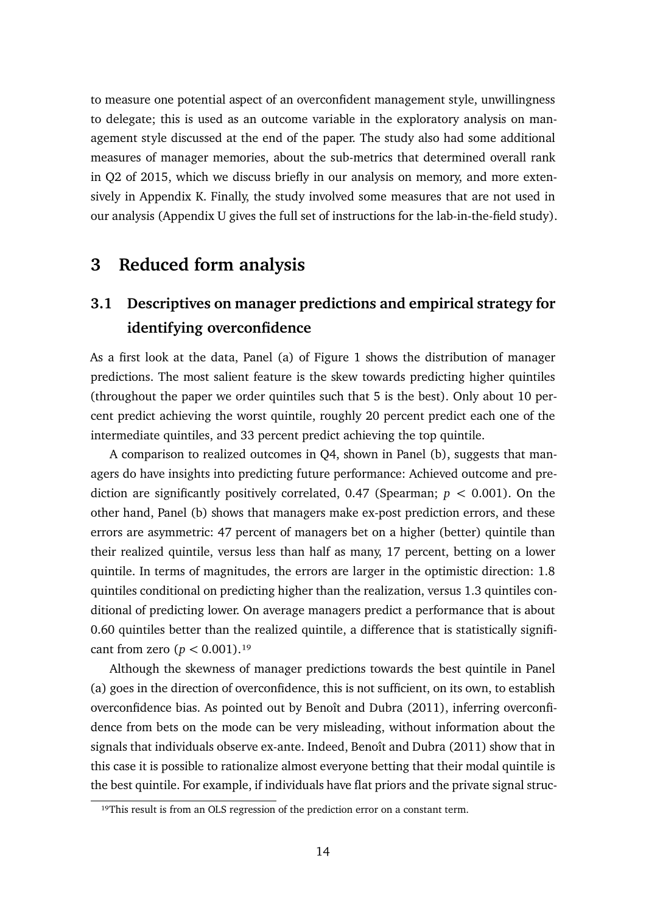to measure one potential aspect of an overconfident management style, unwillingness to delegate; this is used as an outcome variable in the exploratory analysis on management style discussed at the end of the paper. The study also had some additional measures of manager memories, about the sub-metrics that determined overall rank in Q2 of 2015, which we discuss briefly in our analysis on memory, and more extensively in Appendix K. Finally, the study involved some measures that are not used in our analysis (Appendix U gives the full set of instructions for the lab-in-the-field study).

# 3 Reduced form analysis

## 3.1 Descriptives on manager predictions and empirical strategy for identifying overconfidence

As a first look at the data, Panel (a) of Figure 1 shows the distribution of manager predictions. The most salient feature is the skew towards predicting higher quintiles (throughout the paper we order quintiles such that 5 is the best). Only about 10 percent predict achieving the worst quintile, roughly 20 percent predict each one of the intermediate quintiles, and 33 percent predict achieving the top quintile.

A comparison to realized outcomes in Q4, shown in Panel (b), suggests that managers do have insights into predicting future performance: Achieved outcome and prediction are significantly positively correlated, 0.47 (Spearman; $p < 0.001$). On the other hand, Panel (b) shows that managers make ex-post prediction errors, and these errors are asymmetric: 47 percent of managers bet on a higher (better) quintile than their realized quintile, versus less than half as many, 17 percent, betting on a lower quintile. In terms of magnitudes, the errors are larger in the optimistic direction: 1.8 quintiles conditional on predicting higher than the realization, versus 1.3 quintiles conditional of predicting lower. On average managers predict a performance that is about 0.60 quintiles better than the realized quintile, a difference that is statistically significant from zero ($p < 0.001$).[19]

Although the skewness of manager predictions towards the best quintile in Panel (a) goes in the direction of overconfidence, this is not sufficient, on its own, to establish overconfidence bias. As pointed out by Benoît and Dubra (2011), inferring overconfidence from bets on the mode can be very misleading, without information about the signals that individuals observe ex-ante. Indeed, Benoît and Dubra (2011) show that in this case it is possible to rationalize almost everyone betting that their modal quintile is the best quintile. For example, if individuals have flat priors and the private signal struc-

[19]This result is from an OLS regression of the prediction error on a constant term.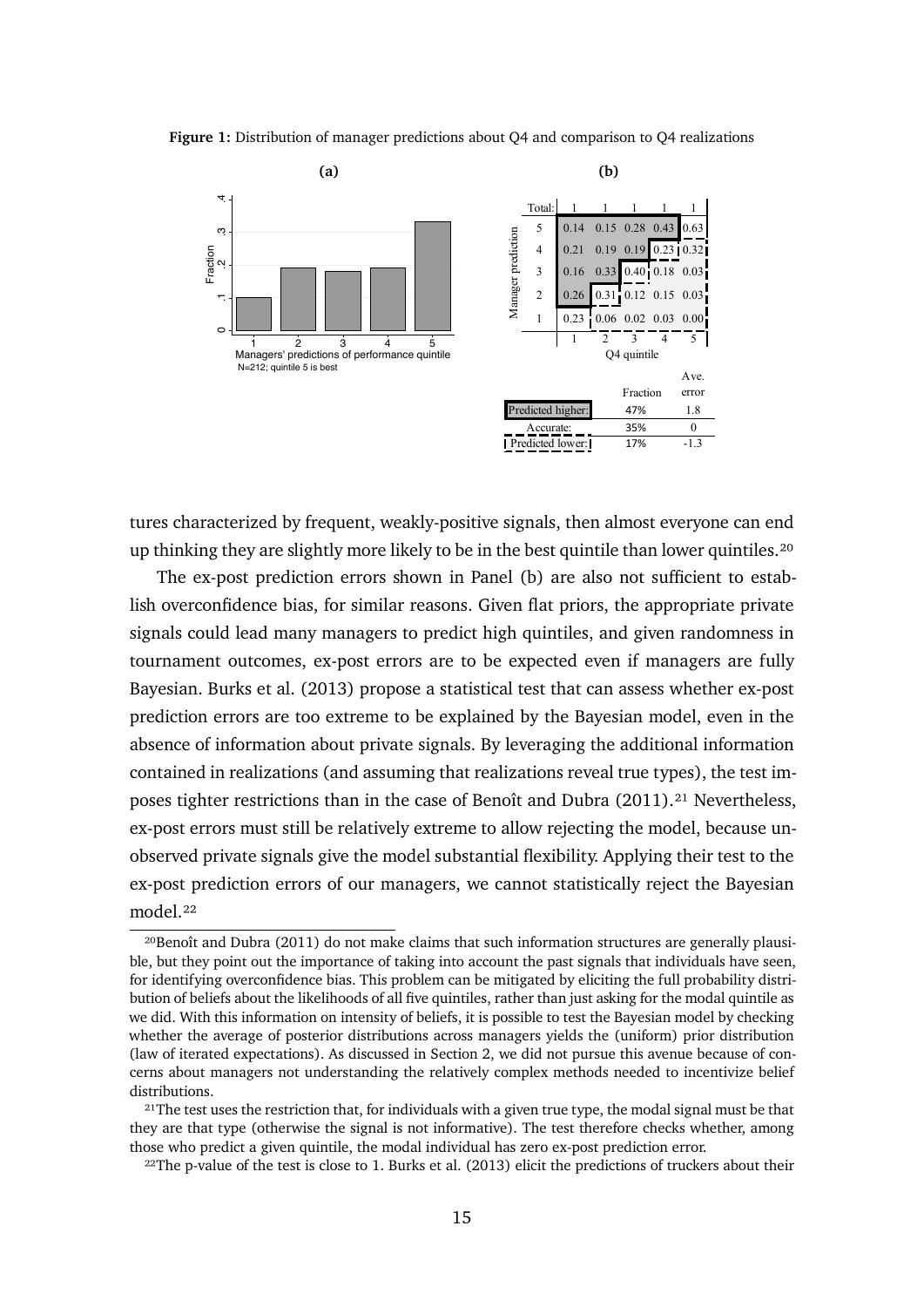**Figure 1:** Distribution of manager predictions about Q4 and comparison to Q4 realizations

**(a)**

Managers' predictions of performance quintile
N=212; quintile 5 is best

**(b)**

| Manager prediction | Q4 quintile 1 | 2 | 3 | 4 | 5 |
|---|---|---|---|---|---|
| Total: | 1 | 1 | 1 | 1 | 1 |
| 5 | 0.14 | 0.15 | 0.28 | 0.43 | 0.63 |
| 4 | 0.21 | 0.19 | 0.19 | 0.23 | 0.32 |
| 3 | 0.16 | 0.33 | 0.40 | 0.18 | 0.03 |
| 2 | 0.26 | 0.31 | 0.12 | 0.15 | 0.03 |
| 1 | 0.23 | 0.06 | 0.02 | 0.03 | 0.00 |

| | Fraction | Ave. error |
|---|---|---|
| Predicted higher: | 47% | 1.8 |
| Accurate: | 35% | 0 |
| Predicted lower: | 17% | -1.3 |

tures characterized by frequent, weakly-positive signals, then almost everyone can end up thinking they are slightly more likely to be in the best quintile than lower quintiles.[20]

The ex-post prediction errors shown in Panel (b) are also not sufficient to establish overconfidence bias, for similar reasons. Given flat priors, the appropriate private signals could lead many managers to predict high quintiles, and given randomness in tournament outcomes, ex-post errors are to be expected even if managers are fully Bayesian. Burks et al. (2013) propose a statistical test that can assess whether ex-post prediction errors are too extreme to be explained by the Bayesian model, even in the absence of information about private signals. By leveraging the additional information contained in realizations (and assuming that realizations reveal true types), the test imposes tighter restrictions than in the case of Benoît and Dubra (2011).[21] Nevertheless, ex-post errors must still be relatively extreme to allow rejecting the model, because unobserved private signals give the model substantial flexibility. Applying their test to the ex-post prediction errors of our managers, we cannot statistically reject the Bayesian model.[22]

[20] Benoît and Dubra (2011) do not make claims that such information structures are generally plausible, but they point out the importance of taking into account the past signals that individuals have seen, for identifying overconfidence bias. This problem can be mitigated by eliciting the full probability distribution of beliefs about the likelihoods of all five quintiles, rather than just asking for the modal quintile as we did. With this information on intensity of beliefs, it is possible to test the Bayesian model by checking whether the average of posterior distributions across managers yields the (uniform) prior distribution (law of iterated expectations). As discussed in Section 2, we did not pursue this avenue because of concerns about managers not understanding the relatively complex methods needed to incentivize belief distributions.

[21] The test uses the restriction that, for individuals with a given true type, the modal signal must be that they are that type (otherwise the signal is not informative). The test therefore checks whether, among those who predict a given quintile, the modal individual has zero ex-post prediction error.

[22] The p-value of the test is close to 1. Burks et al. (2013) elicit the predictions of truckers about their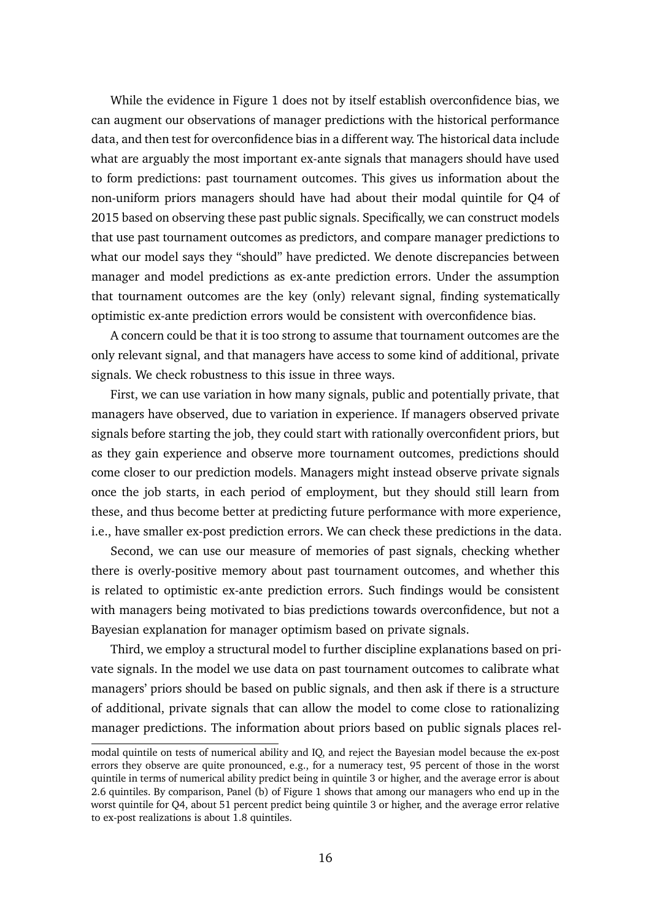While the evidence in Figure 1 does not by itself establish overconfidence bias, we can augment our observations of manager predictions with the historical performance data, and then test for overconfidence bias in a different way. The historical data include what are arguably the most important ex-ante signals that managers should have used to form predictions: past tournament outcomes. This gives us information about the non-uniform priors managers should have had about their modal quintile for Q4 of 2015 based on observing these past public signals. Specifically, we can construct models that use past tournament outcomes as predictors, and compare manager predictions to what our model says they "should" have predicted. We denote discrepancies between manager and model predictions as ex-ante prediction errors. Under the assumption that tournament outcomes are the key (only) relevant signal, finding systematically optimistic ex-ante prediction errors would be consistent with overconfidence bias.

A concern could be that it is too strong to assume that tournament outcomes are the only relevant signal, and that managers have access to some kind of additional, private signals. We check robustness to this issue in three ways.

First, we can use variation in how many signals, public and potentially private, that managers have observed, due to variation in experience. If managers observed private signals before starting the job, they could start with rationally overconfident priors, but as they gain experience and observe more tournament outcomes, predictions should come closer to our prediction models. Managers might instead observe private signals once the job starts, in each period of employment, but they should still learn from these, and thus become better at predicting future performance with more experience, i.e., have smaller ex-post prediction errors. We can check these predictions in the data.

Second, we can use our measure of memories of past signals, checking whether there is overly-positive memory about past tournament outcomes, and whether this is related to optimistic ex-ante prediction errors. Such findings would be consistent with managers being motivated to bias predictions towards overconfidence, but not a Bayesian explanation for manager optimism based on private signals.

Third, we employ a structural model to further discipline explanations based on private signals. In the model we use data on past tournament outcomes to calibrate what managers' priors should be based on public signals, and then ask if there is a structure of additional, private signals that can allow the model to come close to rationalizing manager predictions. The information about priors based on public signals places rel-

modal quintile on tests of numerical ability and IQ, and reject the Bayesian model because the ex-post errors they observe are quite pronounced, e.g., for a numeracy test, 95 percent of those in the worst quintile in terms of numerical ability predict being in quintile 3 or higher, and the average error is about 2.6 quintiles. By comparison, Panel (b) of Figure 1 shows that among our managers who end up in the worst quintile for Q4, about 51 percent predict being quintile 3 or higher, and the average error relative to ex-post realizations is about 1.8 quintiles.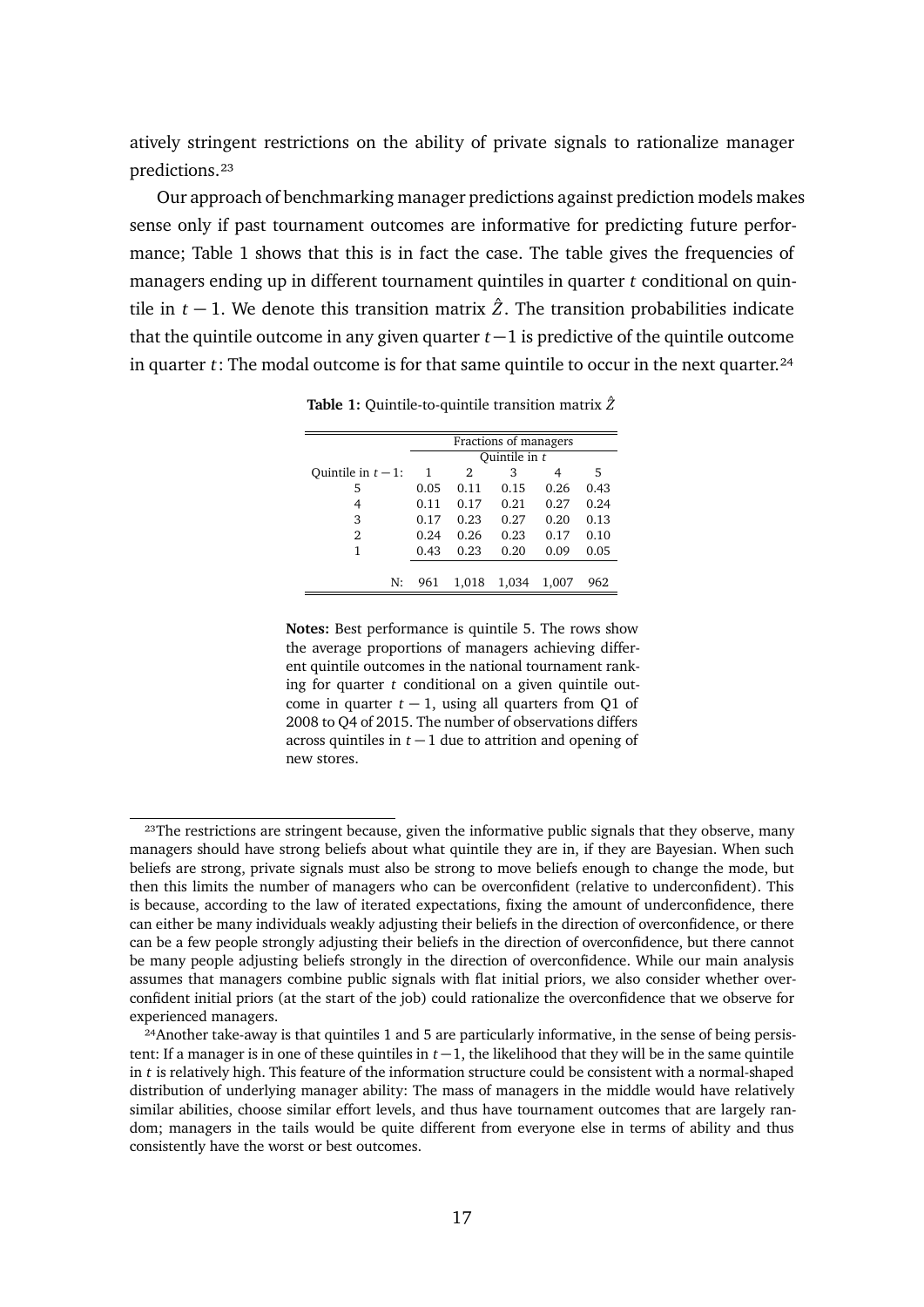atively stringent restrictions on the ability of private signals to rationalize manager predictions.[23]

Our approach of benchmarking manager predictions against prediction models makes sense only if past tournament outcomes are informative for predicting future performance; Table 1 shows that this is in fact the case. The table gives the frequencies of managers ending up in different tournament quintiles in quarter $t$ conditional on quintile in $t-1$. We denote this transition matrix $\hat{Z}$. The transition probabilities indicate that the quintile outcome in any given quarter $t-1$ is predictive of the quintile outcome in quarter $t$: The modal outcome is for that same quintile to occur in the next quarter.[24]

**Table 1:** Quintile-to-quintile transition matrix $\hat{Z}$

| | Fractions of managers | | | | |
|---|---|---|---|---|---|
| | Quintile in $t$ | | | | |
| Quintile in $t-1$: | 1 | 2 | 3 | 4 | 5 |
| 5 | 0.05 | 0.11 | 0.15 | 0.26 | 0.43 |
| 4 | 0.11 | 0.17 | 0.21 | 0.27 | 0.24 |
| 3 | 0.17 | 0.23 | 0.27 | 0.20 | 0.13 |
| 2 | 0.24 | 0.26 | 0.23 | 0.17 | 0.10 |
| 1 | 0.43 | 0.23 | 0.20 | 0.09 | 0.05 |
| N: | 961 | 1,018 | 1,034 | 1,007 | 962 |

**Notes:** Best performance is quintile 5. The rows show the average proportions of managers achieving different quintile outcomes in the national tournament ranking for quarter $t$ conditional on a given quintile outcome in quarter $t-1$, using all quarters from Q1 of 2008 to Q4 of 2015. The number of observations differs across quintiles in $t-1$ due to attrition and opening of new stores.

[23]The restrictions are stringent because, given the informative public signals that they observe, many managers should have strong beliefs about what quintile they are in, if they are Bayesian. When such beliefs are strong, private signals must also be strong to move beliefs enough to change the mode, but then this limits the number of managers who can be overconfident (relative to underconfident). This is because, according to the law of iterated expectations, fixing the amount of underconfidence, there can either be many individuals weakly adjusting their beliefs in the direction of overconfidence, or there can be a few people strongly adjusting their beliefs in the direction of overconfidence, but there cannot be many people adjusting beliefs strongly in the direction of overconfidence. While our main analysis assumes that managers combine public signals with flat initial priors, we also consider whether overconfident initial priors (at the start of the job) could rationalize the overconfidence that we observe for experienced managers.

[24]Another take-away is that quintiles 1 and 5 are particularly informative, in the sense of being persistent: If a manager is in one of these quintiles in $t-1$, the likelihood that they will be in the same quintile in $t$ is relatively high. This feature of the information structure could be consistent with a normal-shaped distribution of underlying manager ability: The mass of managers in the middle would have relatively similar abilities, choose similar effort levels, and thus have tournament outcomes that are largely random; managers in the tails would be quite different from everyone else in terms of ability and thus consistently have the worst or best outcomes.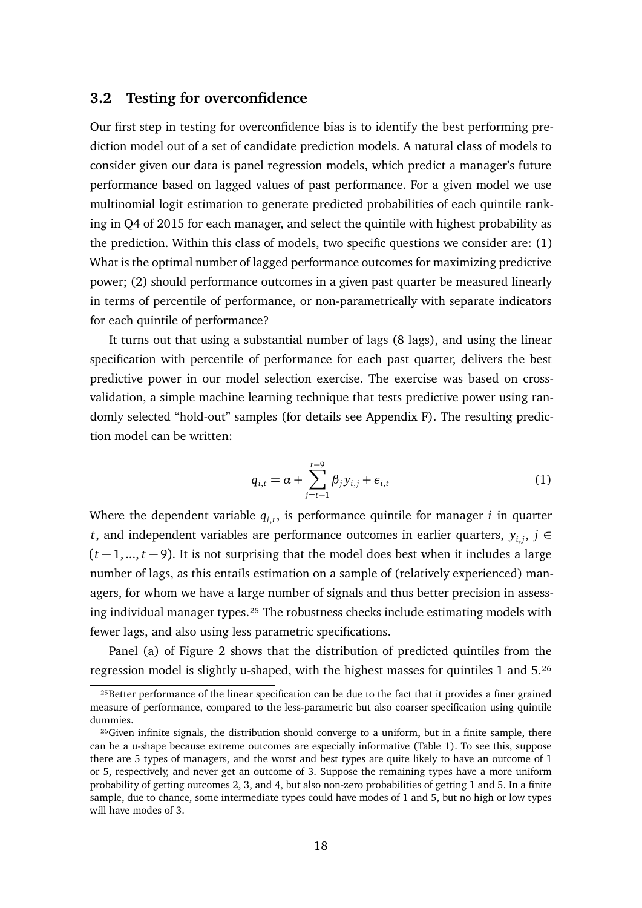### 3.2 Testing for overconfidence

Our first step in testing for overconfidence bias is to identify the best performing prediction model out of a set of candidate prediction models. A natural class of models to consider given our data is panel regression models, which predict a manager's future performance based on lagged values of past performance. For a given model we use multinomial logit estimation to generate predicted probabilities of each quintile ranking in Q4 of 2015 for each manager, and select the quintile with highest probability as the prediction. Within this class of models, two specific questions we consider are: (1) What is the optimal number of lagged performance outcomes for maximizing predictive power; (2) should performance outcomes in a given past quarter be measured linearly in terms of percentile of performance, or non-parametrically with separate indicators for each quintile of performance?

It turns out that using a substantial number of lags (8 lags), and using the linear specification with percentile of performance for each past quarter, delivers the best predictive power in our model selection exercise. The exercise was based on cross-validation, a simple machine learning technique that tests predictive power using randomly selected "hold-out" samples (for details see Appendix F). The resulting prediction model can be written:

$$q_{i,t} = \alpha + \sum_{j=t-1}^{t-9} \beta_j y_{i,j} + \epsilon_{i,t} \tag{1}$$

Where the dependent variable $q_{i,t}$, is performance quintile for manager $i$ in quarter $t$, and independent variables are performance outcomes in earlier quarters, $y_{i,j}$, $j \in (t-1, ..., t-9)$. It is not surprising that the model does best when it includes a large number of lags, as this entails estimation on a sample of (relatively experienced) managers, for whom we have a large number of signals and thus better precision in assessing individual manager types.[25] The robustness checks include estimating models with fewer lags, and also using less parametric specifications.

Panel (a) of Figure 2 shows that the distribution of predicted quintiles from the regression model is slightly u-shaped, with the highest masses for quintiles 1 and 5.[26]

[25] Better performance of the linear specification can be due to the fact that it provides a finer grained measure of performance, compared to the less-parametric but also coarser specification using quintile dummies.

[26] Given infinite signals, the distribution should converge to a uniform, but in a finite sample, there can be a u-shape because extreme outcomes are especially informative (Table 1). To see this, suppose there are 5 types of managers, and the worst and best types are quite likely to have an outcome of 1 or 5, respectively, and never get an outcome of 3. Suppose the remaining types have a more uniform probability of getting outcomes 2, 3, and 4, but also non-zero probabilities of getting 1 and 5. In a finite sample, due to chance, some intermediate types could have modes of 1 and 5, but no high or low types will have modes of 3.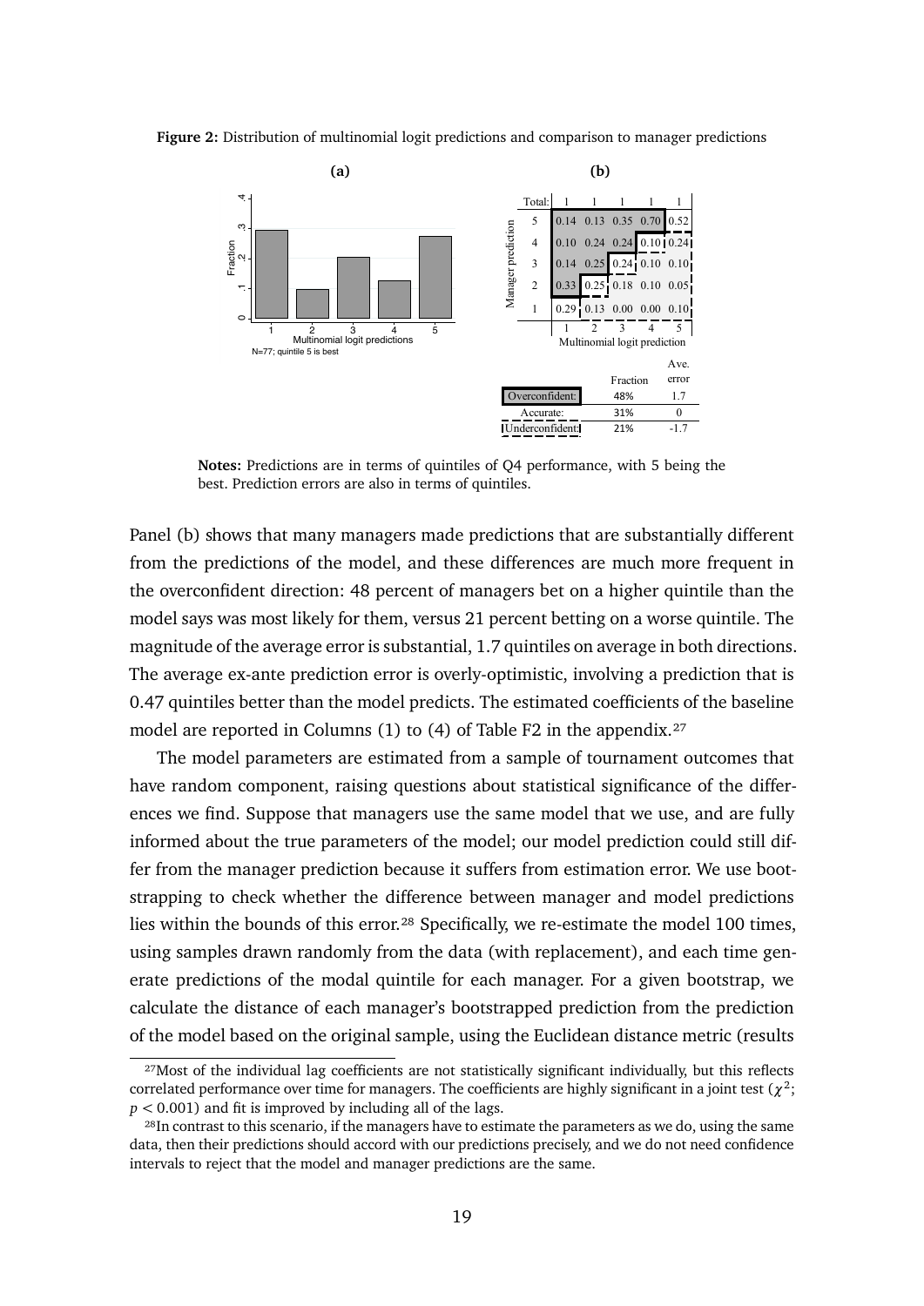**Figure 2:** Distribution of multinomial logit predictions and comparison to manager predictions

**(a)** **(b)**

| Manager prediction | 1 | 2 | 3 | 4 | 5 |
|---|---|---|---|---|---|
| Total: | 1 | 1 | 1 | 1 | 1 |
| 5 | 0.14 | 0.13 | 0.35 | 0.70 | 0.52 |
| 4 | 0.10 | 0.24 | 0.24 | 0.10 | 0.24 |
| 3 | 0.14 | 0.25 | 0.24 | 0.10 | 0.10 |
| 2 | 0.33 | 0.25 | 0.18 | 0.10 | 0.05 |
| 1 | 0.29 | 0.13 | 0.00 | 0.00 | 0.10 |

Multinomial logit prediction

| | Fraction | Ave. error |
|---|---|---|
| Overconfident: | 48% | 1.7 |
| Accurate: | 31% | 0 |
| Underconfident: | 21% | -1.7 |

N=77; quintile 5 is best

**Notes:** Predictions are in terms of quintiles of Q4 performance, with 5 being the best. Prediction errors are also in terms of quintiles.

Panel (b) shows that many managers made predictions that are substantially different from the predictions of the model, and these differences are much more frequent in the overconfident direction: 48 percent of managers bet on a higher quintile than the model says was most likely for them, versus 21 percent betting on a worse quintile. The magnitude of the average error is substantial, 1.7 quintiles on average in both directions. The average ex-ante prediction error is overly-optimistic, involving a prediction that is 0.47 quintiles better than the model predicts. The estimated coefficients of the baseline model are reported in Columns (1) to (4) of Table F2 in the appendix.[27]

The model parameters are estimated from a sample of tournament outcomes that have random component, raising questions about statistical significance of the differences we find. Suppose that managers use the same model that we use, and are fully informed about the true parameters of the model; our model prediction could still differ from the manager prediction because it suffers from estimation error. We use bootstrapping to check whether the difference between manager and model predictions lies within the bounds of this error.[28] Specifically, we re-estimate the model 100 times, using samples drawn randomly from the data (with replacement), and each time generate predictions of the modal quintile for each manager. For a given bootstrap, we calculate the distance of each manager's bootstrapped prediction from the prediction of the model based on the original sample, using the Euclidean distance metric (results

[27] Most of the individual lag coefficients are not statistically significant individually, but this reflects correlated performance over time for managers. The coefficients are highly significant in a joint test ($\chi^2$; $p < 0.001$) and fit is improved by including all of the lags.

[28] In contrast to this scenario, if the managers have to estimate the parameters as we do, using the same data, then their predictions should accord with our predictions precisely, and we do not need confidence intervals to reject that the model and manager predictions are the same.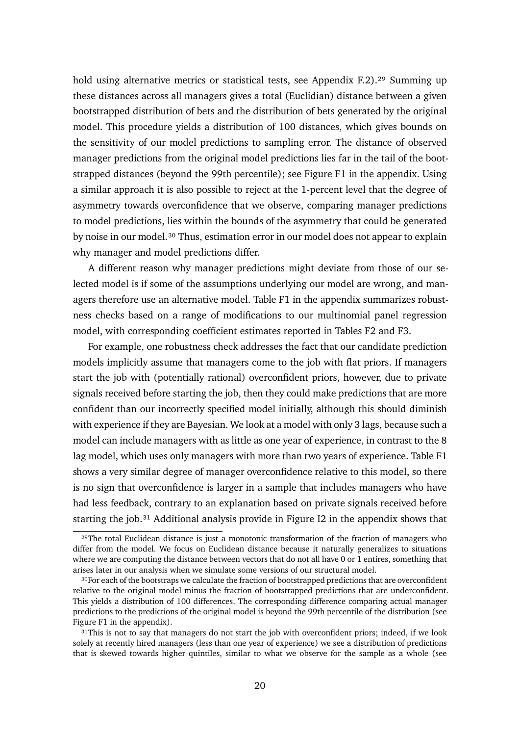hold using alternative metrics or statistical tests, see Appendix F.2).[29] Summing up these distances across all managers gives a total (Euclidian) distance between a given bootstrapped distribution of bets and the distribution of bets generated by the original model. This procedure yields a distribution of 100 distances, which gives bounds on the sensitivity of our model predictions to sampling error. The distance of observed manager predictions from the original model predictions lies far in the tail of the bootstrapped distances (beyond the 99th percentile); see Figure F1 in the appendix. Using a similar approach it is also possible to reject at the 1-percent level that the degree of asymmetry towards overconfidence that we observe, comparing manager predictions to model predictions, lies within the bounds of the asymmetry that could be generated by noise in our model.[30] Thus, estimation error in our model does not appear to explain why manager and model predictions differ.

A different reason why manager predictions might deviate from those of our selected model is if some of the assumptions underlying our model are wrong, and managers therefore use an alternative model. Table F1 in the appendix summarizes robustness checks based on a range of modifications to our multinomial panel regression model, with corresponding coefficient estimates reported in Tables F2 and F3.

For example, one robustness check addresses the fact that our candidate prediction models implicitly assume that managers come to the job with flat priors. If managers start the job with (potentially rational) overconfident priors, however, due to private signals received before starting the job, then they could make predictions that are more confident than our incorrectly specified model initially, although this should diminish with experience if they are Bayesian. We look at a model with only 3 lags, because such a model can include managers with as little as one year of experience, in contrast to the 8 lag model, which uses only managers with more than two years of experience. Table F1 shows a very similar degree of manager overconfidence relative to this model, so there is no sign that overconfidence is larger in a sample that includes managers who have had less feedback, contrary to an explanation based on private signals received before starting the job.[31] Additional analysis provide in Figure I2 in the appendix shows that

[29]The total Euclidean distance is just a monotonic transformation of the fraction of managers who differ from the model. We focus on Euclidean distance because it naturally generalizes to situations where we are computing the distance between vectors that do not all have 0 or 1 entires, something that arises later in our analysis when we simulate some versions of our structural model.

[30]For each of the bootstraps we calculate the fraction of bootstrapped predictions that are overconfident relative to the original model minus the fraction of bootstrapped predictions that are underconfident. This yields a distribution of 100 differences. The corresponding difference comparing actual manager predictions to the predictions of the original model is beyond the 99th percentile of the distribution (see Figure F1 in the appendix).

[31]This is not to say that managers do not start the job with overconfident priors; indeed, if we look solely at recently hired managers (less than one year of experience) we see a distribution of predictions that is skewed towards higher quintiles, similar to what we observe for the sample as a whole (see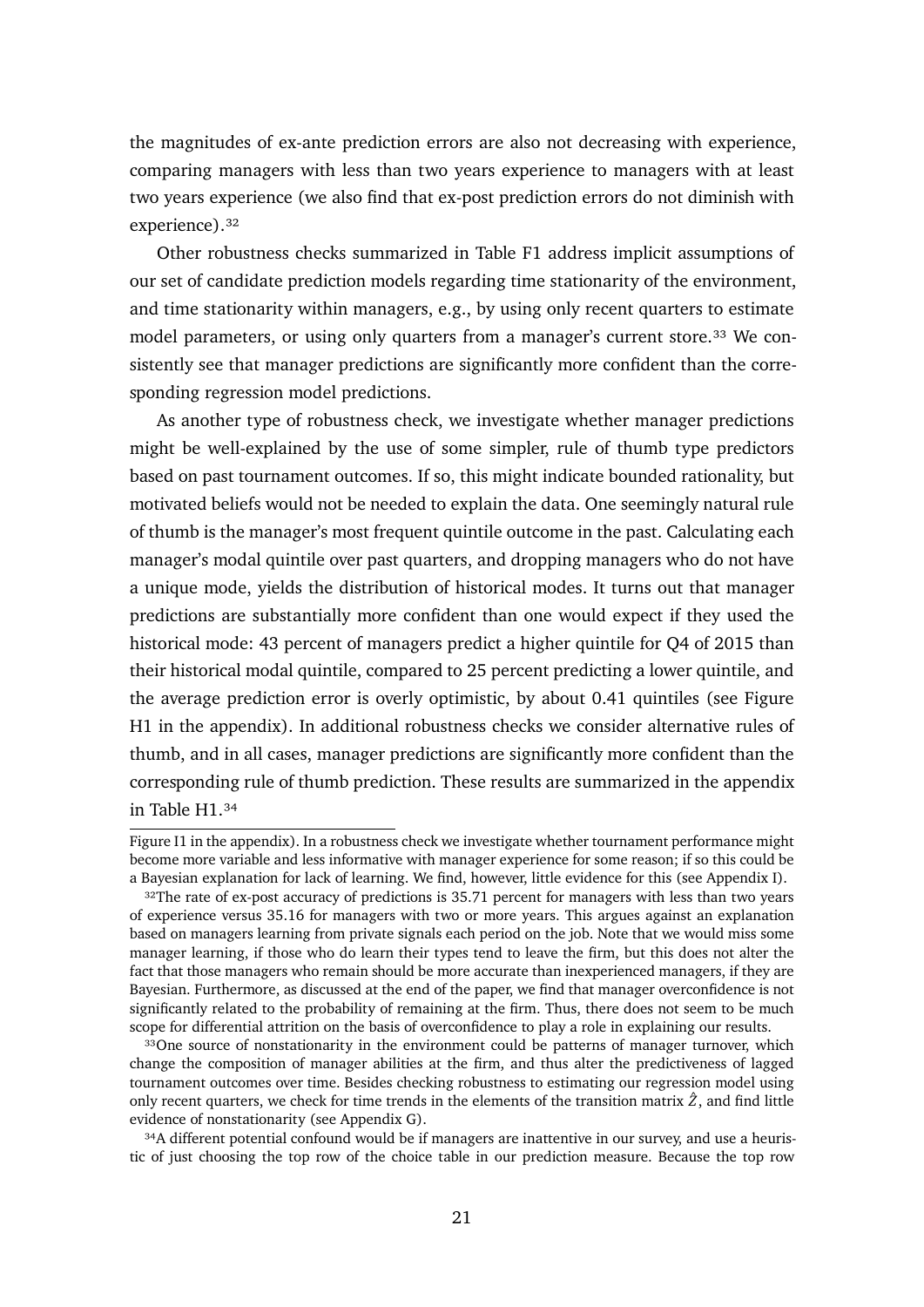the magnitudes of ex-ante prediction errors are also not decreasing with experience, comparing managers with less than two years experience to managers with at least two years experience (we also find that ex-post prediction errors do not diminish with experience).[32]

Other robustness checks summarized in Table F1 address implicit assumptions of our set of candidate prediction models regarding time stationarity of the environment, and time stationarity within managers, e.g., by using only recent quarters to estimate model parameters, or using only quarters from a manager's current store.[33] We consistently see that manager predictions are significantly more confident than the corresponding regression model predictions.

As another type of robustness check, we investigate whether manager predictions might be well-explained by the use of some simpler, rule of thumb type predictors based on past tournament outcomes. If so, this might indicate bounded rationality, but motivated beliefs would not be needed to explain the data. One seemingly natural rule of thumb is the manager's most frequent quintile outcome in the past. Calculating each manager's modal quintile over past quarters, and dropping managers who do not have a unique mode, yields the distribution of historical modes. It turns out that manager predictions are substantially more confident than one would expect if they used the historical mode: 43 percent of managers predict a higher quintile for Q4 of 2015 than their historical modal quintile, compared to 25 percent predicting a lower quintile, and the average prediction error is overly optimistic, by about 0.41 quintiles (see Figure H1 in the appendix). In additional robustness checks we consider alternative rules of thumb, and in all cases, manager predictions are significantly more confident than the corresponding rule of thumb prediction. These results are summarized in the appendix in Table H1.[34]

---

Figure I1 in the appendix). In a robustness check we investigate whether tournament performance might become more variable and less informative with manager experience for some reason; if so this could be a Bayesian explanation for lack of learning. We find, however, little evidence for this (see Appendix I).

[32]The rate of ex-post accuracy of predictions is 35.71 percent for managers with less than two years of experience versus 35.16 for managers with two or more years. This argues against an explanation based on managers learning from private signals each period on the job. Note that we would miss some manager learning, if those who do learn their types tend to leave the firm, but this does not alter the fact that those managers who remain should be more accurate than inexperienced managers, if they are Bayesian. Furthermore, as discussed at the end of the paper, we find that manager overconfidence is not significantly related to the probability of remaining at the firm. Thus, there does not seem to be much scope for differential attrition on the basis of overconfidence to play a role in explaining our results.

[33]One source of nonstationarity in the environment could be patterns of manager turnover, which change the composition of manager abilities at the firm, and thus alter the predictiveness of lagged tournament outcomes over time. Besides checking robustness to estimating our regression model using only recent quarters, we check for time trends in the elements of the transition matrix $\hat{Z}$, and find little evidence of nonstationarity (see Appendix G).

[34]A different potential confound would be if managers are inattentive in our survey, and use a heuristic of just choosing the top row of the choice table in our prediction measure. Because the top row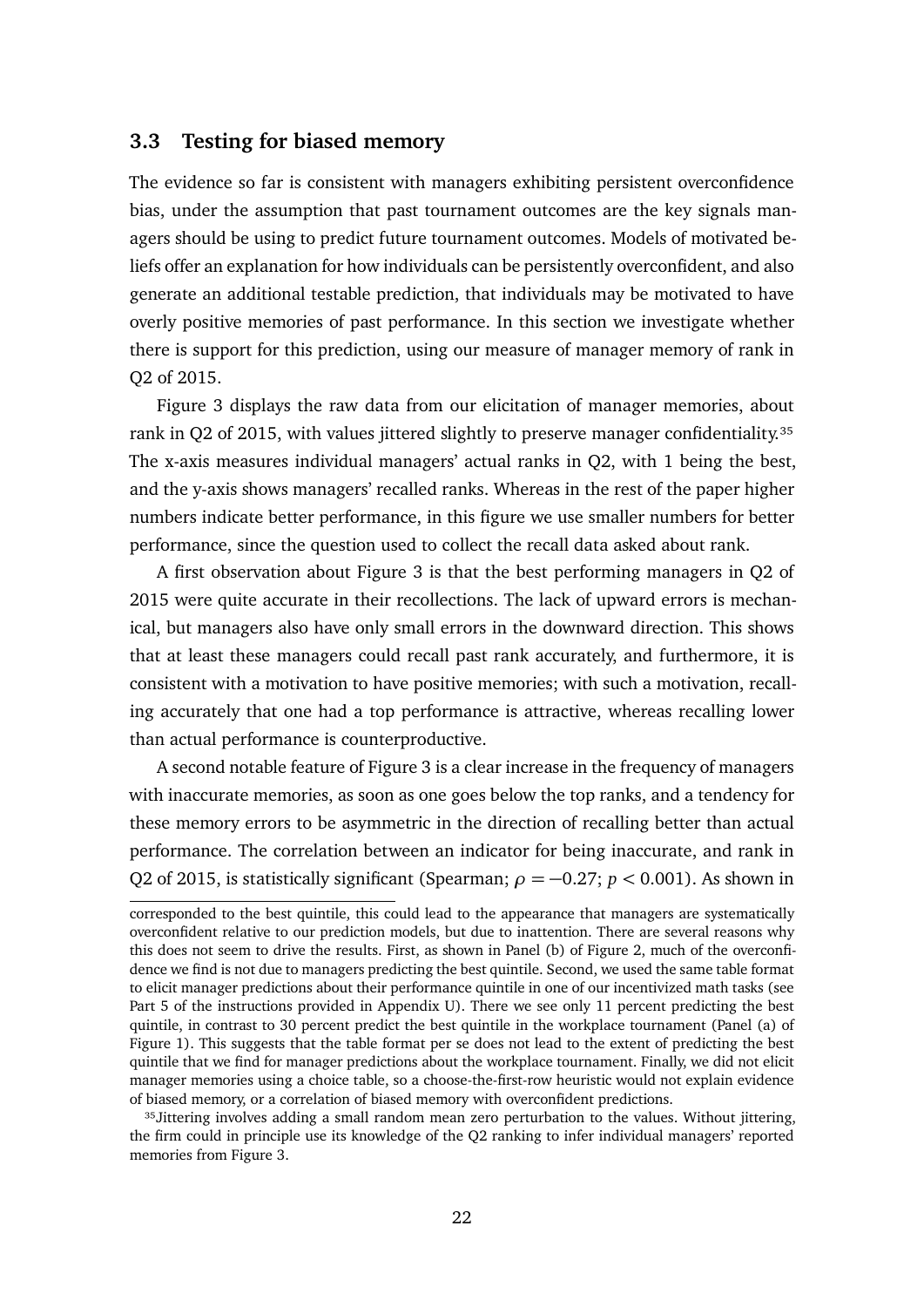### 3.3 Testing for biased memory

The evidence so far is consistent with managers exhibiting persistent overconfidence bias, under the assumption that past tournament outcomes are the key signals managers should be using to predict future tournament outcomes. Models of motivated beliefs offer an explanation for how individuals can be persistently overconfident, and also generate an additional testable prediction, that individuals may be motivated to have overly positive memories of past performance. In this section we investigate whether there is support for this prediction, using our measure of manager memory of rank in Q2 of 2015.

Figure 3 displays the raw data from our elicitation of manager memories, about rank in Q2 of 2015, with values jittered slightly to preserve manager confidentiality.[35] The x-axis measures individual managers' actual ranks in Q2, with 1 being the best, and the y-axis shows managers' recalled ranks. Whereas in the rest of the paper higher numbers indicate better performance, in this figure we use smaller numbers for better performance, since the question used to collect the recall data asked about rank.

A first observation about Figure 3 is that the best performing managers in Q2 of 2015 were quite accurate in their recollections. The lack of upward errors is mechanical, but managers also have only small errors in the downward direction. This shows that at least these managers could recall past rank accurately, and furthermore, it is consistent with a motivation to have positive memories; with such a motivation, recalling accurately that one had a top performance is attractive, whereas recalling lower than actual performance is counterproductive.

A second notable feature of Figure 3 is a clear increase in the frequency of managers with inaccurate memories, as soon as one goes below the top ranks, and a tendency for these memory errors to be asymmetric in the direction of recalling better than actual performance. The correlation between an indicator for being inaccurate, and rank in Q2 of 2015, is statistically significant (Spearman; $\rho = -0.27$; $p < 0.001$). As shown in

---

corresponded to the best quintile, this could lead to the appearance that managers are systematically overconfident relative to our prediction models, but due to inattention. There are several reasons why this does not seem to drive the results. First, as shown in Panel (b) of Figure 2, much of the overconfidence we find is not due to managers predicting the best quintile. Second, we used the same table format to elicit manager predictions about their performance quintile in one of our incentivized math tasks (see Part 5 of the instructions provided in Appendix U). There we see only 11 percent predicting the best quintile, in contrast to 30 percent predict the best quintile in the workplace tournament (Panel (a) of Figure 1). This suggests that the table format per se does not lead to the extent of predicting the best quintile that we find for manager predictions about the workplace tournament. Finally, we did not elicit manager memories using a choice table, so a choose-the-first-row heuristic would not explain evidence of biased memory, or a correlation of biased memory with overconfident predictions.

[35] Jittering involves adding a small random mean zero perturbation to the values. Without jittering, the firm could in principle use its knowledge of the Q2 ranking to infer individual managers' reported memories from Figure 3.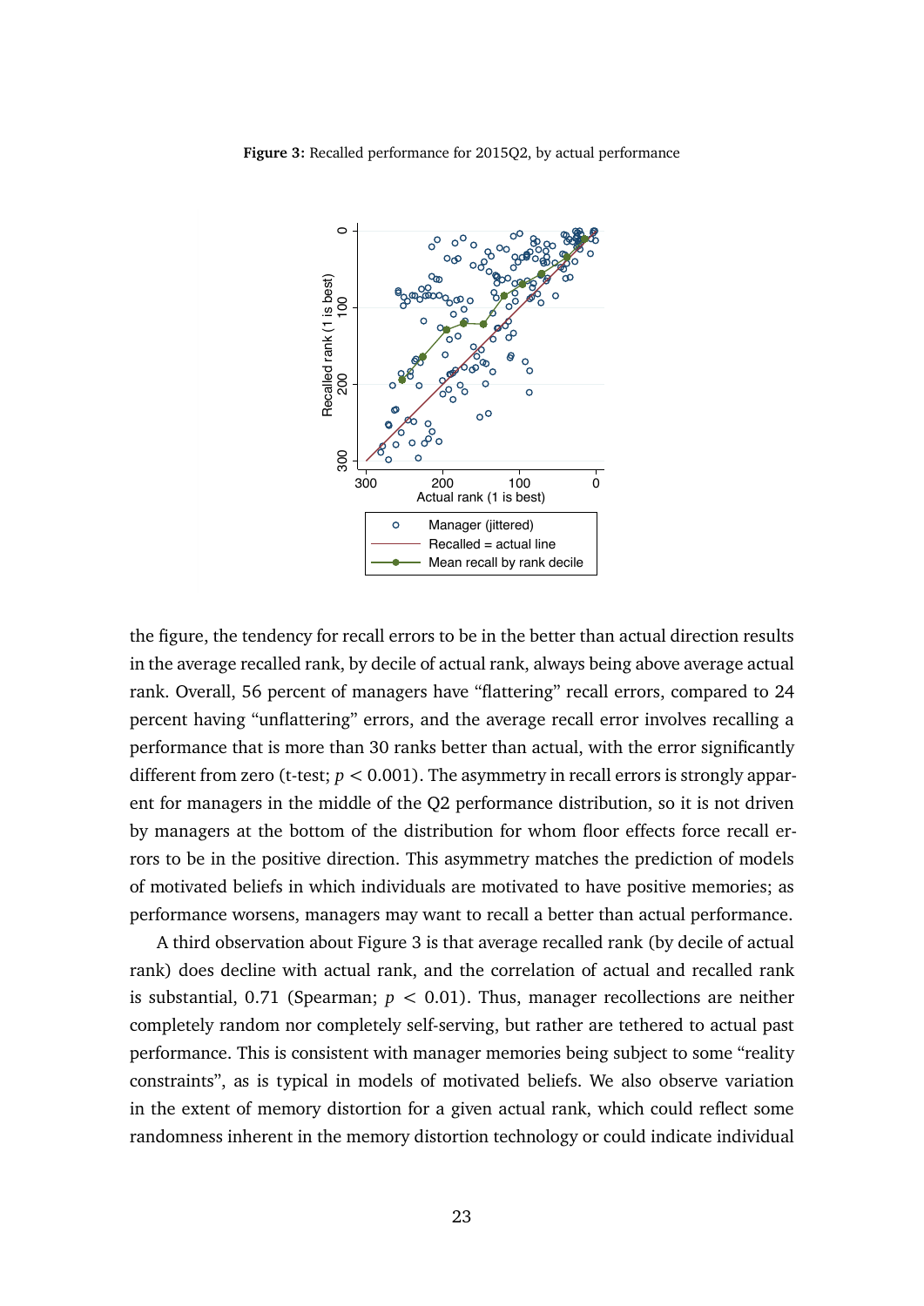**Figure 3:** Recalled performance for 2015Q2, by actual performance

the figure, the tendency for recall errors to be in the better than actual direction results in the average recalled rank, by decile of actual rank, always being above average actual rank. Overall, 56 percent of managers have "flattering" recall errors, compared to 24 percent having "unflattering" errors, and the average recall error involves recalling a performance that is more than 30 ranks better than actual, with the error significantly different from zero (t-test; $p < 0.001$). The asymmetry in recall errors is strongly apparent for managers in the middle of the Q2 performance distribution, so it is not driven by managers at the bottom of the distribution for whom floor effects force recall errors to be in the positive direction. This asymmetry matches the prediction of models of motivated beliefs in which individuals are motivated to have positive memories; as performance worsens, managers may want to recall a better than actual performance.

A third observation about Figure 3 is that average recalled rank (by decile of actual rank) does decline with actual rank, and the correlation of actual and recalled rank is substantial, 0.71 (Spearman; $p < 0.01$). Thus, manager recollections are neither completely random nor completely self-serving, but rather are tethered to actual past performance. This is consistent with manager memories being subject to some "reality constraints", as is typical in models of motivated beliefs. We also observe variation in the extent of memory distortion for a given actual rank, which could reflect some randomness inherent in the memory distortion technology or could indicate individual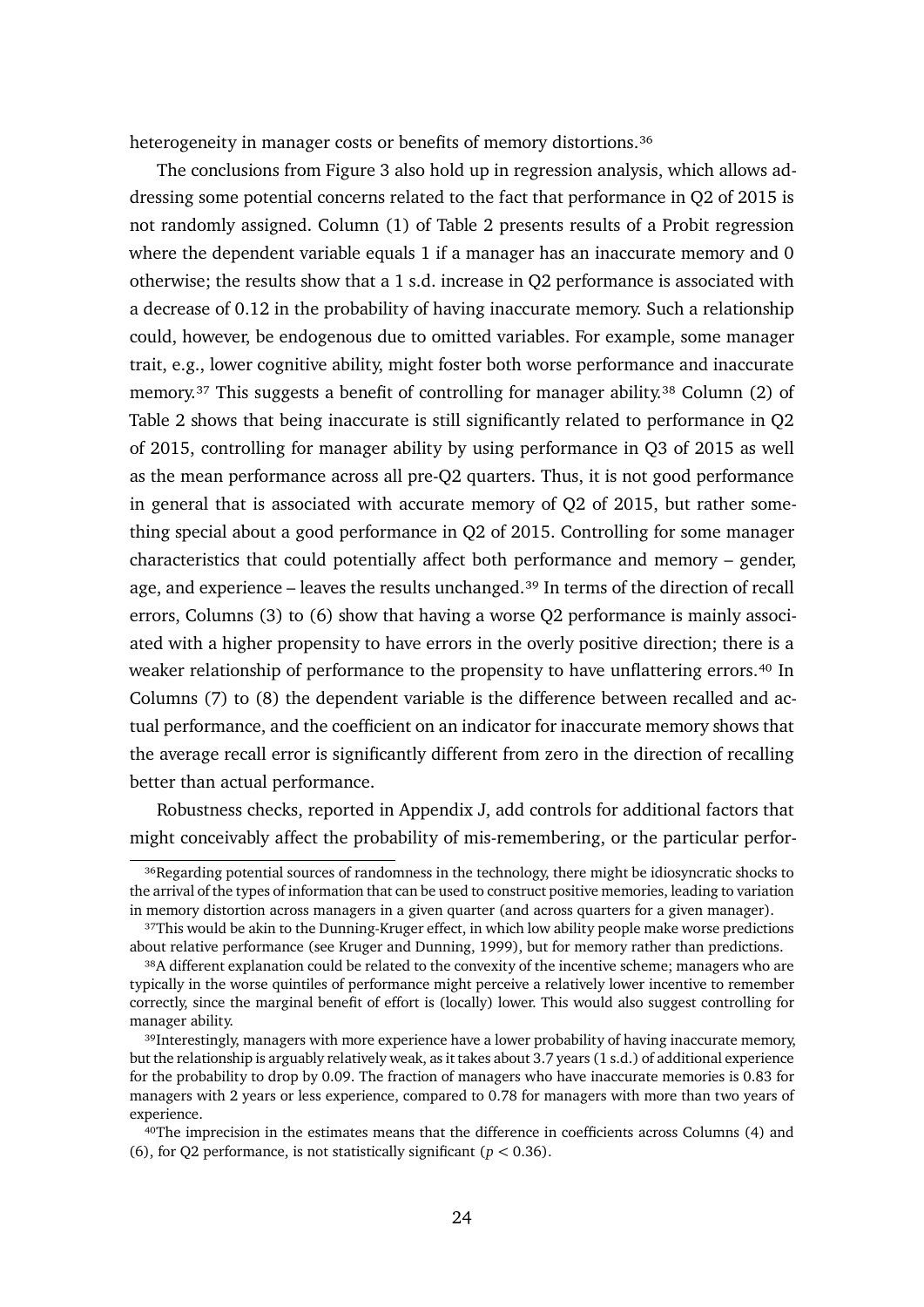heterogeneity in manager costs or benefits of memory distortions.[36]

The conclusions from Figure 3 also hold up in regression analysis, which allows addressing some potential concerns related to the fact that performance in Q2 of 2015 is not randomly assigned. Column (1) of Table 2 presents results of a Probit regression where the dependent variable equals 1 if a manager has an inaccurate memory and 0 otherwise; the results show that a 1 s.d. increase in Q2 performance is associated with a decrease of 0.12 in the probability of having inaccurate memory. Such a relationship could, however, be endogenous due to omitted variables. For example, some manager trait, e.g., lower cognitive ability, might foster both worse performance and inaccurate memory.[37] This suggests a benefit of controlling for manager ability.[38] Column (2) of Table 2 shows that being inaccurate is still significantly related to performance in Q2 of 2015, controlling for manager ability by using performance in Q3 of 2015 as well as the mean performance across all pre-Q2 quarters. Thus, it is not good performance in general that is associated with accurate memory of Q2 of 2015, but rather something special about a good performance in Q2 of 2015. Controlling for some manager characteristics that could potentially affect both performance and memory – gender, age, and experience – leaves the results unchanged.[39] In terms of the direction of recall errors, Columns (3) to (6) show that having a worse Q2 performance is mainly associated with a higher propensity to have errors in the overly positive direction; there is a weaker relationship of performance to the propensity to have unflattering errors.[40] In Columns (7) to (8) the dependent variable is the difference between recalled and actual performance, and the coefficient on an indicator for inaccurate memory shows that the average recall error is significantly different from zero in the direction of recalling better than actual performance.

Robustness checks, reported in Appendix J, add controls for additional factors that might conceivably affect the probability of mis-remembering, or the particular perfor-

[36]Regarding potential sources of randomness in the technology, there might be idiosyncratic shocks to the arrival of the types of information that can be used to construct positive memories, leading to variation in memory distortion across managers in a given quarter (and across quarters for a given manager).

[37]This would be akin to the Dunning-Kruger effect, in which low ability people make worse predictions about relative performance (see Kruger and Dunning, 1999), but for memory rather than predictions.

[38]A different explanation could be related to the convexity of the incentive scheme; managers who are typically in the worse quintiles of performance might perceive a relatively lower incentive to remember correctly, since the marginal benefit of effort is (locally) lower. This would also suggest controlling for manager ability.

[39]Interestingly, managers with more experience have a lower probability of having inaccurate memory, but the relationship is arguably relatively weak, as it takes about 3.7 years (1 s.d.) of additional experience for the probability to drop by 0.09. The fraction of managers who have inaccurate memories is 0.83 for managers with 2 years or less experience, compared to 0.78 for managers with more than two years of experience.

[40]The imprecision in the estimates means that the difference in coefficients across Columns (4) and (6), for Q2 performance, is not statistically significant ($p < 0.36$).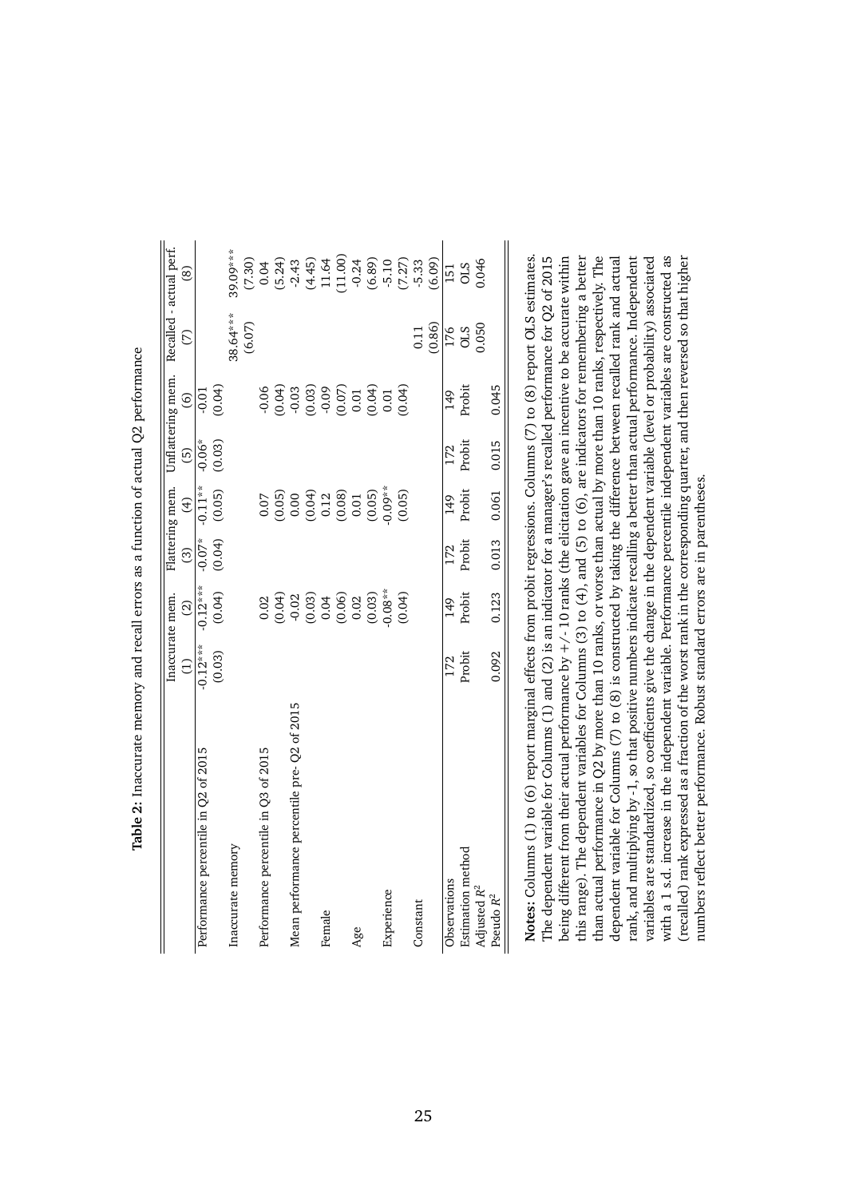**Table 2:** Inaccurate memory and recall errors as a function of actual Q2 performance

| | Inaccurate mem. | | Flattering mem. | | Unflattering mem. | | Recalled - actual perf. | |
|---|---|---|---|---|---|---|---|---|
| | (1) | (2) | (3) | (4) | (5) | (6) | (7) | (8) |
| Performance percentile in Q2 of 2015 | -0.12*** | -0.12*** | -0.07* | -0.11** | -0.06* | -0.01 | | |
| | (0.03) | (0.04) | (0.04) | (0.05) | (0.03) | (0.04) | | |
| Inaccurate memory | | | | | | | 38.64*** | 39.09*** |
| | | | | | | | (6.07) | (7.30) |
| Performance percentile in Q3 of 2015 | | 0.02 | | 0.07 | | -0.06 | | 0.04 |
| | | (0.04) | | (0.05) | | (0.04) | | (5.24) |
| Mean performance percentile pre- Q2 of 2015 | | -0.02 | | 0.00 | | -0.03 | | -2.43 |
| | | (0.03) | | (0.04) | | (0.03) | | (4.45) |
| Female | | 0.04 | | 0.12 | | -0.09 | | 11.64 |
| | | (0.06) | | (0.08) | | (0.07) | | (11.00) |
| Age | | 0.02 | | 0.01 | | 0.01 | | -0.24 |
| | | (0.03) | | (0.05) | | (0.04) | | (6.89) |
| Experience | | -0.08** | | -0.09** | | 0.01 | | -5.10 |
| | | (0.04) | | (0.05) | | (0.04) | | (7.27) |
| Constant | | | | | | | 0.11 | -5.33 |
| | | | | | | | (0.86) | (6.09) |
| Observations | 172 | 149 | 172 | 149 | 172 | 149 | 176 | 151 |
| Estimation method | Probit | Probit | Probit | Probit | Probit | Probit | OLS | OLS |
| Adjusted $R^2$ | | | | | | | 0.050 | 0.046 |
| Pseudo $R^2$ | 0.092 | 0.123 | 0.013 | 0.061 | 0.015 | 0.045 | | |

**Notes:** Columns (1) to (6) report marginal effects from probit regressions. Columns (7) to (8) report OLS estimates. The dependent variable for Columns (1) and (2) is an indicator for a manager's recalled performance for Q2 of 2015 being different from their actual performance by +/-10 ranks (the elicitation gave an incentive to be accurate within this range). The dependent variables for Columns (3) to (4), and (5) to (6), are indicators for remembering a better than actual performance in Q2 by more than 10 ranks, or worse than actual by more than 10 ranks, respectively. The dependent variable for Columns (7) to (8) is constructed by taking the difference between recalled rank and actual rank, and multiplying by -1, so that positive numbers indicate recalling a better than actual performance. Independent variables are standardized, so coefficients give the change in the dependent variable (level or probability) associated with a 1 s.d. increase in the independent variable. Performance percentile independent variables are constructed as (recalled) rank expressed as a fraction of the worst rank in the corresponding quarter, and then reversed so that higher numbers reflect better performance. Robust standard errors are in parentheses.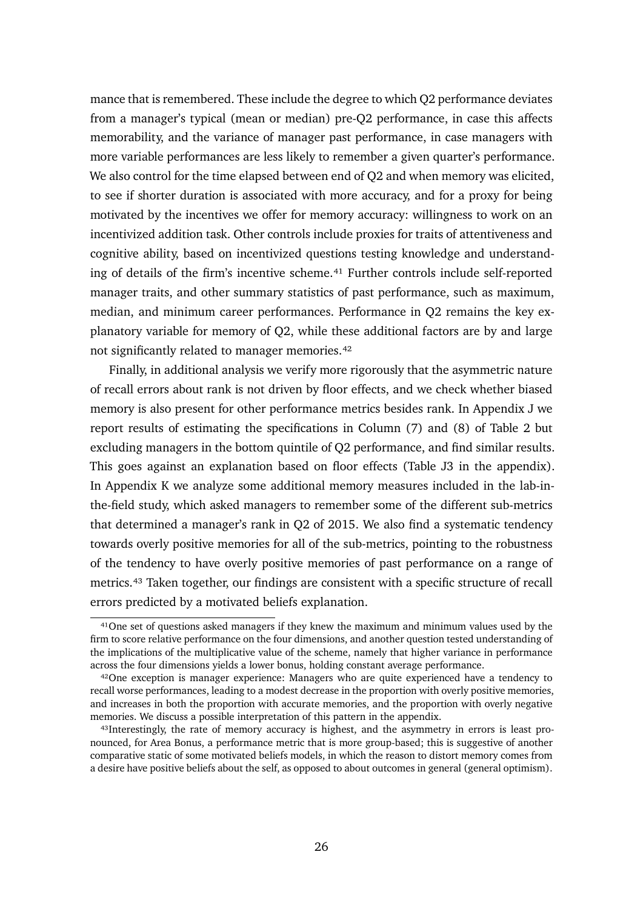mance that is remembered. These include the degree to which Q2 performance deviates from a manager's typical (mean or median) pre-Q2 performance, in case this affects memorability, and the variance of manager past performance, in case managers with more variable performances are less likely to remember a given quarter's performance. We also control for the time elapsed between end of Q2 and when memory was elicited, to see if shorter duration is associated with more accuracy, and for a proxy for being motivated by the incentives we offer for memory accuracy: willingness to work on an incentivized addition task. Other controls include proxies for traits of attentiveness and cognitive ability, based on incentivized questions testing knowledge and understanding of details of the firm's incentive scheme.[41] Further controls include self-reported manager traits, and other summary statistics of past performance, such as maximum, median, and minimum career performances. Performance in Q2 remains the key explanatory variable for memory of Q2, while these additional factors are by and large not significantly related to manager memories.[42]

Finally, in additional analysis we verify more rigorously that the asymmetric nature of recall errors about rank is not driven by floor effects, and we check whether biased memory is also present for other performance metrics besides rank. In Appendix J we report results of estimating the specifications in Column (7) and (8) of Table 2 but excluding managers in the bottom quintile of Q2 performance, and find similar results. This goes against an explanation based on floor effects (Table J3 in the appendix). In Appendix K we analyze some additional memory measures included in the lab-in-the-field study, which asked managers to remember some of the different sub-metrics that determined a manager's rank in Q2 of 2015. We also find a systematic tendency towards overly positive memories for all of the sub-metrics, pointing to the robustness of the tendency to have overly positive memories of past performance on a range of metrics.[43] Taken together, our findings are consistent with a specific structure of recall errors predicted by a motivated beliefs explanation.

[41] One set of questions asked managers if they knew the maximum and minimum values used by the firm to score relative performance on the four dimensions, and another question tested understanding of the implications of the multiplicative value of the scheme, namely that higher variance in performance across the four dimensions yields a lower bonus, holding constant average performance.

[42] One exception is manager experience: Managers who are quite experienced have a tendency to recall worse performances, leading to a modest decrease in the proportion with overly positive memories, and increases in both the proportion with accurate memories, and the proportion with overly negative memories. We discuss a possible interpretation of this pattern in the appendix.

[43] Interestingly, the rate of memory accuracy is highest, and the asymmetry in errors is least pronounced, for Area Bonus, a performance metric that is more group-based; this is suggestive of another comparative static of some motivated beliefs models, in which the reason to distort memory comes from a desire have positive beliefs about the self, as opposed to about outcomes in general (general optimism).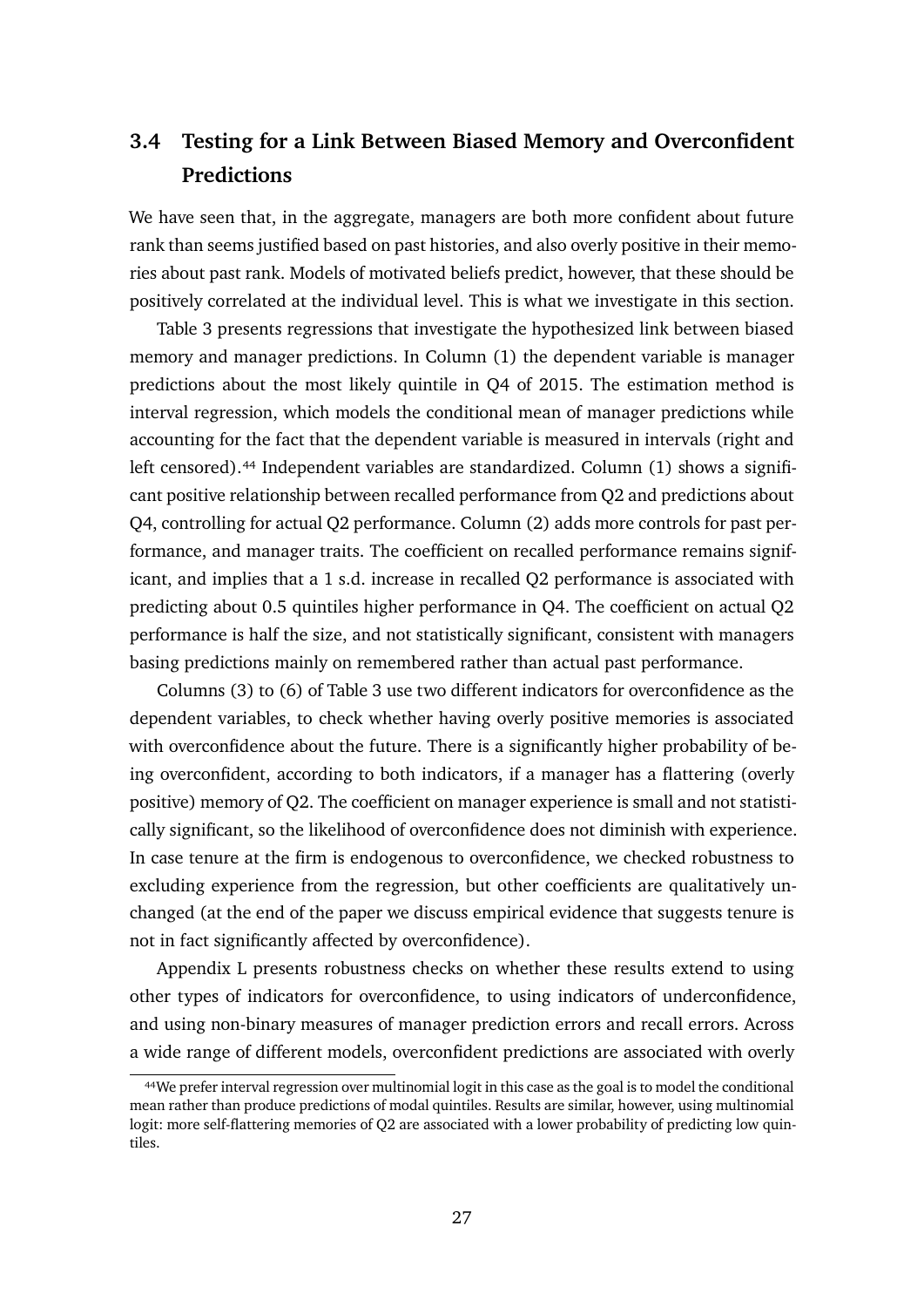### 3.4 Testing for a Link Between Biased Memory and Overconfident Predictions

We have seen that, in the aggregate, managers are both more confident about future rank than seems justified based on past histories, and also overly positive in their memories about past rank. Models of motivated beliefs predict, however, that these should be positively correlated at the individual level. This is what we investigate in this section.

Table 3 presents regressions that investigate the hypothesized link between biased memory and manager predictions. In Column (1) the dependent variable is manager predictions about the most likely quintile in Q4 of 2015. The estimation method is interval regression, which models the conditional mean of manager predictions while accounting for the fact that the dependent variable is measured in intervals (right and left censored).[44] Independent variables are standardized. Column (1) shows a significant positive relationship between recalled performance from Q2 and predictions about Q4, controlling for actual Q2 performance. Column (2) adds more controls for past performance, and manager traits. The coefficient on recalled performance remains significant, and implies that a 1 s.d. increase in recalled Q2 performance is associated with predicting about 0.5 quintiles higher performance in Q4. The coefficient on actual Q2 performance is half the size, and not statistically significant, consistent with managers basing predictions mainly on remembered rather than actual past performance.

Columns (3) to (6) of Table 3 use two different indicators for overconfidence as the dependent variables, to check whether having overly positive memories is associated with overconfidence about the future. There is a significantly higher probability of being overconfident, according to both indicators, if a manager has a flattering (overly positive) memory of Q2. The coefficient on manager experience is small and not statistically significant, so the likelihood of overconfidence does not diminish with experience. In case tenure at the firm is endogenous to overconfidence, we checked robustness to excluding experience from the regression, but other coefficients are qualitatively unchanged (at the end of the paper we discuss empirical evidence that suggests tenure is not in fact significantly affected by overconfidence).

Appendix L presents robustness checks on whether these results extend to using other types of indicators for overconfidence, to using indicators of underconfidence, and using non-binary measures of manager prediction errors and recall errors. Across a wide range of different models, overconfident predictions are associated with overly

[44] We prefer interval regression over multinomial logit in this case as the goal is to model the conditional mean rather than produce predictions of modal quintiles. Results are similar, however, using multinomial logit: more self-flattering memories of Q2 are associated with a lower probability of predicting low quintiles.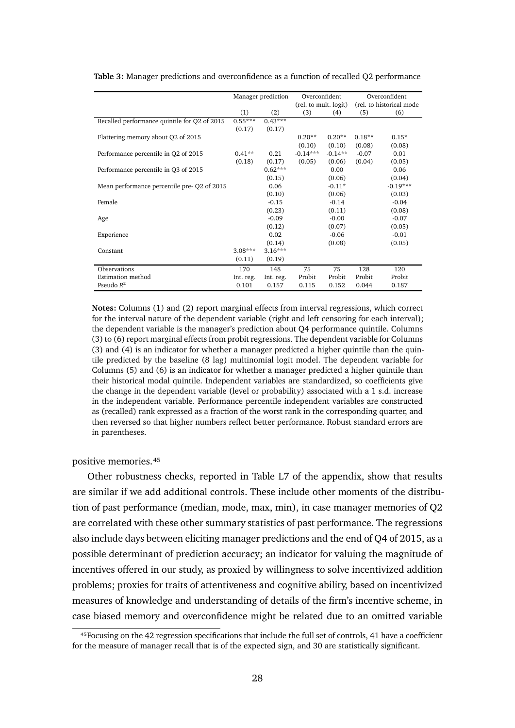**Table 3:** Manager predictions and overconfidence as a function of recalled Q2 performance

| | Manager prediction | | Overconfident (rel. to mult. logit) | | Overconfident (rel. to historical mode | |
|---|---|---|---|---|---|---|
| | (1) | (2) | (3) | (4) | (5) | (6) |
| Recalled performance quintile for Q2 of 2015 | 0.55*** | 0.43*** | | | | |
| | (0.17) | (0.17) | | | | |
| Flattering memory about Q2 of 2015 | | | 0.20** | 0.20** | 0.18** | 0.15* |
| | | | (0.10) | (0.10) | (0.08) | (0.08) |
| Performance percentile in Q2 of 2015 | 0.41** | 0.21 | -0.14*** | -0.14** | -0.07 | 0.01 |
| | (0.18) | (0.17) | (0.05) | (0.06) | (0.04) | (0.05) |
| Performance percentile in Q3 of 2015 | | 0.62*** | | 0.00 | | 0.06 |
| | | (0.15) | | (0.06) | | (0.04) |
| Mean performance percentile pre- Q2 of 2015 | | 0.06 | | -0.11* | | -0.19*** |
| | | (0.10) | | (0.06) | | (0.03) |
| Female | | -0.15 | | -0.14 | | -0.04 |
| | | (0.23) | | (0.11) | | (0.08) |
| Age | | -0.09 | | -0.00 | | -0.07 |
| | | (0.12) | | (0.07) | | (0.05) |
| Experience | | 0.02 | | -0.06 | | -0.01 |
| | | (0.14) | | (0.08) | | (0.05) |
| Constant | 3.08*** | 3.16*** | | | | |
| | (0.11) | (0.19) | | | | |
| Observations | 170 | 148 | 75 | 75 | 128 | 120 |
| Estimation method | Int. reg. | Int. reg. | Probit | Probit | Probit | Probit |
| Pseudo $R^2$ | 0.101 | 0.157 | 0.115 | 0.152 | 0.044 | 0.187 |

**Notes:** Columns (1) and (2) report marginal effects from interval regressions, which correct for the interval nature of the dependent variable (right and left censoring for each interval); the dependent variable is the manager's prediction about Q4 performance quintile. Columns (3) to (6) report marginal effects from probit regressions. The dependent variable for Columns (3) and (4) is an indicator for whether a manager predicted a higher quintile than the quintile predicted by the baseline (8 lag) multinomial logit model. The dependent variable for Columns (5) and (6) is an indicator for whether a manager predicted a higher quintile than their historical modal quintile. Independent variables are standardized, so coefficients give the change in the dependent variable (level or probability) associated with a 1 s.d. increase in the independent variable. Performance percentile independent variables are constructed as (recalled) rank expressed as a fraction of the worst rank in the corresponding quarter, and then reversed so that higher numbers reflect better performance. Robust standard errors are in parentheses.

positive memories.[45]

Other robustness checks, reported in Table L7 of the appendix, show that results are similar if we add additional controls. These include other moments of the distribution of past performance (median, mode, max, min), in case manager memories of Q2 are correlated with these other summary statistics of past performance. The regressions also include days between eliciting manager predictions and the end of Q4 of 2015, as a possible determinant of prediction accuracy; an indicator for valuing the magnitude of incentives offered in our study, as proxied by willingness to solve incentivized addition problems; proxies for traits of attentiveness and cognitive ability, based on incentivized measures of knowledge and understanding of details of the firm's incentive scheme, in case biased memory and overconfidence might be related due to an omitted variable

[45] Focusing on the 42 regression specifications that include the full set of controls, 41 have a coefficient for the measure of manager recall that is of the expected sign, and 30 are statistically significant.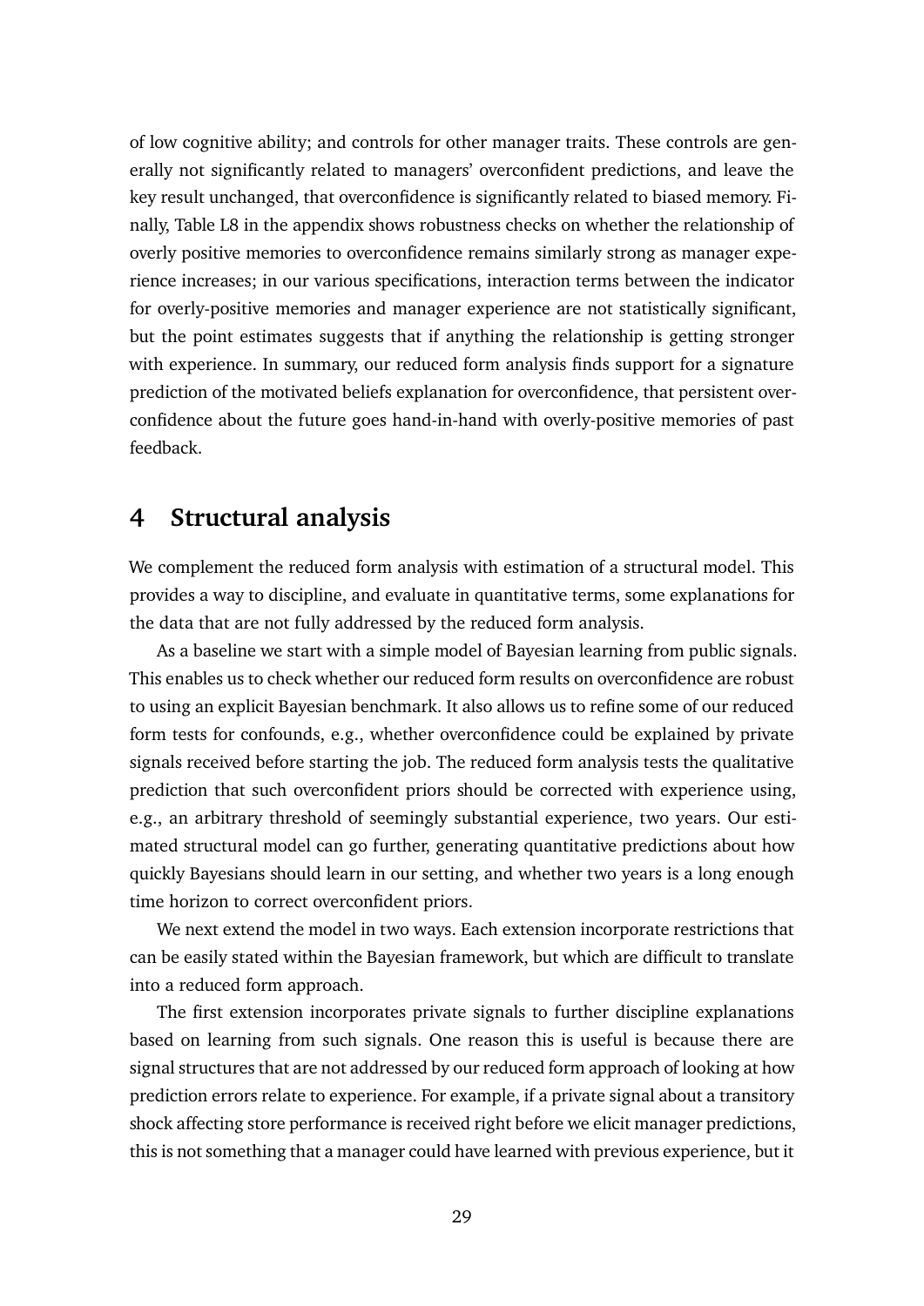of low cognitive ability; and controls for other manager traits. These controls are generally not significantly related to managers' overconfident predictions, and leave the key result unchanged, that overconfidence is significantly related to biased memory. Finally, Table L8 in the appendix shows robustness checks on whether the relationship of overly positive memories to overconfidence remains similarly strong as manager experience increases; in our various specifications, interaction terms between the indicator for overly-positive memories and manager experience are not statistically significant, but the point estimates suggests that if anything the relationship is getting stronger with experience. In summary, our reduced form analysis finds support for a signature prediction of the motivated beliefs explanation for overconfidence, that persistent overconfidence about the future goes hand-in-hand with overly-positive memories of past feedback.

# 4 Structural analysis

We complement the reduced form analysis with estimation of a structural model. This provides a way to discipline, and evaluate in quantitative terms, some explanations for the data that are not fully addressed by the reduced form analysis.

As a baseline we start with a simple model of Bayesian learning from public signals. This enables us to check whether our reduced form results on overconfidence are robust to using an explicit Bayesian benchmark. It also allows us to refine some of our reduced form tests for confounds, e.g., whether overconfidence could be explained by private signals received before starting the job. The reduced form analysis tests the qualitative prediction that such overconfident priors should be corrected with experience using, e.g., an arbitrary threshold of seemingly substantial experience, two years. Our estimated structural model can go further, generating quantitative predictions about how quickly Bayesians should learn in our setting, and whether two years is a long enough time horizon to correct overconfident priors.

We next extend the model in two ways. Each extension incorporate restrictions that can be easily stated within the Bayesian framework, but which are difficult to translate into a reduced form approach.

The first extension incorporates private signals to further discipline explanations based on learning from such signals. One reason this is useful is because there are signal structures that are not addressed by our reduced form approach of looking at how prediction errors relate to experience. For example, if a private signal about a transitory shock affecting store performance is received right before we elicit manager predictions, this is not something that a manager could have learned with previous experience, but it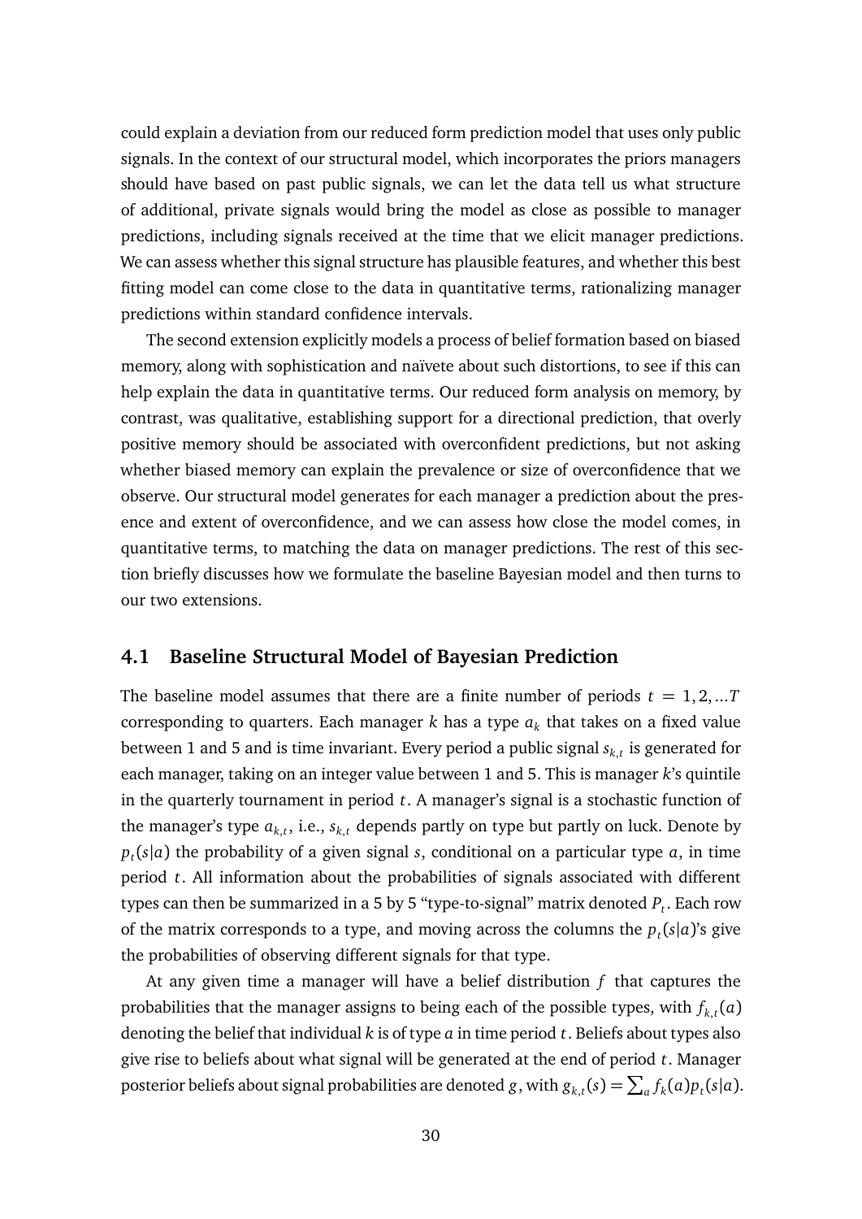could explain a deviation from our reduced form prediction model that uses only public signals. In the context of our structural model, which incorporates the priors managers should have based on past public signals, we can let the data tell us what structure of additional, private signals would bring the model as close as possible to manager predictions, including signals received at the time that we elicit manager predictions. We can assess whether this signal structure has plausible features, and whether this best fitting model can come close to the data in quantitative terms, rationalizing manager predictions within standard confidence intervals.

The second extension explicitly models a process of belief formation based on biased memory, along with sophistication and naïvete about such distortions, to see if this can help explain the data in quantitative terms. Our reduced form analysis on memory, by contrast, was qualitative, establishing support for a directional prediction, that overly positive memory should be associated with overconfident predictions, but not asking whether biased memory can explain the prevalence or size of overconfidence that we observe. Our structural model generates for each manager a prediction about the presence and extent of overconfidence, and we can assess how close the model comes, in quantitative terms, to matching the data on manager predictions. The rest of this section briefly discusses how we formulate the baseline Bayesian model and then turns to our two extensions.

## 4.1 Baseline Structural Model of Bayesian Prediction

The baseline model assumes that there are a finite number of periods $t = 1, 2, ...T$ corresponding to quarters. Each manager $k$ has a type $a_k$ that takes on a fixed value between 1 and 5 and is time invariant. Every period a public signal $s_{k,t}$ is generated for each manager, taking on an integer value between 1 and 5. This is manager $k$'s quintile in the quarterly tournament in period $t$. A manager's signal is a stochastic function of the manager's type $a_{k,t}$, i.e., $s_{k,t}$ depends partly on type but partly on luck. Denote by $p_t(s|a)$ the probability of a given signal $s$, conditional on a particular type $a$, in time period $t$. All information about the probabilities of signals associated with different types can then be summarized in a 5 by 5 "type-to-signal" matrix denoted $P_t$. Each row of the matrix corresponds to a type, and moving across the columns the $p_t(s|a)$'s give the probabilities of observing different signals for that type.

At any given time a manager will have a belief distribution $f$ that captures the probabilities that the manager assigns to being each of the possible types, with $f_{k,t}(a)$ denoting the belief that individual $k$ is of type $a$ in time period $t$. Beliefs about types also give rise to beliefs about what signal will be generated at the end of period $t$. Manager posterior beliefs about signal probabilities are denoted $g$, with $g_{k,t}(s) = \sum_a f_k(a) p_t(s|a)$.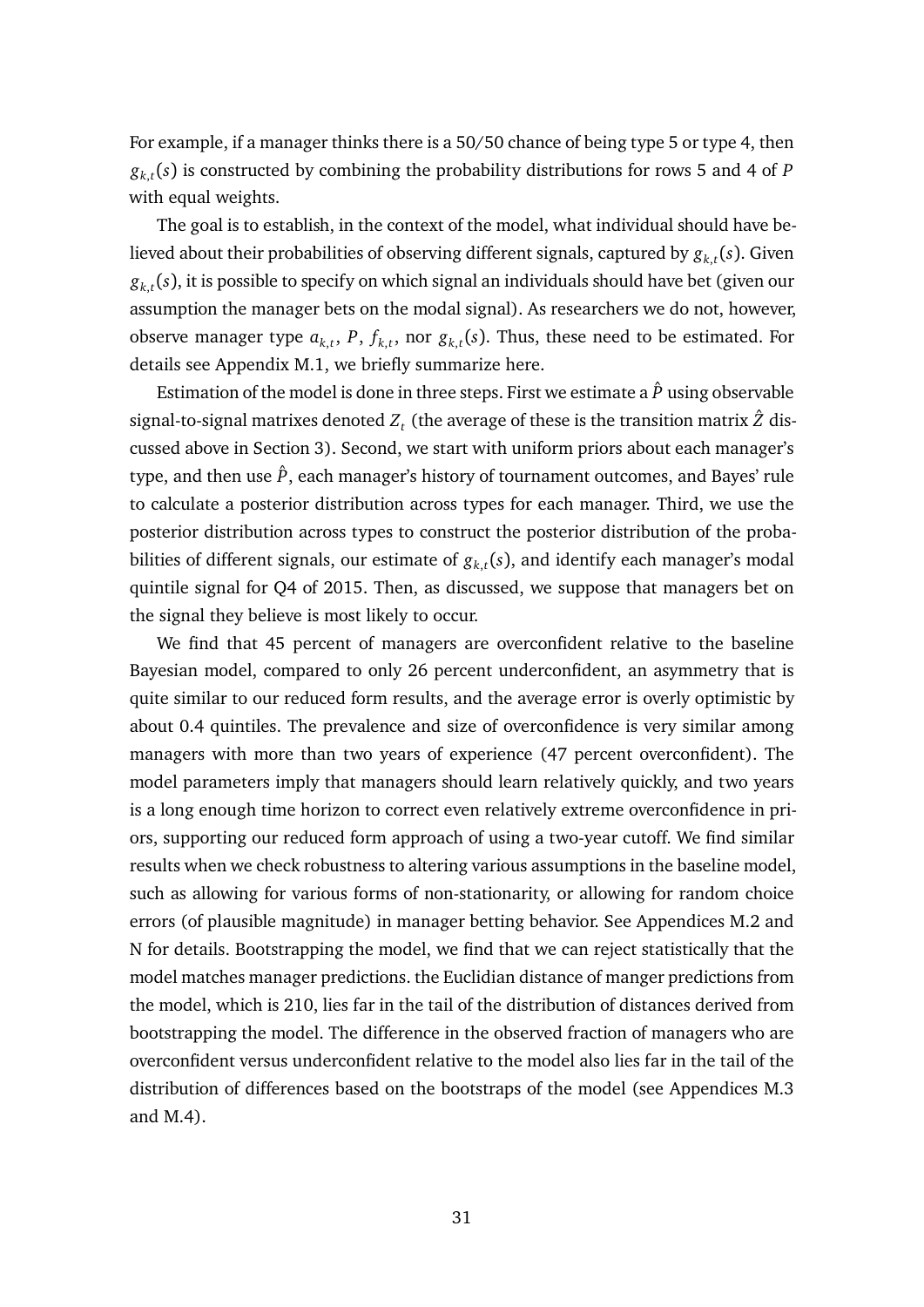For example, if a manager thinks there is a 50/50 chance of being type 5 or type 4, then $g_{k,t}(s)$ is constructed by combining the probability distributions for rows 5 and 4 of $P$ with equal weights.

The goal is to establish, in the context of the model, what individual should have believed about their probabilities of observing different signals, captured by $g_{k,t}(s)$. Given $g_{k,t}(s)$, it is possible to specify on which signal an individuals should have bet (given our assumption the manager bets on the modal signal). As researchers we do not, however, observe manager type $a_{k,t}$, $P$, $f_{k,t}$, nor $g_{k,t}(s)$. Thus, these need to be estimated. For details see Appendix M.1, we briefly summarize here.

Estimation of the model is done in three steps. First we estimate a $\hat{P}$ using observable signal-to-signal matrixes denoted $Z_t$ (the average of these is the transition matrix $\hat{Z}$ discussed above in Section 3). Second, we start with uniform priors about each manager's type, and then use $\hat{P}$, each manager's history of tournament outcomes, and Bayes' rule to calculate a posterior distribution across types for each manager. Third, we use the posterior distribution across types to construct the posterior distribution of the probabilities of different signals, our estimate of $g_{k,t}(s)$, and identify each manager's modal quintile signal for Q4 of 2015. Then, as discussed, we suppose that managers bet on the signal they believe is most likely to occur.

We find that 45 percent of managers are overconfident relative to the baseline Bayesian model, compared to only 26 percent underconfident, an asymmetry that is quite similar to our reduced form results, and the average error is overly optimistic by about 0.4 quintiles. The prevalence and size of overconfidence is very similar among managers with more than two years of experience (47 percent overconfident). The model parameters imply that managers should learn relatively quickly, and two years is a long enough time horizon to correct even relatively extreme overconfidence in priors, supporting our reduced form approach of using a two-year cutoff. We find similar results when we check robustness to altering various assumptions in the baseline model, such as allowing for various forms of non-stationarity, or allowing for random choice errors (of plausible magnitude) in manager betting behavior. See Appendices M.2 and N for details. Bootstrapping the model, we find that we can reject statistically that the model matches manager predictions. the Euclidian distance of manger predictions from the model, which is 210, lies far in the tail of the distribution of distances derived from bootstrapping the model. The difference in the observed fraction of managers who are overconfident versus underconfident relative to the model also lies far in the tail of the distribution of differences based on the bootstraps of the model (see Appendices M.3 and M.4).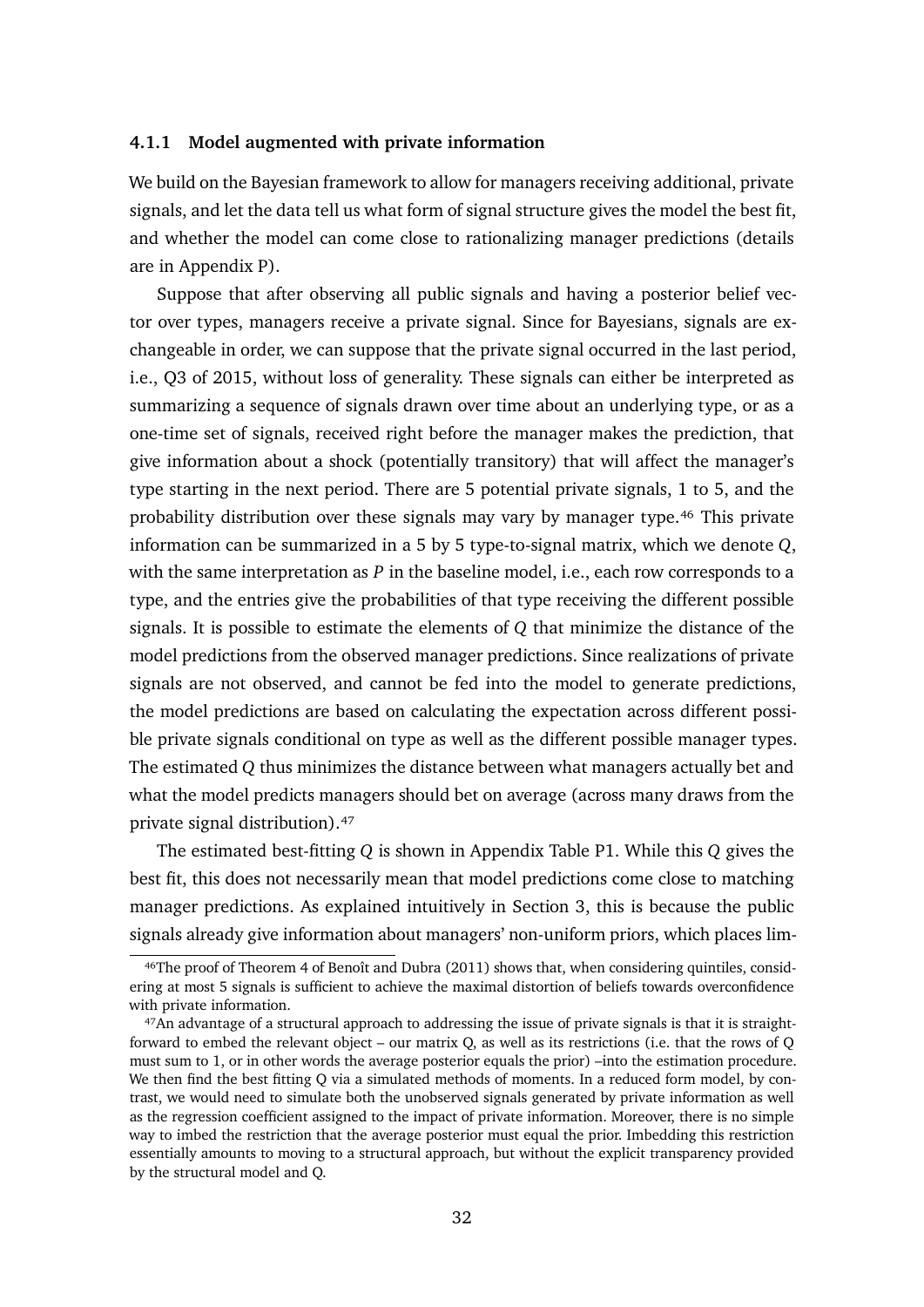### 4.1.1 Model augmented with private information

We build on the Bayesian framework to allow for managers receiving additional, private signals, and let the data tell us what form of signal structure gives the model the best fit, and whether the model can come close to rationalizing manager predictions (details are in Appendix P).

Suppose that after observing all public signals and having a posterior belief vector over types, managers receive a private signal. Since for Bayesians, signals are exchangeable in order, we can suppose that the private signal occurred in the last period, i.e., Q3 of 2015, without loss of generality. These signals can either be interpreted as summarizing a sequence of signals drawn over time about an underlying type, or as a one-time set of signals, received right before the manager makes the prediction, that give information about a shock (potentially transitory) that will affect the manager's type starting in the next period. There are 5 potential private signals, 1 to 5, and the probability distribution over these signals may vary by manager type.[46] This private information can be summarized in a 5 by 5 type-to-signal matrix, which we denote $Q$, with the same interpretation as $P$ in the baseline model, i.e., each row corresponds to a type, and the entries give the probabilities of that type receiving the different possible signals. It is possible to estimate the elements of $Q$ that minimize the distance of the model predictions from the observed manager predictions. Since realizations of private signals are not observed, and cannot be fed into the model to generate predictions, the model predictions are based on calculating the expectation across different possible private signals conditional on type as well as the different possible manager types. The estimated $Q$ thus minimizes the distance between what managers actually bet and what the model predicts managers should bet on average (across many draws from the private signal distribution).[47]

The estimated best-fitting $Q$ is shown in Appendix Table P1. While this $Q$ gives the best fit, this does not necessarily mean that model predictions come close to matching manager predictions. As explained intuitively in Section 3, this is because the public signals already give information about managers' non-uniform priors, which places lim-

[46] The proof of Theorem 4 of Benoît and Dubra (2011) shows that, when considering quintiles, considering at most 5 signals is sufficient to achieve the maximal distortion of beliefs towards overconfidence with private information.

[47] An advantage of a structural approach to addressing the issue of private signals is that it is straightforward to embed the relevant object – our matrix Q, as well as its restrictions (i.e. that the rows of Q must sum to 1, or in other words the average posterior equals the prior) –into the estimation procedure. We then find the best fitting Q via a simulated methods of moments. In a reduced form model, by contrast, we would need to simulate both the unobserved signals generated by private information as well as the regression coefficient assigned to the impact of private information. Moreover, there is no simple way to imbed the restriction that the average posterior must equal the prior. Imbedding this restriction essentially amounts to moving to a structural approach, but without the explicit transparency provided by the structural model and Q.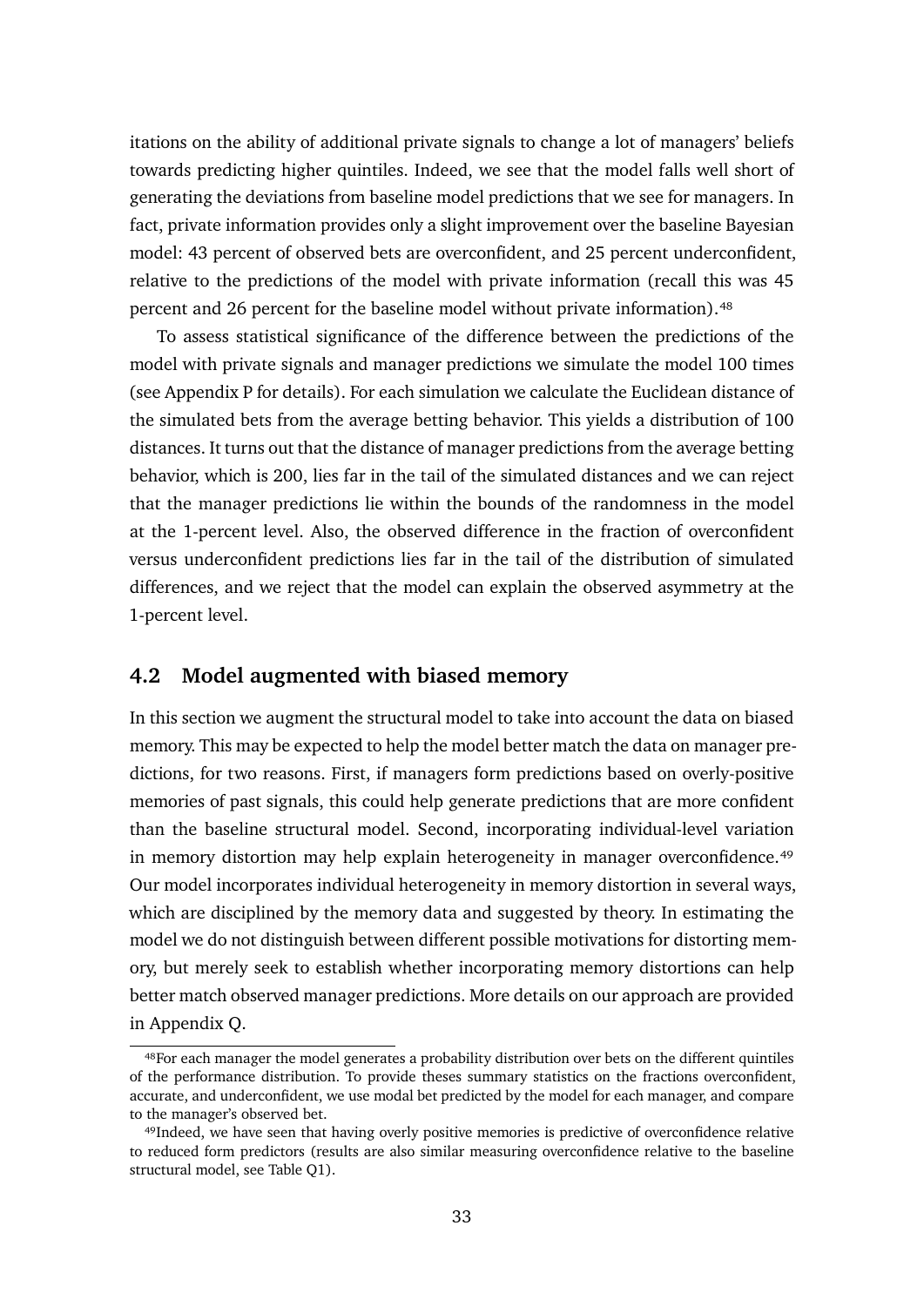itations on the ability of additional private signals to change a lot of managers' beliefs towards predicting higher quintiles. Indeed, we see that the model falls well short of generating the deviations from baseline model predictions that we see for managers. In fact, private information provides only a slight improvement over the baseline Bayesian model: 43 percent of observed bets are overconfident, and 25 percent underconfident, relative to the predictions of the model with private information (recall this was 45 percent and 26 percent for the baseline model without private information).[48]

To assess statistical significance of the difference between the predictions of the model with private signals and manager predictions we simulate the model 100 times (see Appendix P for details). For each simulation we calculate the Euclidean distance of the simulated bets from the average betting behavior. This yields a distribution of 100 distances. It turns out that the distance of manager predictions from the average betting behavior, which is 200, lies far in the tail of the simulated distances and we can reject that the manager predictions lie within the bounds of the randomness in the model at the 1-percent level. Also, the observed difference in the fraction of overconfident versus underconfident predictions lies far in the tail of the distribution of simulated differences, and we reject that the model can explain the observed asymmetry at the 1-percent level.

## 4.2 Model augmented with biased memory

In this section we augment the structural model to take into account the data on biased memory. This may be expected to help the model better match the data on manager predictions, for two reasons. First, if managers form predictions based on overly-positive memories of past signals, this could help generate predictions that are more confident than the baseline structural model. Second, incorporating individual-level variation in memory distortion may help explain heterogeneity in manager overconfidence.[49] Our model incorporates individual heterogeneity in memory distortion in several ways, which are disciplined by the memory data and suggested by theory. In estimating the model we do not distinguish between different possible motivations for distorting memory, but merely seek to establish whether incorporating memory distortions can help better match observed manager predictions. More details on our approach are provided in Appendix Q.

[48] For each manager the model generates a probability distribution over bets on the different quintiles of the performance distribution. To provide theses summary statistics on the fractions overconfident, accurate, and underconfident, we use modal bet predicted by the model for each manager, and compare to the manager's observed bet.

[49] Indeed, we have seen that having overly positive memories is predictive of overconfidence relative to reduced form predictors (results are also similar measuring overconfidence relative to the baseline structural model, see Table Q1).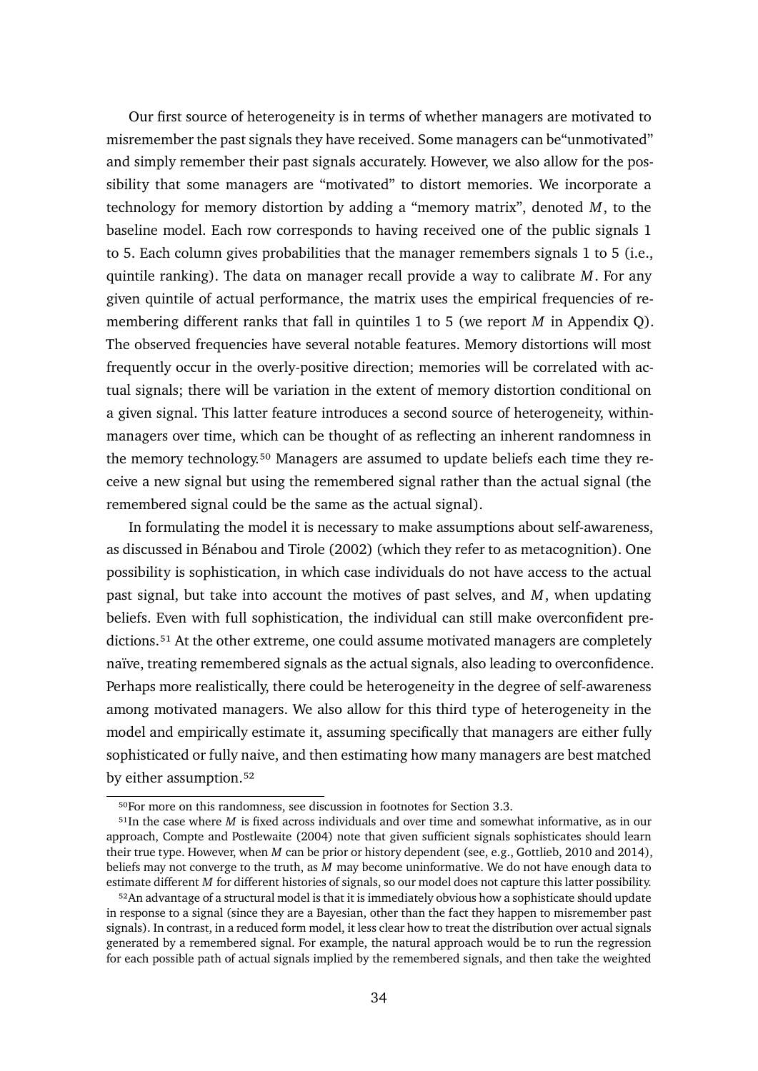Our first source of heterogeneity is in terms of whether managers are motivated to misremember the past signals they have received. Some managers can be"unmotivated" and simply remember their past signals accurately. However, we also allow for the possibility that some managers are "motivated" to distort memories. We incorporate a technology for memory distortion by adding a "memory matrix", denoted $M$, to the baseline model. Each row corresponds to having received one of the public signals 1 to 5. Each column gives probabilities that the manager remembers signals 1 to 5 (i.e., quintile ranking). The data on manager recall provide a way to calibrate $M$. For any given quintile of actual performance, the matrix uses the empirical frequencies of remembering different ranks that fall in quintiles 1 to 5 (we report $M$ in Appendix Q). The observed frequencies have several notable features. Memory distortions will most frequently occur in the overly-positive direction; memories will be correlated with actual signals; there will be variation in the extent of memory distortion conditional on a given signal. This latter feature introduces a second source of heterogeneity, within-managers over time, which can be thought of as reflecting an inherent randomness in the memory technology.[50] Managers are assumed to update beliefs each time they receive a new signal but using the remembered signal rather than the actual signal (the remembered signal could be the same as the actual signal).

In formulating the model it is necessary to make assumptions about self-awareness, as discussed in Bénabou and Tirole (2002) (which they refer to as metacognition). One possibility is sophistication, in which case individuals do not have access to the actual past signal, but take into account the motives of past selves, and $M$, when updating beliefs. Even with full sophistication, the individual can still make overconfident predictions.[51] At the other extreme, one could assume motivated managers are completely naïve, treating remembered signals as the actual signals, also leading to overconfidence. Perhaps more realistically, there could be heterogeneity in the degree of self-awareness among motivated managers. We also allow for this third type of heterogeneity in the model and empirically estimate it, assuming specifically that managers are either fully sophisticated or fully naive, and then estimating how many managers are best matched by either assumption.[52]

[50] For more on this randomness, see discussion in footnotes for Section 3.3.

[51] In the case where $M$ is fixed across individuals and over time and somewhat informative, as in our approach, Compte and Postlewaite (2004) note that given sufficient signals sophisticates should learn their true type. However, when $M$ can be prior or history dependent (see, e.g., Gottlieb, 2010 and 2014), beliefs may not converge to the truth, as $M$ may become uninformative. We do not have enough data to estimate different $M$ for different histories of signals, so our model does not capture this latter possibility.

[52] An advantage of a structural model is that it is immediately obvious how a sophisticate should update in response to a signal (since they are a Bayesian, other than the fact they happen to misremember past signals). In contrast, in a reduced form model, it less clear how to treat the distribution over actual signals generated by a remembered signal. For example, the natural approach would be to run the regression for each possible path of actual signals implied by the remembered signals, and then take the weighted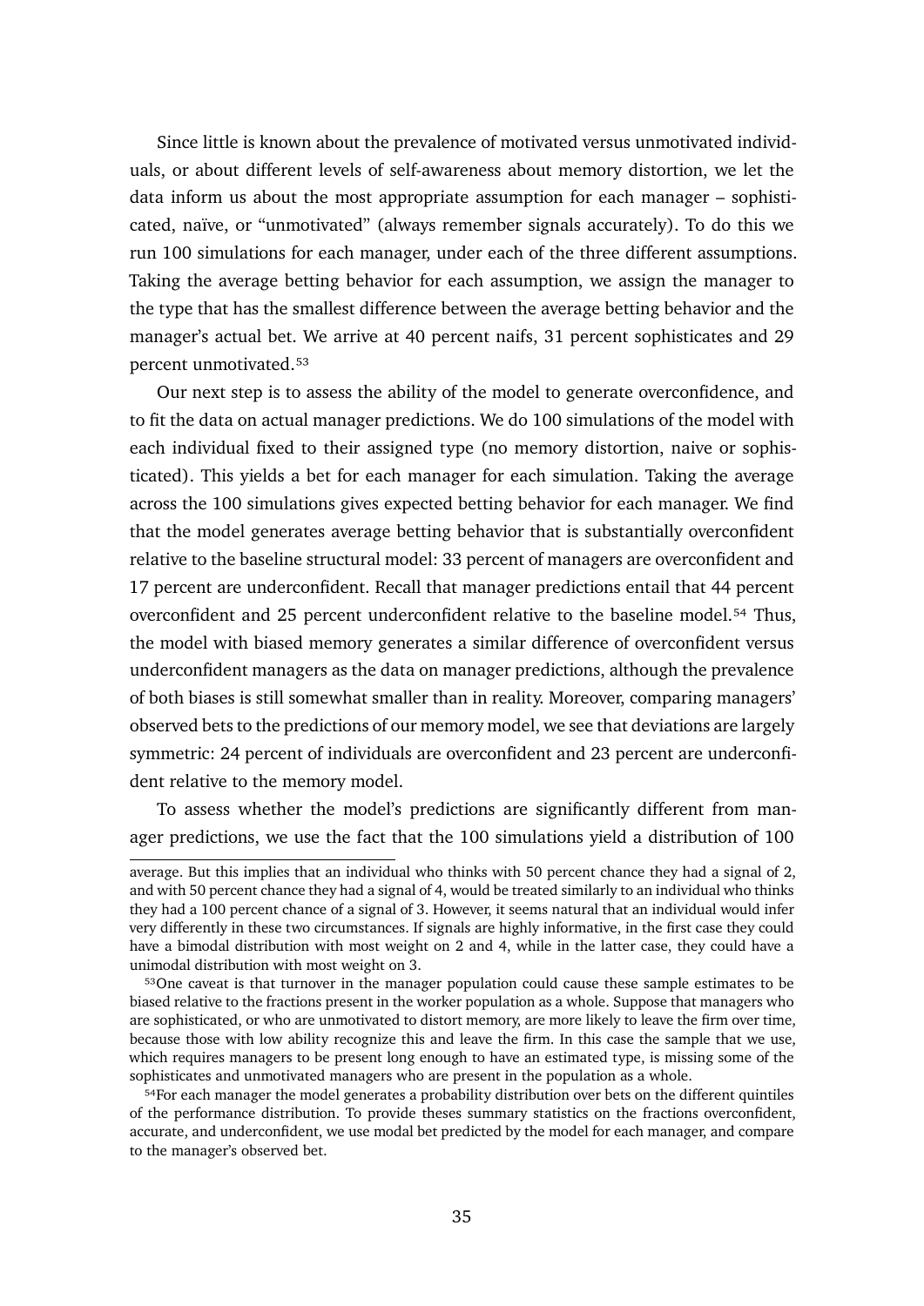Since little is known about the prevalence of motivated versus unmotivated individuals, or about different levels of self-awareness about memory distortion, we let the data inform us about the most appropriate assumption for each manager – sophisticated, naïve, or "unmotivated" (always remember signals accurately). To do this we run 100 simulations for each manager, under each of the three different assumptions. Taking the average betting behavior for each assumption, we assign the manager to the type that has the smallest difference between the average betting behavior and the manager's actual bet. We arrive at 40 percent naifs, 31 percent sophisticates and 29 percent unmotivated.[53]

Our next step is to assess the ability of the model to generate overconfidence, and to fit the data on actual manager predictions. We do 100 simulations of the model with each individual fixed to their assigned type (no memory distortion, naive or sophisticated). This yields a bet for each manager for each simulation. Taking the average across the 100 simulations gives expected betting behavior for each manager. We find that the model generates average betting behavior that is substantially overconfident relative to the baseline structural model: 33 percent of managers are overconfident and 17 percent are underconfident. Recall that manager predictions entail that 44 percent overconfident and 25 percent underconfident relative to the baseline model.[54] Thus, the model with biased memory generates a similar difference of overconfident versus underconfident managers as the data on manager predictions, although the prevalence of both biases is still somewhat smaller than in reality. Moreover, comparing managers' observed bets to the predictions of our memory model, we see that deviations are largely symmetric: 24 percent of individuals are overconfident and 23 percent are underconfident relative to the memory model.

To assess whether the model's predictions are significantly different from manager predictions, we use the fact that the 100 simulations yield a distribution of 100

---

average. But this implies that an individual who thinks with 50 percent chance they had a signal of 2, and with 50 percent chance they had a signal of 4, would be treated similarly to an individual who thinks they had a 100 percent chance of a signal of 3. However, it seems natural that an individual would infer very differently in these two circumstances. If signals are highly informative, in the first case they could have a bimodal distribution with most weight on 2 and 4, while in the latter case, they could have a unimodal distribution with most weight on 3.

[53] One caveat is that turnover in the manager population could cause these sample estimates to be biased relative to the fractions present in the worker population as a whole. Suppose that managers who are sophisticated, or who are unmotivated to distort memory, are more likely to leave the firm over time, because those with low ability recognize this and leave the firm. In this case the sample that we use, which requires managers to be present long enough to have an estimated type, is missing some of the sophisticates and unmotivated managers who are present in the population as a whole.

[54] For each manager the model generates a probability distribution over bets on the different quintiles of the performance distribution. To provide theses summary statistics on the fractions overconfident, accurate, and underconfident, we use modal bet predicted by the model for each manager, and compare to the manager's observed bet.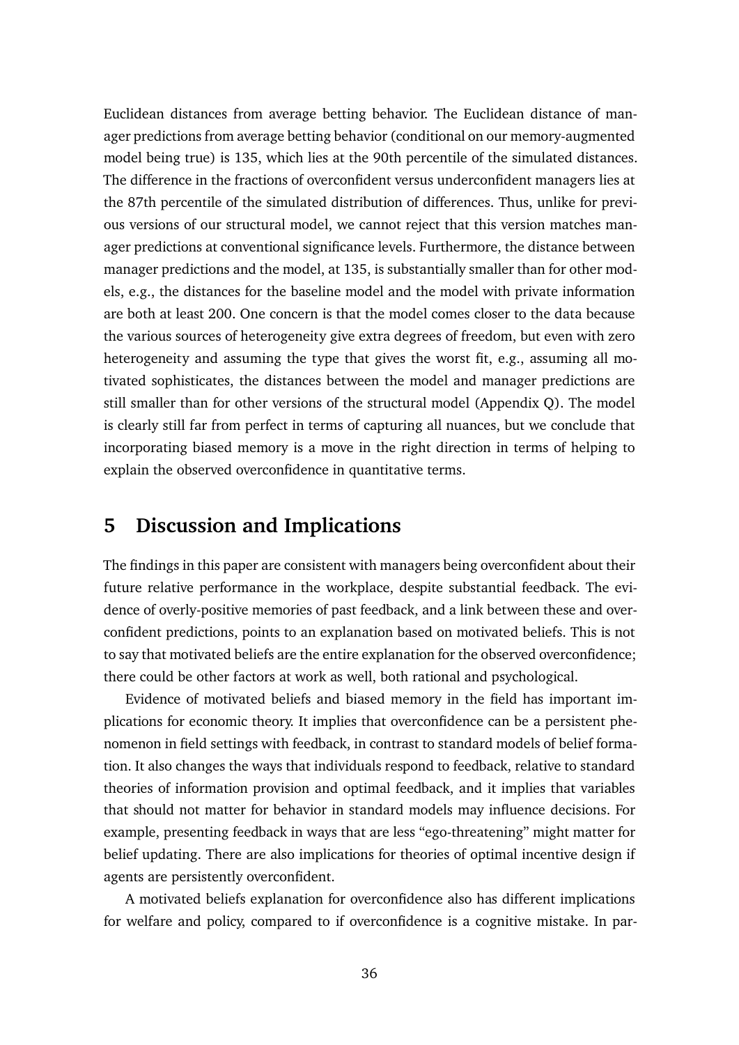Euclidean distances from average betting behavior. The Euclidean distance of manager predictions from average betting behavior (conditional on our memory-augmented model being true) is 135, which lies at the 90th percentile of the simulated distances. The difference in the fractions of overconfident versus underconfident managers lies at the 87th percentile of the simulated distribution of differences. Thus, unlike for previous versions of our structural model, we cannot reject that this version matches manager predictions at conventional significance levels. Furthermore, the distance between manager predictions and the model, at 135, is substantially smaller than for other models, e.g., the distances for the baseline model and the model with private information are both at least 200. One concern is that the model comes closer to the data because the various sources of heterogeneity give extra degrees of freedom, but even with zero heterogeneity and assuming the type that gives the worst fit, e.g., assuming all motivated sophisticates, the distances between the model and manager predictions are still smaller than for other versions of the structural model (Appendix Q). The model is clearly still far from perfect in terms of capturing all nuances, but we conclude that incorporating biased memory is a move in the right direction in terms of helping to explain the observed overconfidence in quantitative terms.

# 5 Discussion and Implications

The findings in this paper are consistent with managers being overconfident about their future relative performance in the workplace, despite substantial feedback. The evidence of overly-positive memories of past feedback, and a link between these and overconfident predictions, points to an explanation based on motivated beliefs. This is not to say that motivated beliefs are the entire explanation for the observed overconfidence; there could be other factors at work as well, both rational and psychological.

Evidence of motivated beliefs and biased memory in the field has important implications for economic theory. It implies that overconfidence can be a persistent phenomenon in field settings with feedback, in contrast to standard models of belief formation. It also changes the ways that individuals respond to feedback, relative to standard theories of information provision and optimal feedback, and it implies that variables that should not matter for behavior in standard models may influence decisions. For example, presenting feedback in ways that are less "ego-threatening" might matter for belief updating. There are also implications for theories of optimal incentive design if agents are persistently overconfident.

A motivated beliefs explanation for overconfidence also has different implications for welfare and policy, compared to if overconfidence is a cognitive mistake. In par-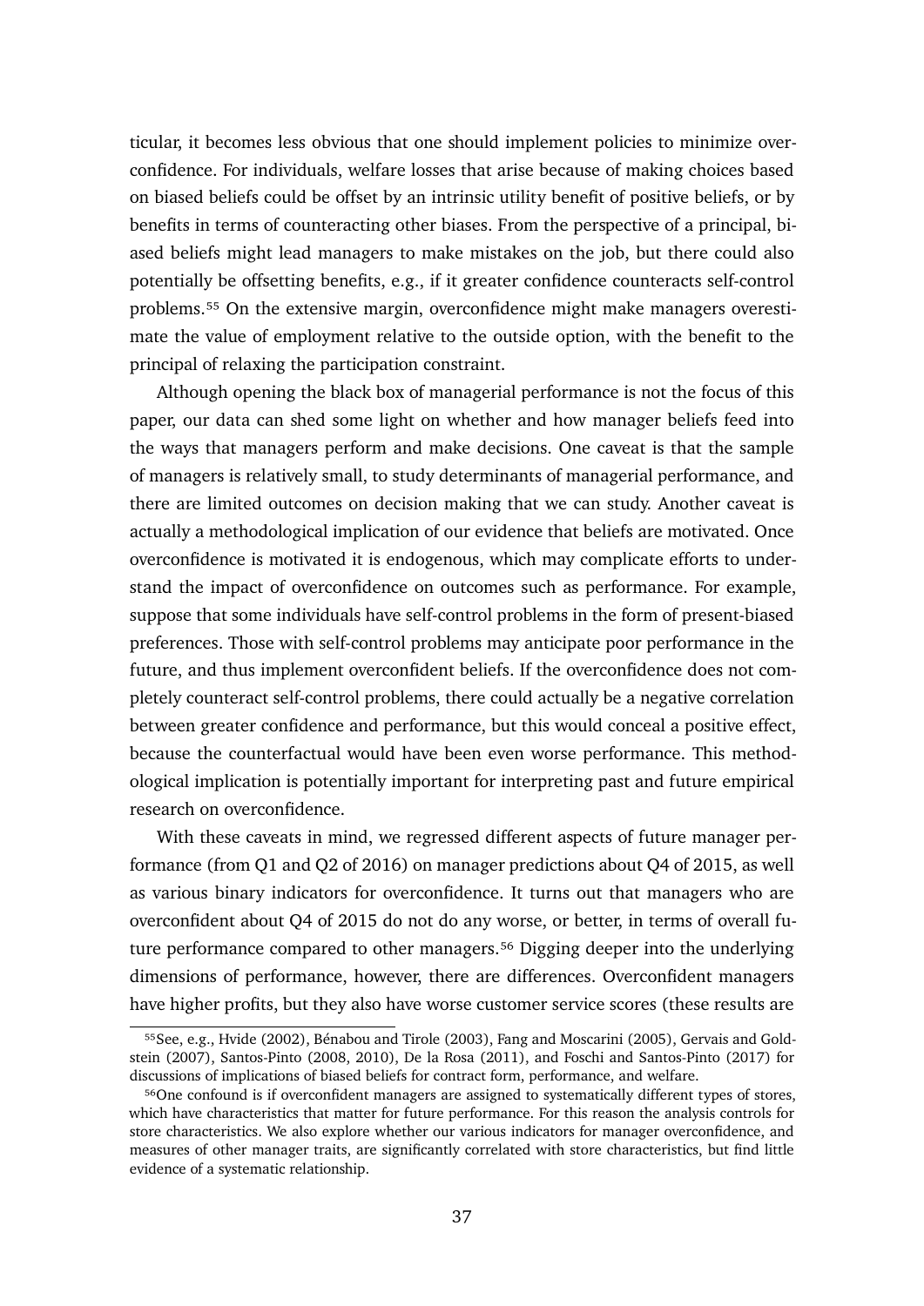ticular, it becomes less obvious that one should implement policies to minimize overconfidence. For individuals, welfare losses that arise because of making choices based on biased beliefs could be offset by an intrinsic utility benefit of positive beliefs, or by benefits in terms of counteracting other biases. From the perspective of a principal, biased beliefs might lead managers to make mistakes on the job, but there could also potentially be offsetting benefits, e.g., if it greater confidence counteracts self-control problems.[55] On the extensive margin, overconfidence might make managers overestimate the value of employment relative to the outside option, with the benefit to the principal of relaxing the participation constraint.

Although opening the black box of managerial performance is not the focus of this paper, our data can shed some light on whether and how manager beliefs feed into the ways that managers perform and make decisions. One caveat is that the sample of managers is relatively small, to study determinants of managerial performance, and there are limited outcomes on decision making that we can study. Another caveat is actually a methodological implication of our evidence that beliefs are motivated. Once overconfidence is motivated it is endogenous, which may complicate efforts to understand the impact of overconfidence on outcomes such as performance. For example, suppose that some individuals have self-control problems in the form of present-biased preferences. Those with self-control problems may anticipate poor performance in the future, and thus implement overconfident beliefs. If the overconfidence does not completely counteract self-control problems, there could actually be a negative correlation between greater confidence and performance, but this would conceal a positive effect, because the counterfactual would have been even worse performance. This methodological implication is potentially important for interpreting past and future empirical research on overconfidence.

With these caveats in mind, we regressed different aspects of future manager performance (from Q1 and Q2 of 2016) on manager predictions about Q4 of 2015, as well as various binary indicators for overconfidence. It turns out that managers who are overconfident about Q4 of 2015 do not do any worse, or better, in terms of overall future performance compared to other managers.[56] Digging deeper into the underlying dimensions of performance, however, there are differences. Overconfident managers have higher profits, but they also have worse customer service scores (these results are

[55]See, e.g., Hvide (2002), Bénabou and Tirole (2003), Fang and Moscarini (2005), Gervais and Goldstein (2007), Santos-Pinto (2008, 2010), De la Rosa (2011), and Foschi and Santos-Pinto (2017) for discussions of implications of biased beliefs for contract form, performance, and welfare.

[56]One confound is if overconfident managers are assigned to systematically different types of stores, which have characteristics that matter for future performance. For this reason the analysis controls for store characteristics. We also explore whether our various indicators for manager overconfidence, and measures of other manager traits, are significantly correlated with store characteristics, but find little evidence of a systematic relationship.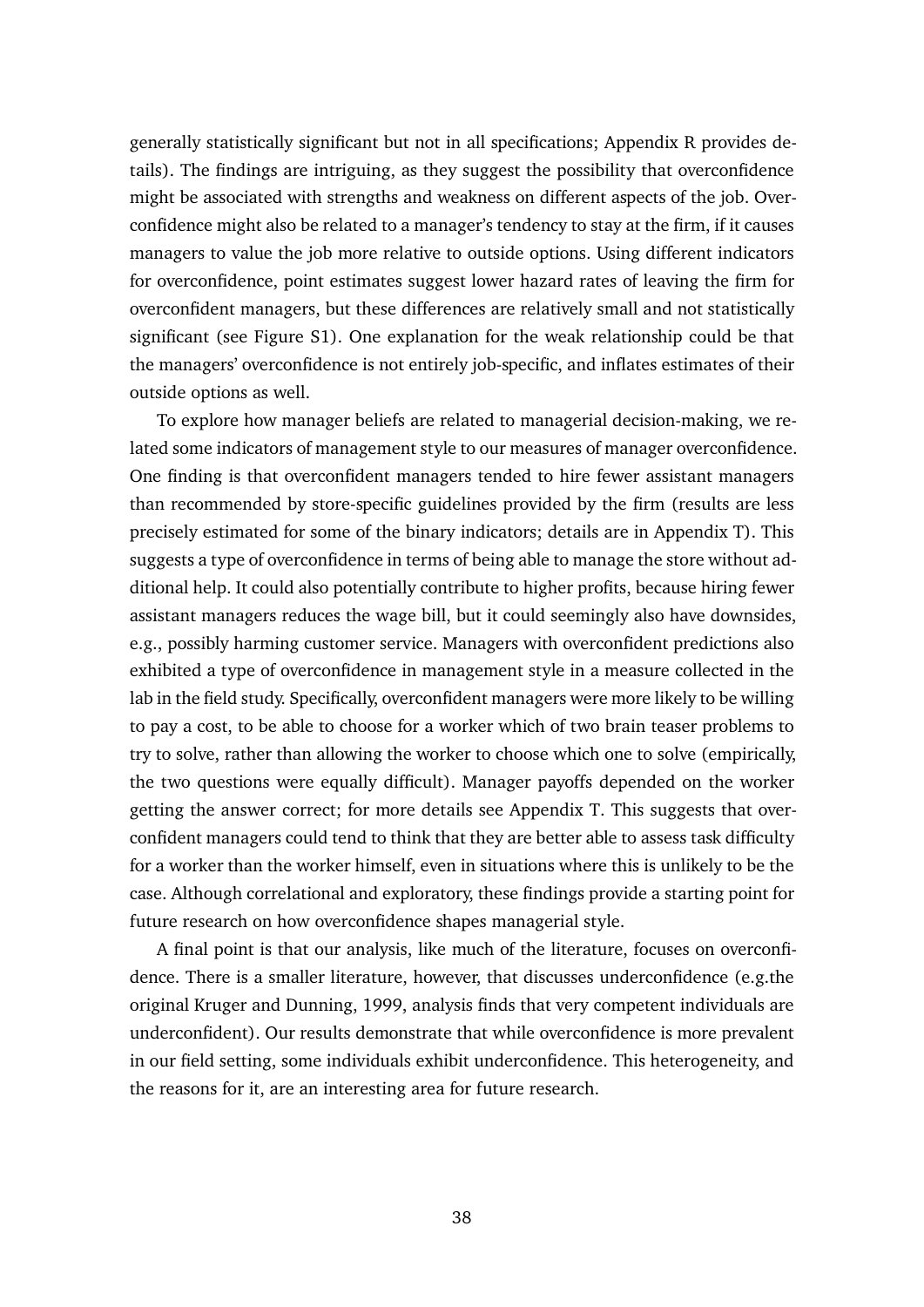generally statistically significant but not in all specifications; Appendix R provides details). The findings are intriguing, as they suggest the possibility that overconfidence might be associated with strengths and weakness on different aspects of the job. Overconfidence might also be related to a manager's tendency to stay at the firm, if it causes managers to value the job more relative to outside options. Using different indicators for overconfidence, point estimates suggest lower hazard rates of leaving the firm for overconfident managers, but these differences are relatively small and not statistically significant (see Figure S1). One explanation for the weak relationship could be that the managers' overconfidence is not entirely job-specific, and inflates estimates of their outside options as well.

To explore how manager beliefs are related to managerial decision-making, we related some indicators of management style to our measures of manager overconfidence. One finding is that overconfident managers tended to hire fewer assistant managers than recommended by store-specific guidelines provided by the firm (results are less precisely estimated for some of the binary indicators; details are in Appendix T). This suggests a type of overconfidence in terms of being able to manage the store without additional help. It could also potentially contribute to higher profits, because hiring fewer assistant managers reduces the wage bill, but it could seemingly also have downsides, e.g., possibly harming customer service. Managers with overconfident predictions also exhibited a type of overconfidence in management style in a measure collected in the lab in the field study. Specifically, overconfident managers were more likely to be willing to pay a cost, to be able to choose for a worker which of two brain teaser problems to try to solve, rather than allowing the worker to choose which one to solve (empirically, the two questions were equally difficult). Manager payoffs depended on the worker getting the answer correct; for more details see Appendix T. This suggests that overconfident managers could tend to think that they are better able to assess task difficulty for a worker than the worker himself, even in situations where this is unlikely to be the case. Although correlational and exploratory, these findings provide a starting point for future research on how overconfidence shapes managerial style.

A final point is that our analysis, like much of the literature, focuses on overconfidence. There is a smaller literature, however, that discusses underconfidence (e.g.the original Kruger and Dunning, 1999, analysis finds that very competent individuals are underconfident). Our results demonstrate that while overconfidence is more prevalent in our field setting, some individuals exhibit underconfidence. This heterogeneity, and the reasons for it, are an interesting area for future research.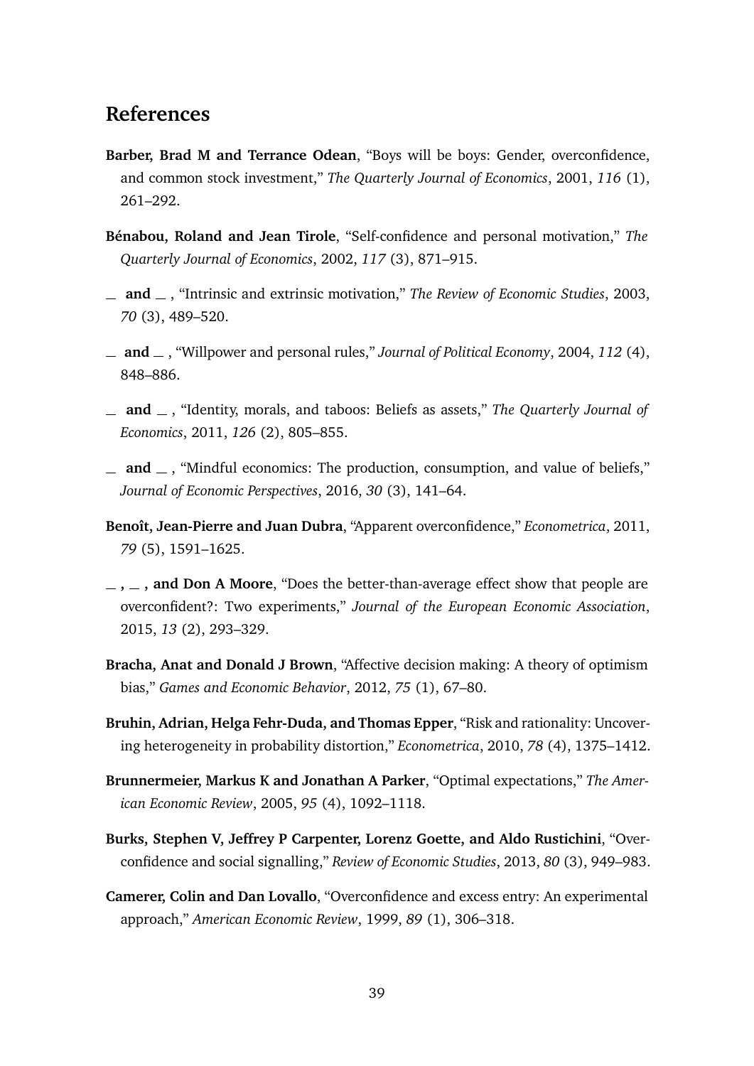## References

**Barber, Brad M and Terrance Odean**, "Boys will be boys: Gender, overconfidence, and common stock investment," *The Quarterly Journal of Economics*, 2001, *116* (1), 261–292.

**Bénabou, Roland and Jean Tirole**, "Self-confidence and personal motivation," *The Quarterly Journal of Economics*, 2002, *117* (3), 871–915.

**\_ and \_** , "Intrinsic and extrinsic motivation," *The Review of Economic Studies*, 2003, *70* (3), 489–520.

**\_ and \_** , "Willpower and personal rules," *Journal of Political Economy*, 2004, *112* (4), 848–886.

**\_ and \_** , "Identity, morals, and taboos: Beliefs as assets," *The Quarterly Journal of Economics*, 2011, *126* (2), 805–855.

**\_ and \_** , "Mindful economics: The production, consumption, and value of beliefs," *Journal of Economic Perspectives*, 2016, *30* (3), 141–64.

**Benoît, Jean-Pierre and Juan Dubra**, "Apparent overconfidence," *Econometrica*, 2011, *79* (5), 1591–1625.

**\_ , \_ , and Don A Moore**, "Does the better-than-average effect show that people are overconfident?: Two experiments," *Journal of the European Economic Association*, 2015, *13* (2), 293–329.

**Bracha, Anat and Donald J Brown**, "Affective decision making: A theory of optimism bias," *Games and Economic Behavior*, 2012, *75* (1), 67–80.

**Bruhin, Adrian, Helga Fehr-Duda, and Thomas Epper**, "Risk and rationality: Uncovering heterogeneity in probability distortion," *Econometrica*, 2010, *78* (4), 1375–1412.

**Brunnermeier, Markus K and Jonathan A Parker**, "Optimal expectations," *The American Economic Review*, 2005, *95* (4), 1092–1118.

**Burks, Stephen V, Jeffrey P Carpenter, Lorenz Goette, and Aldo Rustichini**, "Overconfidence and social signalling," *Review of Economic Studies*, 2013, *80* (3), 949–983.

**Camerer, Colin and Dan Lovallo**, "Overconfidence and excess entry: An experimental approach," *American Economic Review*, 1999, *89* (1), 306–318.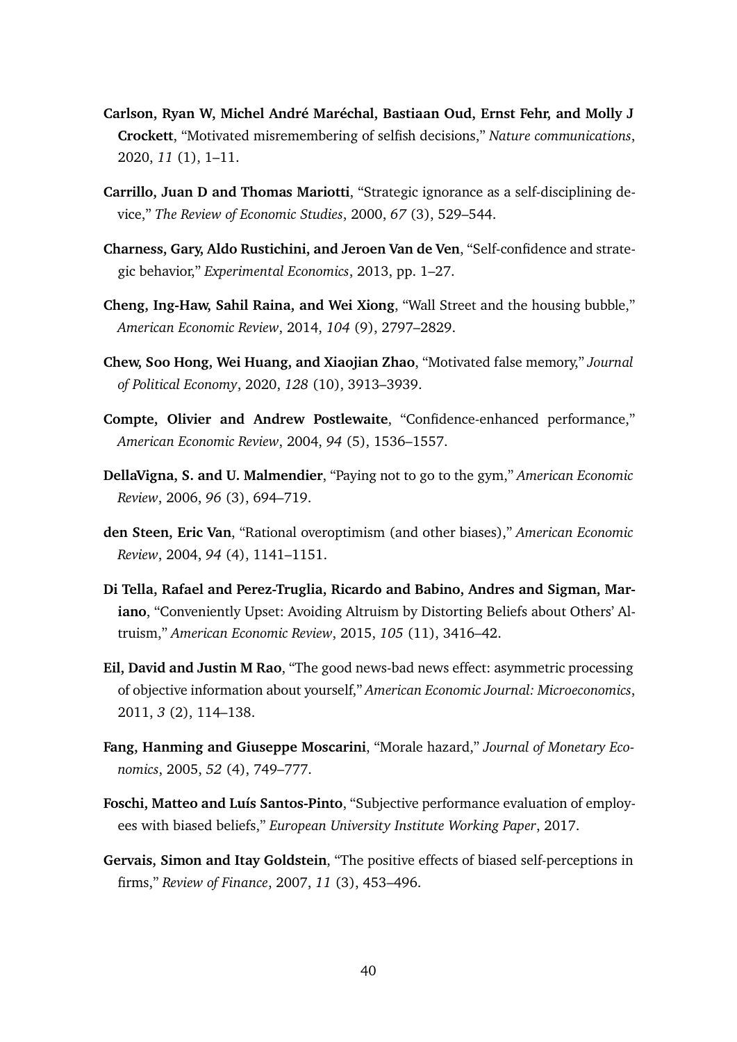**Carlson, Ryan W, Michel André Maréchal, Bastiaan Oud, Ernst Fehr, and Molly J Crockett**, "Motivated misremembering of selfish decisions," *Nature communications*, 2020, *11* (1), 1–11.

**Carrillo, Juan D and Thomas Mariotti**, "Strategic ignorance as a self-disciplining device," *The Review of Economic Studies*, 2000, *67* (3), 529–544.

**Charness, Gary, Aldo Rustichini, and Jeroen Van de Ven**, "Self-confidence and strategic behavior," *Experimental Economics*, 2013, pp. 1–27.

**Cheng, Ing-Haw, Sahil Raina, and Wei Xiong**, "Wall Street and the housing bubble," *American Economic Review*, 2014, *104* (9), 2797–2829.

**Chew, Soo Hong, Wei Huang, and Xiaojian Zhao**, "Motivated false memory," *Journal of Political Economy*, 2020, *128* (10), 3913–3939.

**Compte, Olivier and Andrew Postlewaite**, "Confidence-enhanced performance," *American Economic Review*, 2004, *94* (5), 1536–1557.

**DellaVigna, S. and U. Malmendier**, "Paying not to go to the gym," *American Economic Review*, 2006, *96* (3), 694–719.

**den Steen, Eric Van**, "Rational overoptimism (and other biases)," *American Economic Review*, 2004, *94* (4), 1141–1151.

**Di Tella, Rafael and Perez-Truglia, Ricardo and Babino, Andres and Sigman, Mariano**, "Conveniently Upset: Avoiding Altruism by Distorting Beliefs about Others' Altruism," *American Economic Review*, 2015, *105* (11), 3416–42.

**Eil, David and Justin M Rao**, "The good news-bad news effect: asymmetric processing of objective information about yourself," *American Economic Journal: Microeconomics*, 2011, *3* (2), 114–138.

**Fang, Hanming and Giuseppe Moscarini**, "Morale hazard," *Journal of Monetary Economics*, 2005, *52* (4), 749–777.

**Foschi, Matteo and Luís Santos-Pinto**, "Subjective performance evaluation of employees with biased beliefs," *European University Institute Working Paper*, 2017.

**Gervais, Simon and Itay Goldstein**, "The positive effects of biased self-perceptions in firms," *Review of Finance*, 2007, *11* (3), 453–496.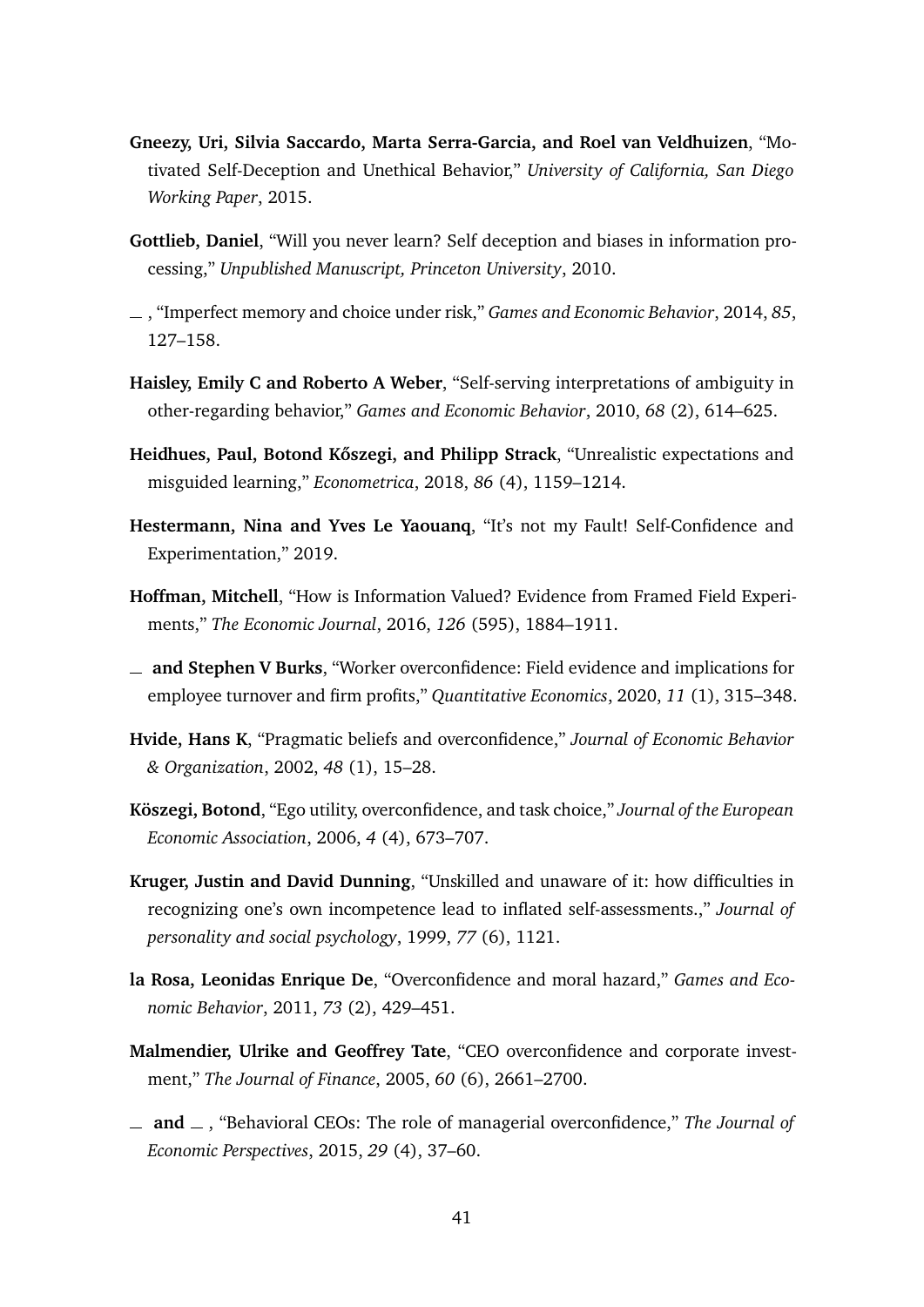**Gneezy, Uri, Silvia Saccardo, Marta Serra-Garcia, and Roel van Veldhuizen**, "Motivated Self-Deception and Unethical Behavior," *University of California, San Diego Working Paper*, 2015.

**Gottlieb, Daniel**, "Will you never learn? Self deception and biases in information processing," *Unpublished Manuscript, Princeton University*, 2010.

_ , "Imperfect memory and choice under risk," *Games and Economic Behavior*, 2014, *85*, 127–158.

**Haisley, Emily C and Roberto A Weber**, "Self-serving interpretations of ambiguity in other-regarding behavior," *Games and Economic Behavior*, 2010, *68* (2), 614–625.

**Heidhues, Paul, Botond Kőszegi, and Philipp Strack**, "Unrealistic expectations and misguided learning," *Econometrica*, 2018, *86* (4), 1159–1214.

**Hestermann, Nina and Yves Le Yaouanq**, "It's not my Fault! Self-Confidence and Experimentation," 2019.

**Hoffman, Mitchell**, "How is Information Valued? Evidence from Framed Field Experiments," *The Economic Journal*, 2016, *126* (595), 1884–1911.

_ **and Stephen V Burks**, "Worker overconfidence: Field evidence and implications for employee turnover and firm profits," *Quantitative Economics*, 2020, *11* (1), 315–348.

**Hvide, Hans K**, "Pragmatic beliefs and overconfidence," *Journal of Economic Behavior & Organization*, 2002, *48* (1), 15–28.

**Köszegi, Botond**, "Ego utility, overconfidence, and task choice," *Journal of the European Economic Association*, 2006, *4* (4), 673–707.

**Kruger, Justin and David Dunning**, "Unskilled and unaware of it: how difficulties in recognizing one's own incompetence lead to inflated self-assessments.," *Journal of personality and social psychology*, 1999, *77* (6), 1121.

**la Rosa, Leonidas Enrique De**, "Overconfidence and moral hazard," *Games and Economic Behavior*, 2011, *73* (2), 429–451.

**Malmendier, Ulrike and Geoffrey Tate**, "CEO overconfidence and corporate investment," *The Journal of Finance*, 2005, *60* (6), 2661–2700.

_ **and** _ , "Behavioral CEOs: The role of managerial overconfidence," *The Journal of Economic Perspectives*, 2015, *29* (4), 37–60.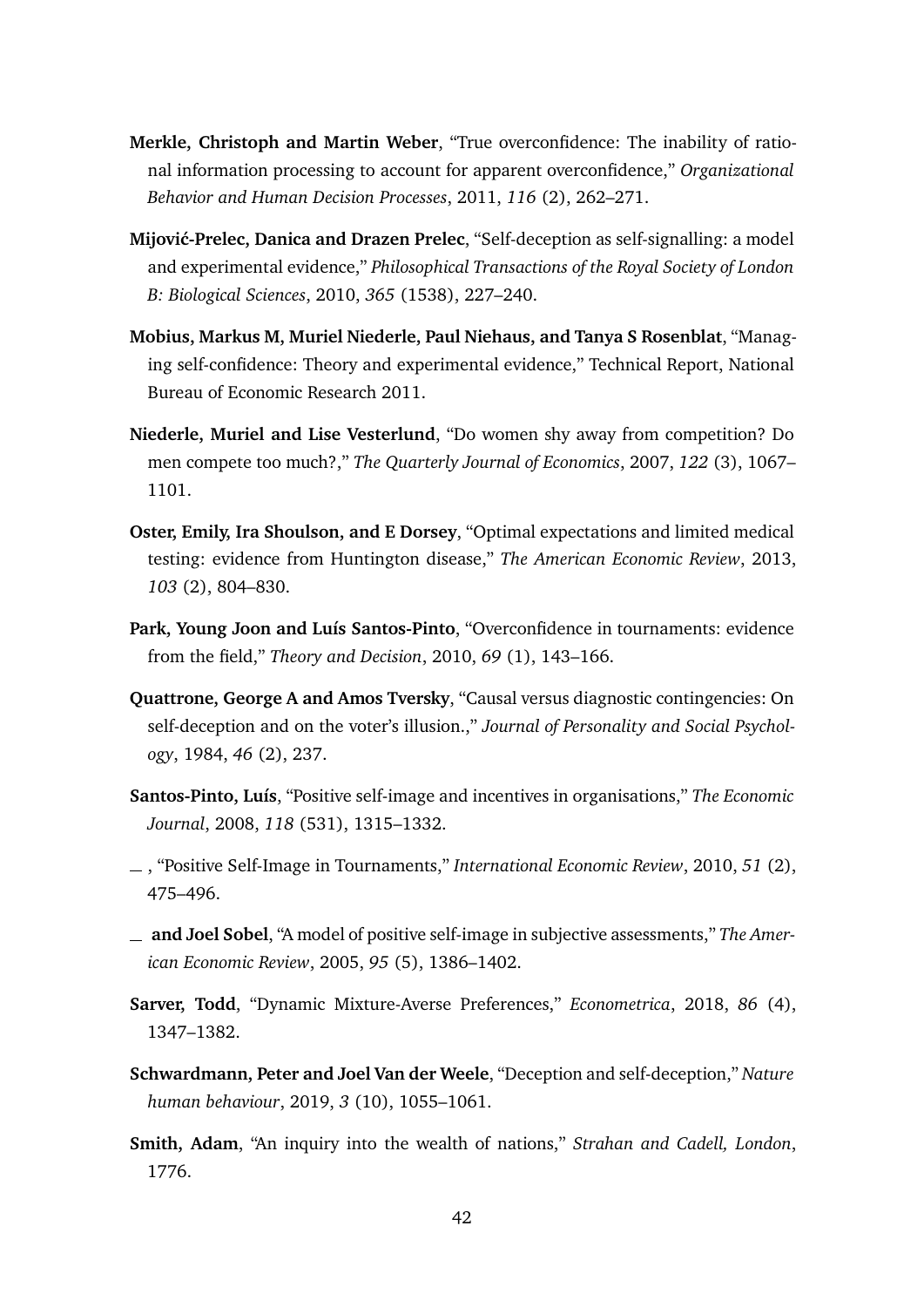**Merkle, Christoph and Martin Weber**, "True overconfidence: The inability of rational information processing to account for apparent overconfidence," *Organizational Behavior and Human Decision Processes*, 2011, *116* (2), 262–271.

**Mijović-Prelec, Danica and Drazen Prelec**, "Self-deception as self-signalling: a model and experimental evidence," *Philosophical Transactions of the Royal Society of London B: Biological Sciences*, 2010, *365* (1538), 227–240.

**Mobius, Markus M, Muriel Niederle, Paul Niehaus, and Tanya S Rosenblat**, "Managing self-confidence: Theory and experimental evidence," Technical Report, National Bureau of Economic Research 2011.

**Niederle, Muriel and Lise Vesterlund**, "Do women shy away from competition? Do men compete too much?," *The Quarterly Journal of Economics*, 2007, *122* (3), 1067–1101.

**Oster, Emily, Ira Shoulson, and E Dorsey**, "Optimal expectations and limited medical testing: evidence from Huntington disease," *The American Economic Review*, 2013, *103* (2), 804–830.

**Park, Young Joon and Luís Santos-Pinto**, "Overconfidence in tournaments: evidence from the field," *Theory and Decision*, 2010, *69* (1), 143–166.

**Quattrone, George A and Amos Tversky**, "Causal versus diagnostic contingencies: On self-deception and on the voter's illusion.," *Journal of Personality and Social Psychology*, 1984, *46* (2), 237.

**Santos-Pinto, Luís**, "Positive self-image and incentives in organisations," *The Economic Journal*, 2008, *118* (531), 1315–1332.

_ , "Positive Self-Image in Tournaments," *International Economic Review*, 2010, *51* (2), 475–496.

_ **and Joel Sobel**, "A model of positive self-image in subjective assessments," *The American Economic Review*, 2005, *95* (5), 1386–1402.

**Sarver, Todd**, "Dynamic Mixture-Averse Preferences," *Econometrica*, 2018, *86* (4), 1347–1382.

**Schwardmann, Peter and Joel Van der Weele**, "Deception and self-deception," *Nature human behaviour*, 2019, *3* (10), 1055–1061.

**Smith, Adam**, "An inquiry into the wealth of nations," *Strahan and Cadell, London*, 1776.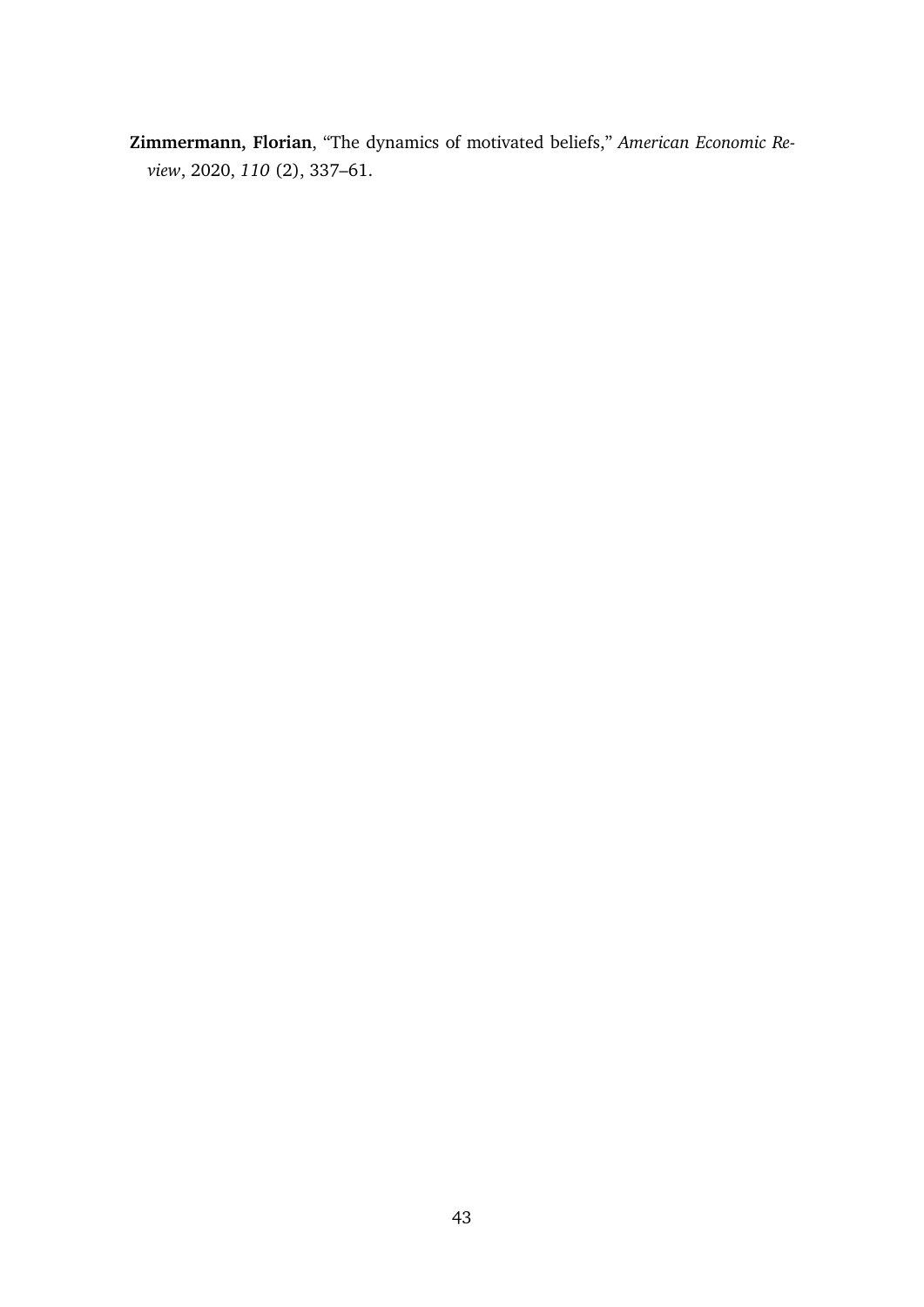**Zimmermann, Florian**, "The dynamics of motivated beliefs," *American Economic Review*, 2020, *110* (2), 337–61.